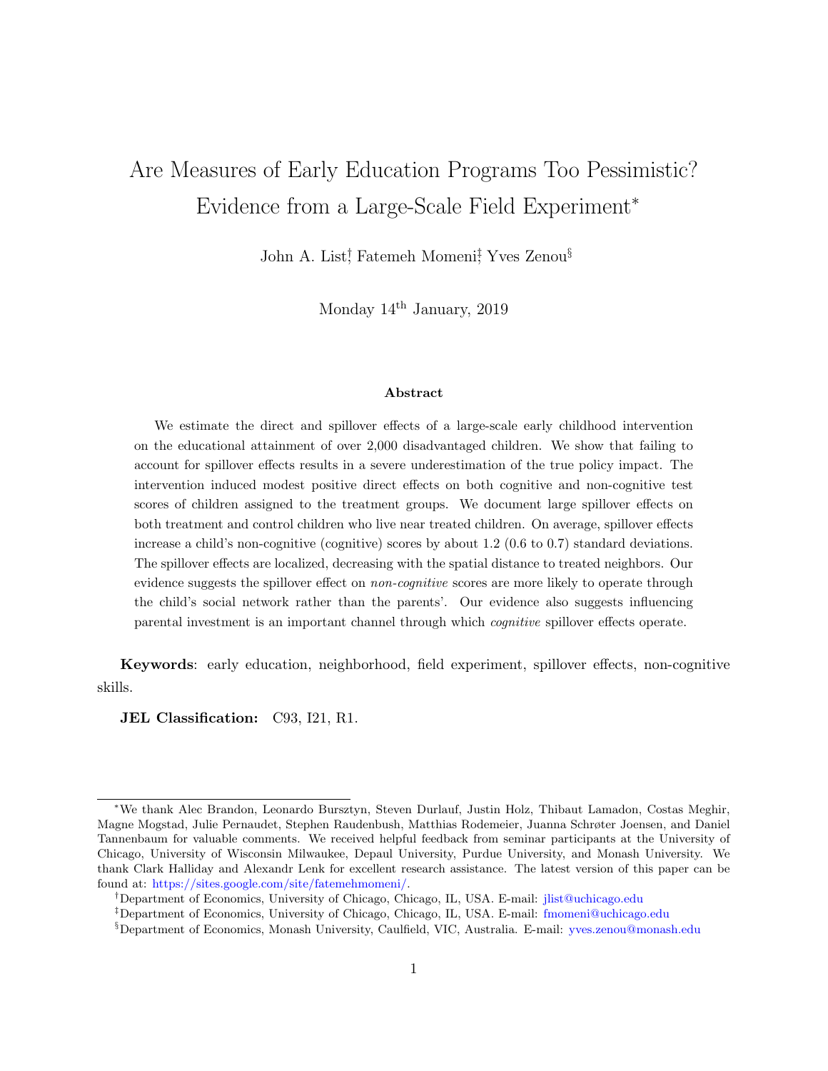# Are Measures of Early Education Programs Too Pessimistic? Evidence from a Large-Scale Field Experiment[*]

John A. List[†], Fatemeh Momeni[‡], Yves Zenou[§]

Monday 14th January, 2019

### Abstract

We estimate the direct and spillover effects of a large-scale early childhood intervention on the educational attainment of over 2,000 disadvantaged children. We show that failing to account for spillover effects results in a severe underestimation of the true policy impact. The intervention induced modest positive direct effects on both cognitive and non-cognitive test scores of children assigned to the treatment groups. We document large spillover effects on both treatment and control children who live near treated children. On average, spillover effects increase a child's non-cognitive (cognitive) scores by about 1.2 (0.6 to 0.7) standard deviations. The spillover effects are localized, decreasing with the spatial distance to treated neighbors. Our evidence suggests the spillover effect on *non-cognitive* scores are more likely to operate through the child's social network rather than the parents'. Our evidence also suggests influencing parental investment is an important channel through which *cognitive* spillover effects operate.

**Keywords**: early education, neighborhood, field experiment, spillover effects, non-cognitive skills.

**JEL Classification:** C93, I21, R1.

---

[*]We thank Alec Brandon, Leonardo Bursztyn, Steven Durlauf, Justin Holz, Thibaut Lamadon, Costas Meghir, Magne Mogstad, Julie Pernaudet, Stephen Raudenbush, Matthias Rodemeier, Juanna Schrøter Joensen, and Daniel Tannenbaum for valuable comments. We received helpful feedback from seminar participants at the University of Chicago, University of Wisconsin Milwaukee, Depaul University, Purdue University, and Monash University. We thank Clark Halliday and Alexandr Lenk for excellent research assistance. The latest version of this paper can be found at: https://sites.google.com/site/fatemehmomeni/.

[†]Department of Economics, University of Chicago, Chicago, IL, USA. E-mail: jlist@uchicago.edu

[‡]Department of Economics, University of Chicago, Chicago, IL, USA. E-mail: fmomeni@uchicago.edu

[§]Department of Economics, Monash University, Caulfield, VIC, Australia. E-mail: yves.zenou@monash.edu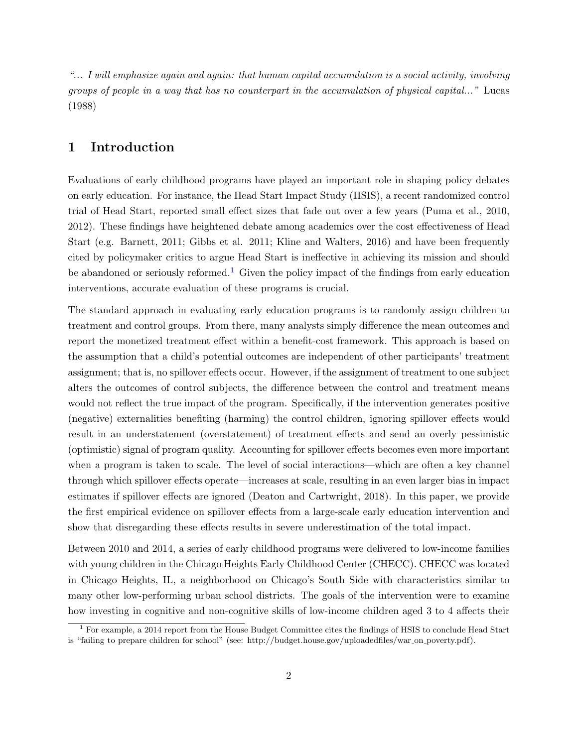*"... I will emphasize again and again: that human capital accumulation is a social activity, involving groups of people in a way that has no counterpart in the accumulation of physical capital..."* Lucas (1988)

## 1 Introduction

Evaluations of early childhood programs have played an important role in shaping policy debates on early education. For instance, the Head Start Impact Study (HSIS), a recent randomized control trial of Head Start, reported small effect sizes that fade out over a few years (Puma et al., 2010, 2012). These findings have heightened debate among academics over the cost effectiveness of Head Start (e.g. Barnett, 2011; Gibbs et al. 2011; Kline and Walters, 2016) and have been frequently cited by policymaker critics to argue Head Start is ineffective in achieving its mission and should be abandoned or seriously reformed.[1] Given the policy impact of the findings from early education interventions, accurate evaluation of these programs is crucial.

The standard approach in evaluating early education programs is to randomly assign children to treatment and control groups. From there, many analysts simply difference the mean outcomes and report the monetized treatment effect within a benefit-cost framework. This approach is based on the assumption that a child's potential outcomes are independent of other participants' treatment assignment; that is, no spillover effects occur. However, if the assignment of treatment to one subject alters the outcomes of control subjects, the difference between the control and treatment means would not reflect the true impact of the program. Specifically, if the intervention generates positive (negative) externalities benefiting (harming) the control children, ignoring spillover effects would result in an understatement (overstatement) of treatment effects and send an overly pessimistic (optimistic) signal of program quality. Accounting for spillover effects becomes even more important when a program is taken to scale. The level of social interactions—which are often a key channel through which spillover effects operate—increases at scale, resulting in an even larger bias in impact estimates if spillover effects are ignored (Deaton and Cartwright, 2018). In this paper, we provide the first empirical evidence on spillover effects from a large-scale early education intervention and show that disregarding these effects results in severe underestimation of the total impact.

Between 2010 and 2014, a series of early childhood programs were delivered to low-income families with young children in the Chicago Heights Early Childhood Center (CHECC). CHECC was located in Chicago Heights, IL, a neighborhood on Chicago's South Side with characteristics similar to many other low-performing urban school districts. The goals of the intervention were to examine how investing in cognitive and non-cognitive skills of low-income children aged 3 to 4 affects their

[1] For example, a 2014 report from the House Budget Committee cites the findings of HSIS to conclude Head Start is "failing to prepare children for school" (see: http://budget.house.gov/uploadedfiles/war_on_poverty.pdf).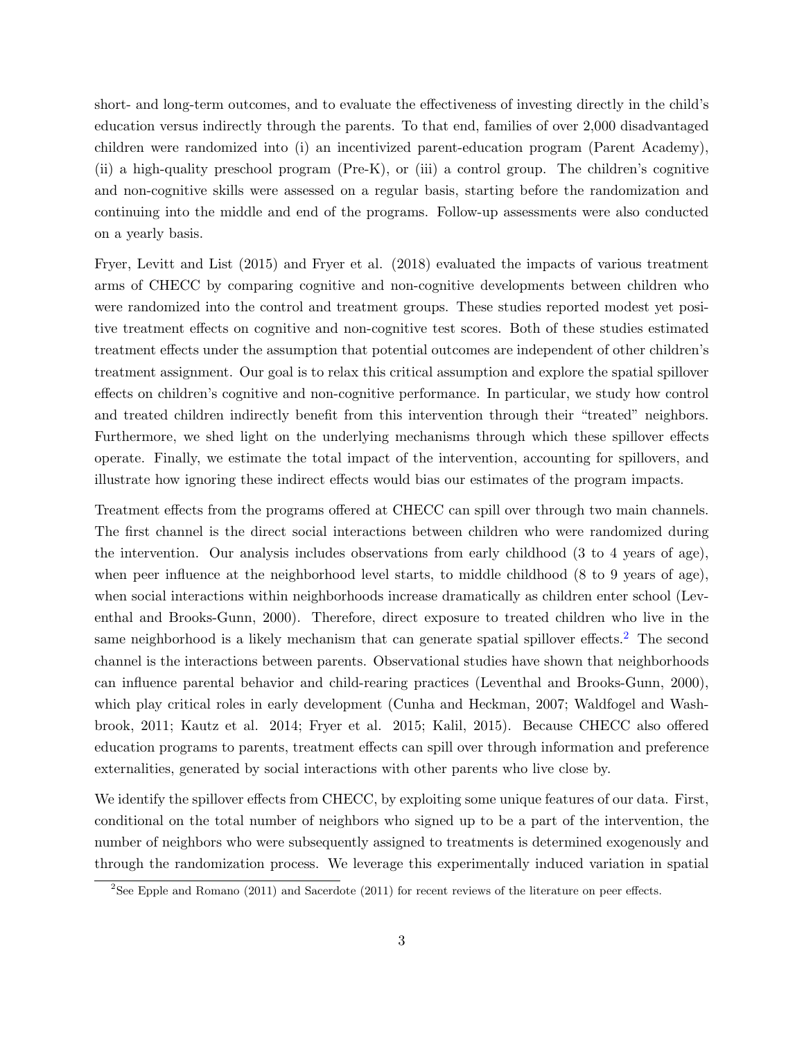short- and long-term outcomes, and to evaluate the effectiveness of investing directly in the child's education versus indirectly through the parents. To that end, families of over 2,000 disadvantaged children were randomized into (i) an incentivized parent-education program (Parent Academy), (ii) a high-quality preschool program (Pre-K), or (iii) a control group. The children's cognitive and non-cognitive skills were assessed on a regular basis, starting before the randomization and continuing into the middle and end of the programs. Follow-up assessments were also conducted on a yearly basis.

Fryer, Levitt and List (2015) and Fryer et al. (2018) evaluated the impacts of various treatment arms of CHECC by comparing cognitive and non-cognitive developments between children who were randomized into the control and treatment groups. These studies reported modest yet positive treatment effects on cognitive and non-cognitive test scores. Both of these studies estimated treatment effects under the assumption that potential outcomes are independent of other children's treatment assignment. Our goal is to relax this critical assumption and explore the spatial spillover effects on children's cognitive and non-cognitive performance. In particular, we study how control and treated children indirectly benefit from this intervention through their "treated" neighbors. Furthermore, we shed light on the underlying mechanisms through which these spillover effects operate. Finally, we estimate the total impact of the intervention, accounting for spillovers, and illustrate how ignoring these indirect effects would bias our estimates of the program impacts.

Treatment effects from the programs offered at CHECC can spill over through two main channels. The first channel is the direct social interactions between children who were randomized during the intervention. Our analysis includes observations from early childhood (3 to 4 years of age), when peer influence at the neighborhood level starts, to middle childhood (8 to 9 years of age), when social interactions within neighborhoods increase dramatically as children enter school (Leventhal and Brooks-Gunn, 2000). Therefore, direct exposure to treated children who live in the same neighborhood is a likely mechanism that can generate spatial spillover effects.[2] The second channel is the interactions between parents. Observational studies have shown that neighborhoods can influence parental behavior and child-rearing practices (Leventhal and Brooks-Gunn, 2000), which play critical roles in early development (Cunha and Heckman, 2007; Waldfogel and Washbrook, 2011; Kautz et al. 2014; Fryer et al. 2015; Kalil, 2015). Because CHECC also offered education programs to parents, treatment effects can spill over through information and preference externalities, generated by social interactions with other parents who live close by.

We identify the spillover effects from CHECC, by exploiting some unique features of our data. First, conditional on the total number of neighbors who signed up to be a part of the intervention, the number of neighbors who were subsequently assigned to treatments is determined exogenously and through the randomization process. We leverage this experimentally induced variation in spatial

[2] See Epple and Romano (2011) and Sacerdote (2011) for recent reviews of the literature on peer effects.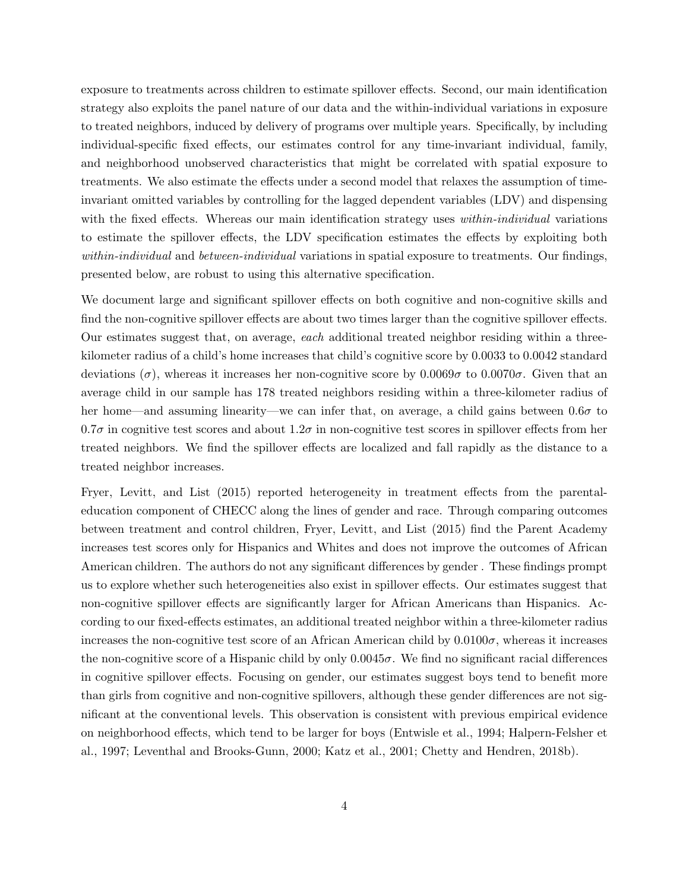exposure to treatments across children to estimate spillover effects. Second, our main identification strategy also exploits the panel nature of our data and the within-individual variations in exposure to treated neighbors, induced by delivery of programs over multiple years. Specifically, by including individual-specific fixed effects, our estimates control for any time-invariant individual, family, and neighborhood unobserved characteristics that might be correlated with spatial exposure to treatments. We also estimate the effects under a second model that relaxes the assumption of time-invariant omitted variables by controlling for the lagged dependent variables (LDV) and dispensing with the fixed effects. Whereas our main identification strategy uses *within-individual* variations to estimate the spillover effects, the LDV specification estimates the effects by exploiting both *within-individual* and *between-individual* variations in spatial exposure to treatments. Our findings, presented below, are robust to using this alternative specification.

We document large and significant spillover effects on both cognitive and non-cognitive skills and find the non-cognitive spillover effects are about two times larger than the cognitive spillover effects. Our estimates suggest that, on average, *each* additional treated neighbor residing within a three-kilometer radius of a child's home increases that child's cognitive score by 0.0033 to 0.0042 standard deviations ($\sigma$), whereas it increases her non-cognitive score by $0.0069\sigma$ to $0.0070\sigma$. Given that an average child in our sample has 178 treated neighbors residing within a three-kilometer radius of her home—and assuming linearity—we can infer that, on average, a child gains between $0.6\sigma$ to $0.7\sigma$ in cognitive test scores and about $1.2\sigma$ in non-cognitive test scores in spillover effects from her treated neighbors. We find the spillover effects are localized and fall rapidly as the distance to a treated neighbor increases.

Fryer, Levitt, and List (2015) reported heterogeneity in treatment effects from the parental-education component of CHECC along the lines of gender and race. Through comparing outcomes between treatment and control children, Fryer, Levitt, and List (2015) find the Parent Academy increases test scores only for Hispanics and Whites and does not improve the outcomes of African American children. The authors do not any significant differences by gender . These findings prompt us to explore whether such heterogeneities also exist in spillover effects. Our estimates suggest that non-cognitive spillover effects are significantly larger for African Americans than Hispanics. According to our fixed-effects estimates, an additional treated neighbor within a three-kilometer radius increases the non-cognitive test score of an African American child by $0.0100\sigma$, whereas it increases the non-cognitive score of a Hispanic child by only $0.0045\sigma$. We find no significant racial differences in cognitive spillover effects. Focusing on gender, our estimates suggest boys tend to benefit more than girls from cognitive and non-cognitive spillovers, although these gender differences are not significant at the conventional levels. This observation is consistent with previous empirical evidence on neighborhood effects, which tend to be larger for boys (Entwisle et al., 1994; Halpern-Felsher et al., 1997; Leventhal and Brooks-Gunn, 2000; Katz et al., 2001; Chetty and Hendren, 2018b).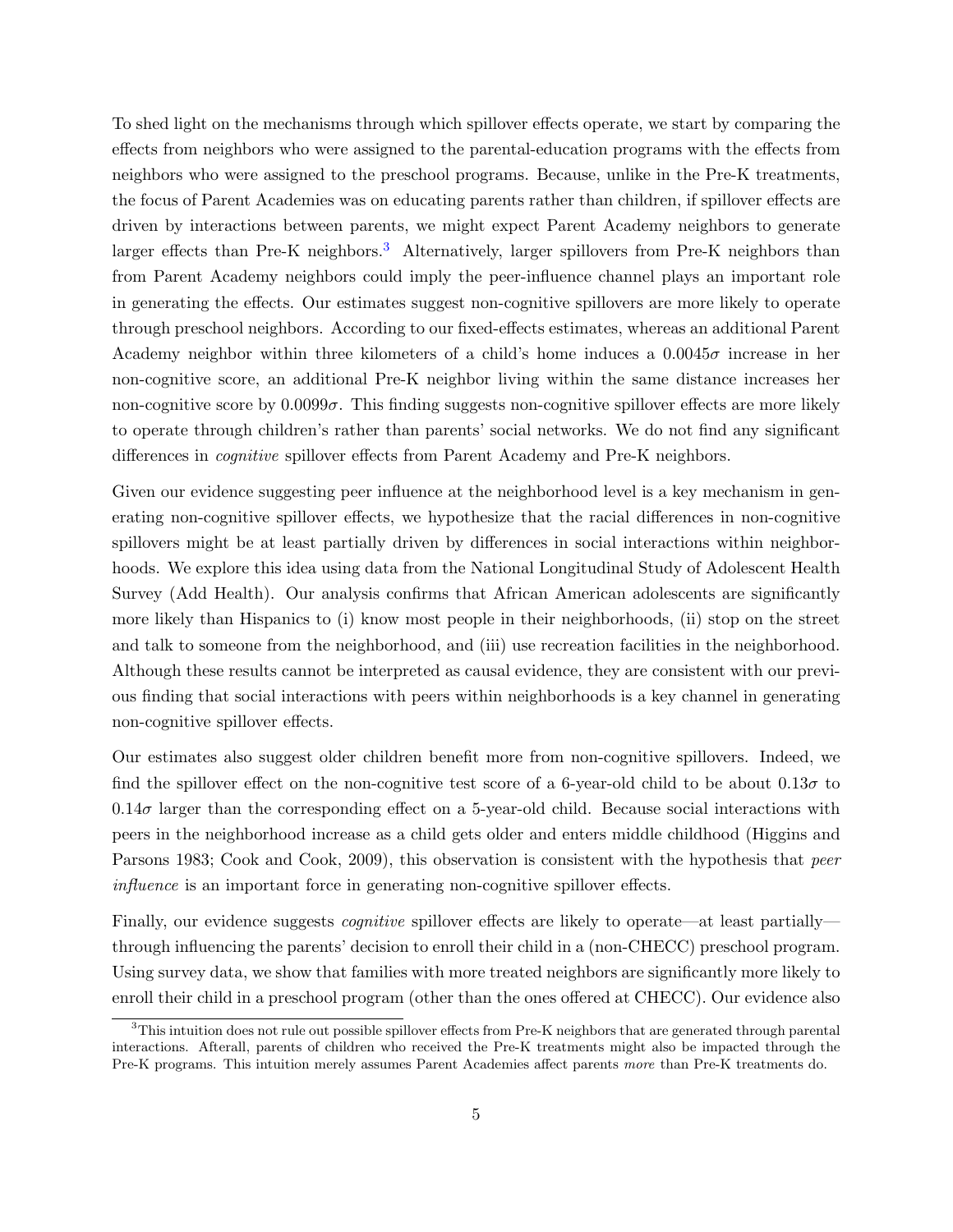To shed light on the mechanisms through which spillover effects operate, we start by comparing the effects from neighbors who were assigned to the parental-education programs with the effects from neighbors who were assigned to the preschool programs. Because, unlike in the Pre-K treatments, the focus of Parent Academies was on educating parents rather than children, if spillover effects are driven by interactions between parents, we might expect Parent Academy neighbors to generate larger effects than Pre-K neighbors.[3] Alternatively, larger spillovers from Pre-K neighbors than from Parent Academy neighbors could imply the peer-influence channel plays an important role in generating the effects. Our estimates suggest non-cognitive spillovers are more likely to operate through preschool neighbors. According to our fixed-effects estimates, whereas an additional Parent Academy neighbor within three kilometers of a child's home induces a $0.0045\sigma$ increase in her non-cognitive score, an additional Pre-K neighbor living within the same distance increases her non-cognitive score by $0.0099\sigma$. This finding suggests non-cognitive spillover effects are more likely to operate through children's rather than parents' social networks. We do not find any significant differences in *cognitive* spillover effects from Parent Academy and Pre-K neighbors.

Given our evidence suggesting peer influence at the neighborhood level is a key mechanism in generating non-cognitive spillover effects, we hypothesize that the racial differences in non-cognitive spillovers might be at least partially driven by differences in social interactions within neighborhoods. We explore this idea using data from the National Longitudinal Study of Adolescent Health Survey (Add Health). Our analysis confirms that African American adolescents are significantly more likely than Hispanics to (i) know most people in their neighborhoods, (ii) stop on the street and talk to someone from the neighborhood, and (iii) use recreation facilities in the neighborhood. Although these results cannot be interpreted as causal evidence, they are consistent with our previous finding that social interactions with peers within neighborhoods is a key channel in generating non-cognitive spillover effects.

Our estimates also suggest older children benefit more from non-cognitive spillovers. Indeed, we find the spillover effect on the non-cognitive test score of a 6-year-old child to be about $0.13\sigma$ to $0.14\sigma$ larger than the corresponding effect on a 5-year-old child. Because social interactions with peers in the neighborhood increase as a child gets older and enters middle childhood (Higgins and Parsons 1983; Cook and Cook, 2009), this observation is consistent with the hypothesis that *peer influence* is an important force in generating non-cognitive spillover effects.

Finally, our evidence suggests *cognitive* spillover effects are likely to operate—at least partially—through influencing the parents' decision to enroll their child in a (non-CHECC) preschool program. Using survey data, we show that families with more treated neighbors are significantly more likely to enroll their child in a preschool program (other than the ones offered at CHECC). Our evidence also

[3] This intuition does not rule out possible spillover effects from Pre-K neighbors that are generated through parental interactions. Afterall, parents of children who received the Pre-K treatments might also be impacted through the Pre-K programs. This intuition merely assumes Parent Academies affect parents *more* than Pre-K treatments do.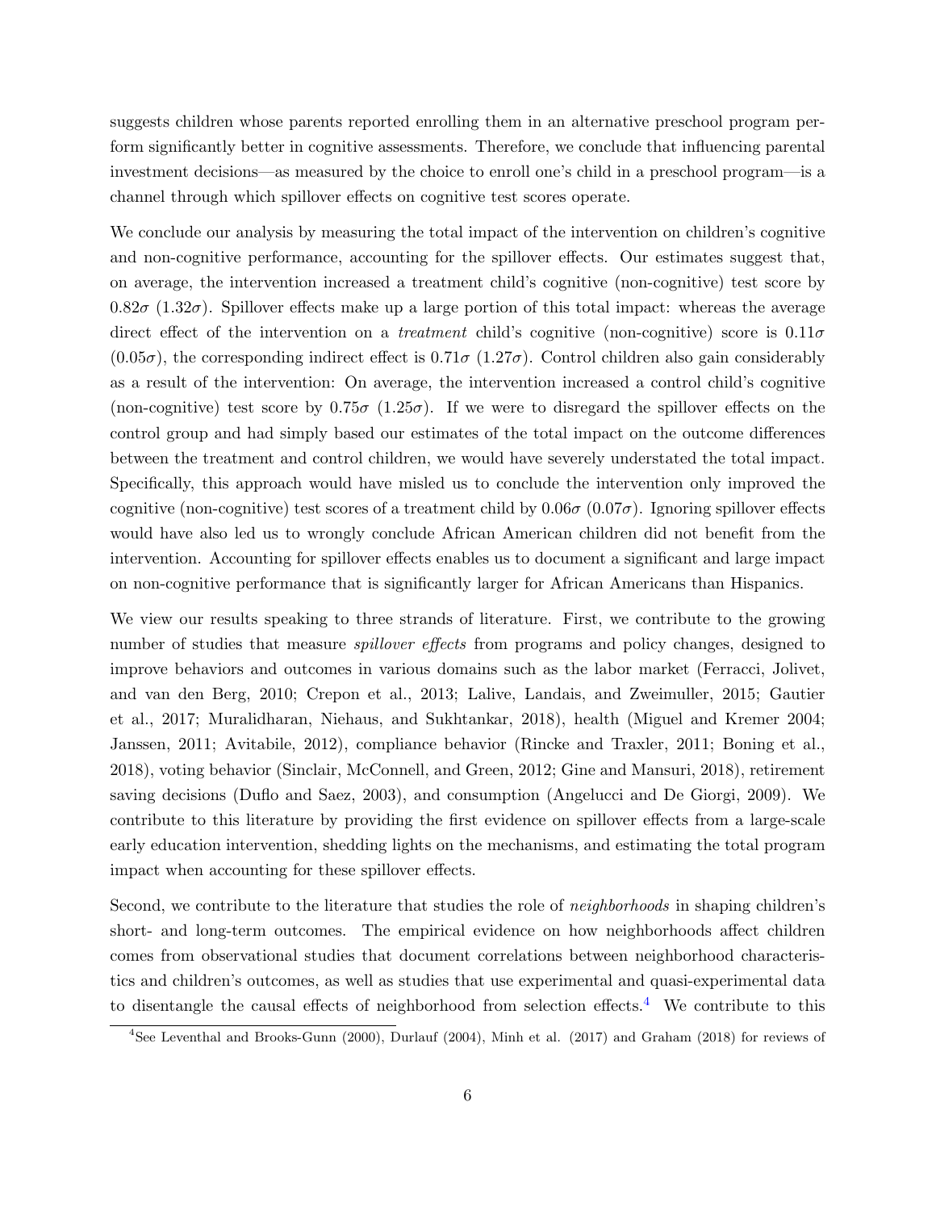suggests children whose parents reported enrolling them in an alternative preschool program perform significantly better in cognitive assessments. Therefore, we conclude that influencing parental investment decisions—as measured by the choice to enroll one's child in a preschool program—is a channel through which spillover effects on cognitive test scores operate.

We conclude our analysis by measuring the total impact of the intervention on children's cognitive and non-cognitive performance, accounting for the spillover effects. Our estimates suggest that, on average, the intervention increased a treatment child's cognitive (non-cognitive) test score by $0.82\sigma$ ($1.32\sigma$). Spillover effects make up a large portion of this total impact: whereas the average direct effect of the intervention on a *treatment* child's cognitive (non-cognitive) score is $0.11\sigma$ ($0.05\sigma$), the corresponding indirect effect is $0.71\sigma$ ($1.27\sigma$). Control children also gain considerably as a result of the intervention: On average, the intervention increased a control child's cognitive (non-cognitive) test score by $0.75\sigma$ ($1.25\sigma$). If we were to disregard the spillover effects on the control group and had simply based our estimates of the total impact on the outcome differences between the treatment and control children, we would have severely understated the total impact. Specifically, this approach would have misled us to conclude the intervention only improved the cognitive (non-cognitive) test scores of a treatment child by $0.06\sigma$ ($0.07\sigma$). Ignoring spillover effects would have also led us to wrongly conclude African American children did not benefit from the intervention. Accounting for spillover effects enables us to document a significant and large impact on non-cognitive performance that is significantly larger for African Americans than Hispanics.

We view our results speaking to three strands of literature. First, we contribute to the growing number of studies that measure *spillover effects* from programs and policy changes, designed to improve behaviors and outcomes in various domains such as the labor market (Ferracci, Jolivet, and van den Berg, 2010; Crepon et al., 2013; Lalive, Landais, and Zweimuller, 2015; Gautier et al., 2017; Muralidharan, Niehaus, and Sukhtankar, 2018), health (Miguel and Kremer 2004; Janssen, 2011; Avitabile, 2012), compliance behavior (Rincke and Traxler, 2011; Boning et al., 2018), voting behavior (Sinclair, McConnell, and Green, 2012; Gine and Mansuri, 2018), retirement saving decisions (Duflo and Saez, 2003), and consumption (Angelucci and De Giorgi, 2009). We contribute to this literature by providing the first evidence on spillover effects from a large-scale early education intervention, shedding lights on the mechanisms, and estimating the total program impact when accounting for these spillover effects.

Second, we contribute to the literature that studies the role of *neighborhoods* in shaping children's short- and long-term outcomes. The empirical evidence on how neighborhoods affect children comes from observational studies that document correlations between neighborhood characteristics and children's outcomes, as well as studies that use experimental and quasi-experimental data to disentangle the causal effects of neighborhood from selection effects.[4] We contribute to this

[4]See Leventhal and Brooks-Gunn (2000), Durlauf (2004), Minh et al. (2017) and Graham (2018) for reviews of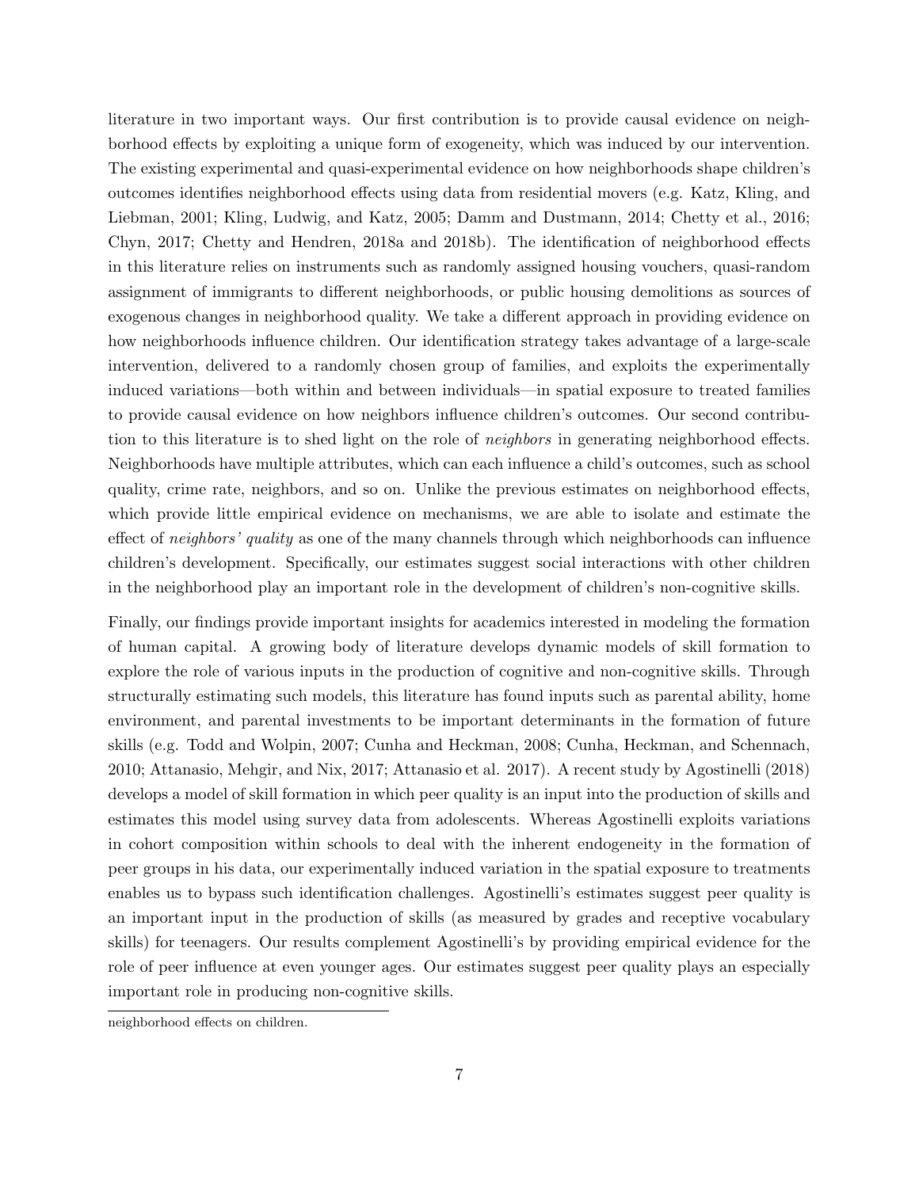literature in two important ways. Our first contribution is to provide causal evidence on neighborhood effects by exploiting a unique form of exogeneity, which was induced by our intervention. The existing experimental and quasi-experimental evidence on how neighborhoods shape children's outcomes identifies neighborhood effects using data from residential movers (e.g. Katz, Kling, and Liebman, 2001; Kling, Ludwig, and Katz, 2005; Damm and Dustmann, 2014; Chetty et al., 2016; Chyn, 2017; Chetty and Hendren, 2018a and 2018b). The identification of neighborhood effects in this literature relies on instruments such as randomly assigned housing vouchers, quasi-random assignment of immigrants to different neighborhoods, or public housing demolitions as sources of exogenous changes in neighborhood quality. We take a different approach in providing evidence on how neighborhoods influence children. Our identification strategy takes advantage of a large-scale intervention, delivered to a randomly chosen group of families, and exploits the experimentally induced variations—both within and between individuals—in spatial exposure to treated families to provide causal evidence on how neighbors influence children's outcomes. Our second contribution to this literature is to shed light on the role of *neighbors* in generating neighborhood effects. Neighborhoods have multiple attributes, which can each influence a child's outcomes, such as school quality, crime rate, neighbors, and so on. Unlike the previous estimates on neighborhood effects, which provide little empirical evidence on mechanisms, we are able to isolate and estimate the effect of *neighbors' quality* as one of the many channels through which neighborhoods can influence children's development. Specifically, our estimates suggest social interactions with other children in the neighborhood play an important role in the development of children's non-cognitive skills.

Finally, our findings provide important insights for academics interested in modeling the formation of human capital. A growing body of literature develops dynamic models of skill formation to explore the role of various inputs in the production of cognitive and non-cognitive skills. Through structurally estimating such models, this literature has found inputs such as parental ability, home environment, and parental investments to be important determinants in the formation of future skills (e.g. Todd and Wolpin, 2007; Cunha and Heckman, 2008; Cunha, Heckman, and Schennach, 2010; Attanasio, Mehgir, and Nix, 2017; Attanasio et al. 2017). A recent study by Agostinelli (2018) develops a model of skill formation in which peer quality is an input into the production of skills and estimates this model using survey data from adolescents. Whereas Agostinelli exploits variations in cohort composition within schools to deal with the inherent endogeneity in the formation of peer groups in his data, our experimentally induced variation in the spatial exposure to treatments enables us to bypass such identification challenges. Agostinelli's estimates suggest peer quality is an important input in the production of skills (as measured by grades and receptive vocabulary skills) for teenagers. Our results complement Agostinelli's by providing empirical evidence for the role of peer influence at even younger ages. Our estimates suggest peer quality plays an especially important role in producing non-cognitive skills.

neighborhood effects on children.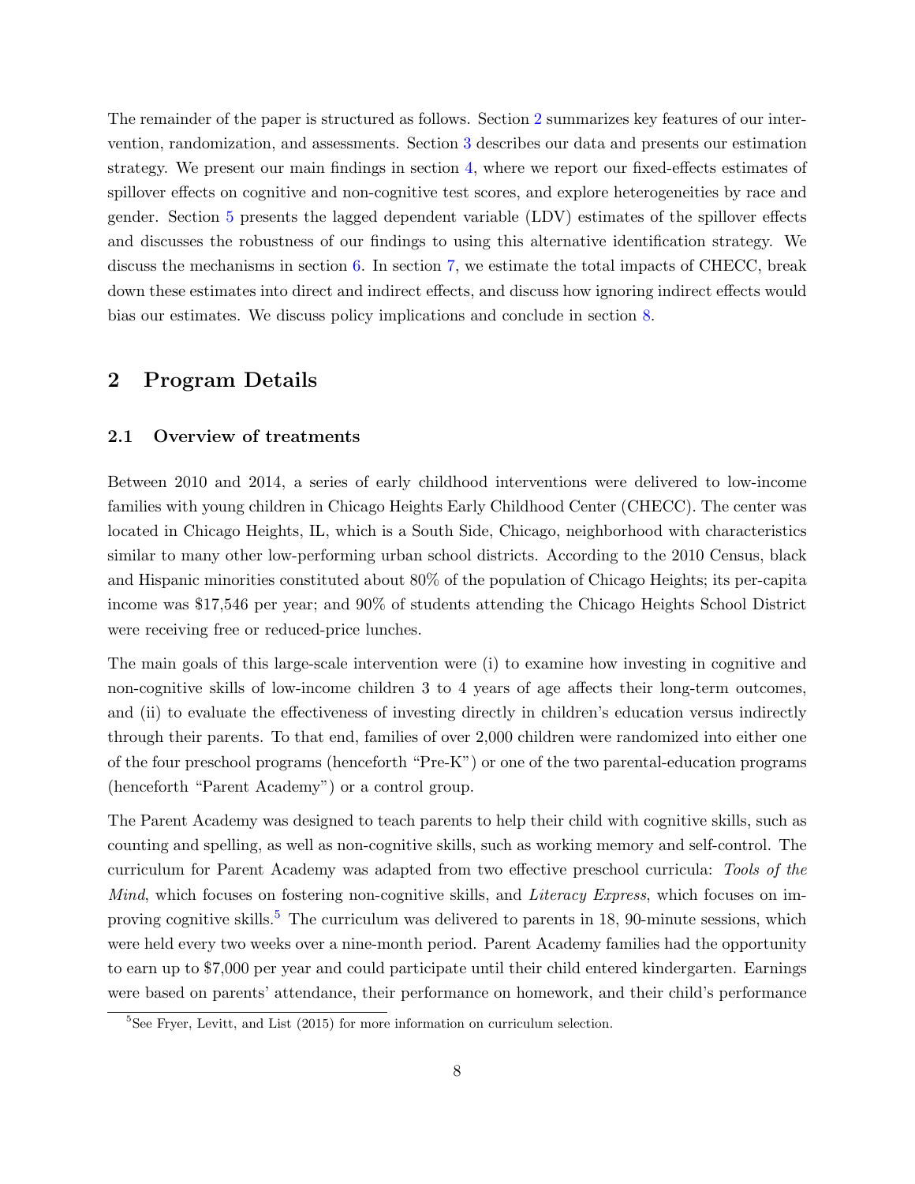The remainder of the paper is structured as follows. Section 2 summarizes key features of our intervention, randomization, and assessments. Section 3 describes our data and presents our estimation strategy. We present our main findings in section 4, where we report our fixed-effects estimates of spillover effects on cognitive and non-cognitive test scores, and explore heterogeneities by race and gender. Section 5 presents the lagged dependent variable (LDV) estimates of the spillover effects and discusses the robustness of our findings to using this alternative identification strategy. We discuss the mechanisms in section 6. In section 7, we estimate the total impacts of CHECC, break down these estimates into direct and indirect effects, and discuss how ignoring indirect effects would bias our estimates. We discuss policy implications and conclude in section 8.

## 2 Program Details

### 2.1 Overview of treatments

Between 2010 and 2014, a series of early childhood interventions were delivered to low-income families with young children in Chicago Heights Early Childhood Center (CHECC). The center was located in Chicago Heights, IL, which is a South Side, Chicago, neighborhood with characteristics similar to many other low-performing urban school districts. According to the 2010 Census, black and Hispanic minorities constituted about 80% of the population of Chicago Heights; its per-capita income was $17,546 per year; and 90% of students attending the Chicago Heights School District were receiving free or reduced-price lunches.

The main goals of this large-scale intervention were (i) to examine how investing in cognitive and non-cognitive skills of low-income children 3 to 4 years of age affects their long-term outcomes, and (ii) to evaluate the effectiveness of investing directly in children's education versus indirectly through their parents. To that end, families of over 2,000 children were randomized into either one of the four preschool programs (henceforth "Pre-K") or one of the two parental-education programs (henceforth "Parent Academy") or a control group.

The Parent Academy was designed to teach parents to help their child with cognitive skills, such as counting and spelling, as well as non-cognitive skills, such as working memory and self-control. The curriculum for Parent Academy was adapted from two effective preschool curricula: *Tools of the Mind*, which focuses on fostering non-cognitive skills, and *Literacy Express*, which focuses on improving cognitive skills.[5] The curriculum was delivered to parents in 18, 90-minute sessions, which were held every two weeks over a nine-month period. Parent Academy families had the opportunity to earn up to $7,000 per year and could participate until their child entered kindergarten. Earnings were based on parents' attendance, their performance on homework, and their child's performance

[5] See Fryer, Levitt, and List (2015) for more information on curriculum selection.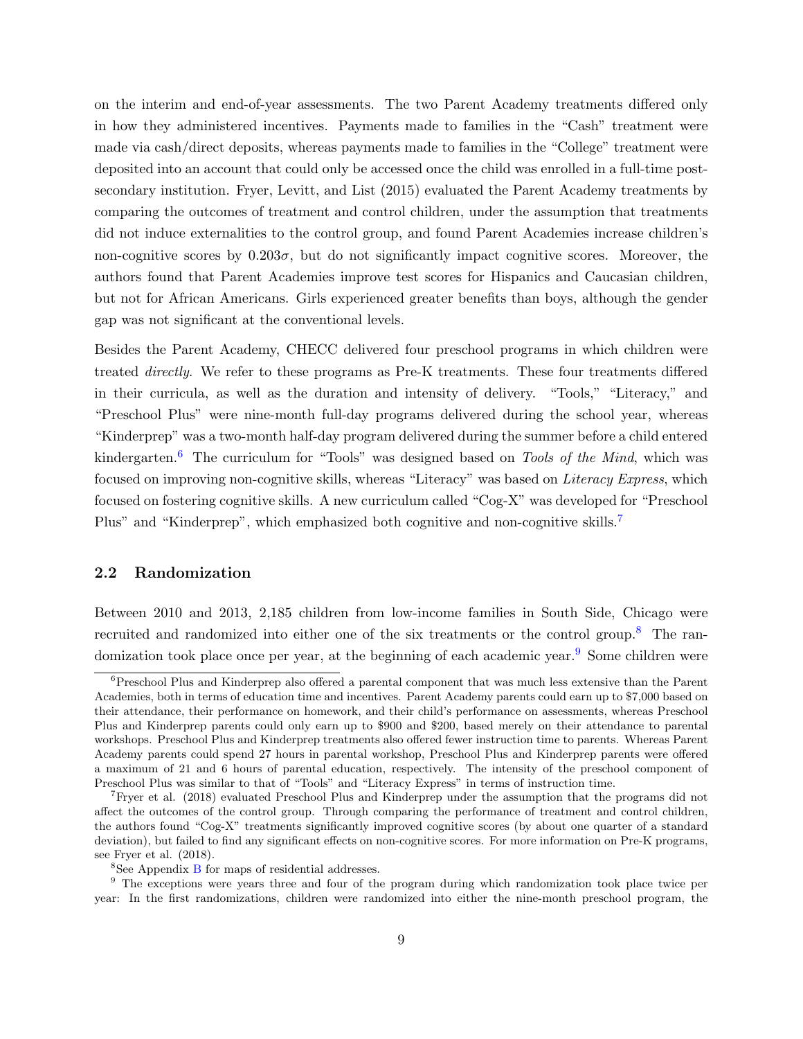on the interim and end-of-year assessments. The two Parent Academy treatments differed only in how they administered incentives. Payments made to families in the "Cash" treatment were made via cash/direct deposits, whereas payments made to families in the "College" treatment were deposited into an account that could only be accessed once the child was enrolled in a full-time post-secondary institution. Fryer, Levitt, and List (2015) evaluated the Parent Academy treatments by comparing the outcomes of treatment and control children, under the assumption that treatments did not induce externalities to the control group, and found Parent Academies increase children's non-cognitive scores by $0.203\sigma$, but do not significantly impact cognitive scores. Moreover, the authors found that Parent Academies improve test scores for Hispanics and Caucasian children, but not for African Americans. Girls experienced greater benefits than boys, although the gender gap was not significant at the conventional levels.

Besides the Parent Academy, CHECC delivered four preschool programs in which children were treated *directly*. We refer to these programs as Pre-K treatments. These four treatments differed in their curricula, as well as the duration and intensity of delivery. "Tools," "Literacy," and "Preschool Plus" were nine-month full-day programs delivered during the school year, whereas "Kinderprep" was a two-month half-day program delivered during the summer before a child entered kindergarten.[6] The curriculum for "Tools" was designed based on *Tools of the Mind*, which was focused on improving non-cognitive skills, whereas "Literacy" was based on *Literacy Express*, which focused on fostering cognitive skills. A new curriculum called "Cog-X" was developed for "Preschool Plus" and "Kinderprep", which emphasized both cognitive and non-cognitive skills.[7]

### 2.2 Randomization

Between 2010 and 2013, 2,185 children from low-income families in South Side, Chicago were recruited and randomized into either one of the six treatments or the control group.[8] The randomization took place once per year, at the beginning of each academic year.[9] Some children were

[6] Preschool Plus and Kinderprep also offered a parental component that was much less extensive than the Parent Academies, both in terms of education time and incentives. Parent Academy parents could earn up to $7,000 based on their attendance, their performance on homework, and their child's performance on assessments, whereas Preschool Plus and Kinderprep parents could only earn up to $900 and $200, based merely on their attendance to parental workshops. Preschool Plus and Kinderprep treatments also offered fewer instruction time to parents. Whereas Parent Academy parents could spend 27 hours in parental workshop, Preschool Plus and Kinderprep parents were offered a maximum of 21 and 6 hours of parental education, respectively. The intensity of the preschool component of Preschool Plus was similar to that of "Tools" and "Literacy Express" in terms of instruction time.

[7] Fryer et al. (2018) evaluated Preschool Plus and Kinderprep under the assumption that the programs did not affect the outcomes of the control group. Through comparing the performance of treatment and control children, the authors found "Cog-X" treatments significantly improved cognitive scores (by about one quarter of a standard deviation), but failed to find any significant effects on non-cognitive scores. For more information on Pre-K programs, see Fryer et al. (2018).

[8] See Appendix B for maps of residential addresses.

[9] The exceptions were years three and four of the program during which randomization took place twice per year: In the first randomizations, children were randomized into either the nine-month preschool program, the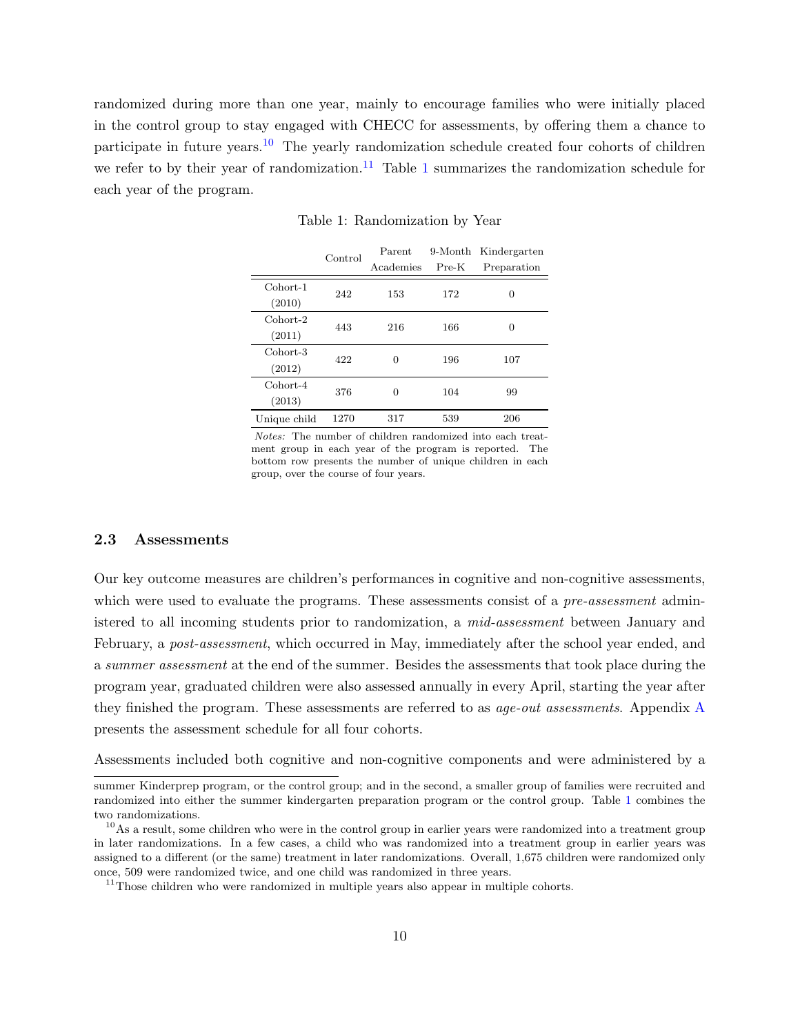randomized during more than one year, mainly to encourage families who were initially placed in the control group to stay engaged with CHECC for assessments, by offering them a chance to participate in future years.[10] The yearly randomization schedule created four cohorts of children we refer to by their year of randomization.[11] Table 1 summarizes the randomization schedule for each year of the program.

Table 1: Randomization by Year

| | Control | Parent Academies | 9-Month Pre-K | Kindergarten Preparation |
|---|---|---|---|---|
| Cohort-1 (2010) | 242 | 153 | 172 | 0 |
| Cohort-2 (2011) | 443 | 216 | 166 | 0 |
| Cohort-3 (2012) | 422 | 0 | 196 | 107 |
| Cohort-4 (2013) | 376 | 0 | 104 | 99 |
| Unique child | 1270 | 317 | 539 | 206 |

*Notes:* The number of children randomized into each treatment group in each year of the program is reported. The bottom row presents the number of unique children in each group, over the course of four years.

### 2.3 Assessments

Our key outcome measures are children's performances in cognitive and non-cognitive assessments, which were used to evaluate the programs. These assessments consist of a *pre-assessment* administered to all incoming students prior to randomization, a *mid-assessment* between January and February, a *post-assessment*, which occurred in May, immediately after the school year ended, and a *summer assessment* at the end of the summer. Besides the assessments that took place during the program year, graduated children were also assessed annually in every April, starting the year after they finished the program. These assessments are referred to as *age-out assessments*. Appendix A presents the assessment schedule for all four cohorts.

Assessments included both cognitive and non-cognitive components and were administered by a

---

summer Kinderprep program, or the control group; and in the second, a smaller group of families were recruited and randomized into either the summer kindergarten preparation program or the control group. Table 1 combines the two randomizations.

[10] As a result, some children who were in the control group in earlier years were randomized into a treatment group in later randomizations. In a few cases, a child who was randomized into a treatment group in earlier years was assigned to a different (or the same) treatment in later randomizations. Overall, 1,675 children were randomized only once, 509 were randomized twice, and one child was randomized in three years.

[11] Those children who were randomized in multiple years also appear in multiple cohorts.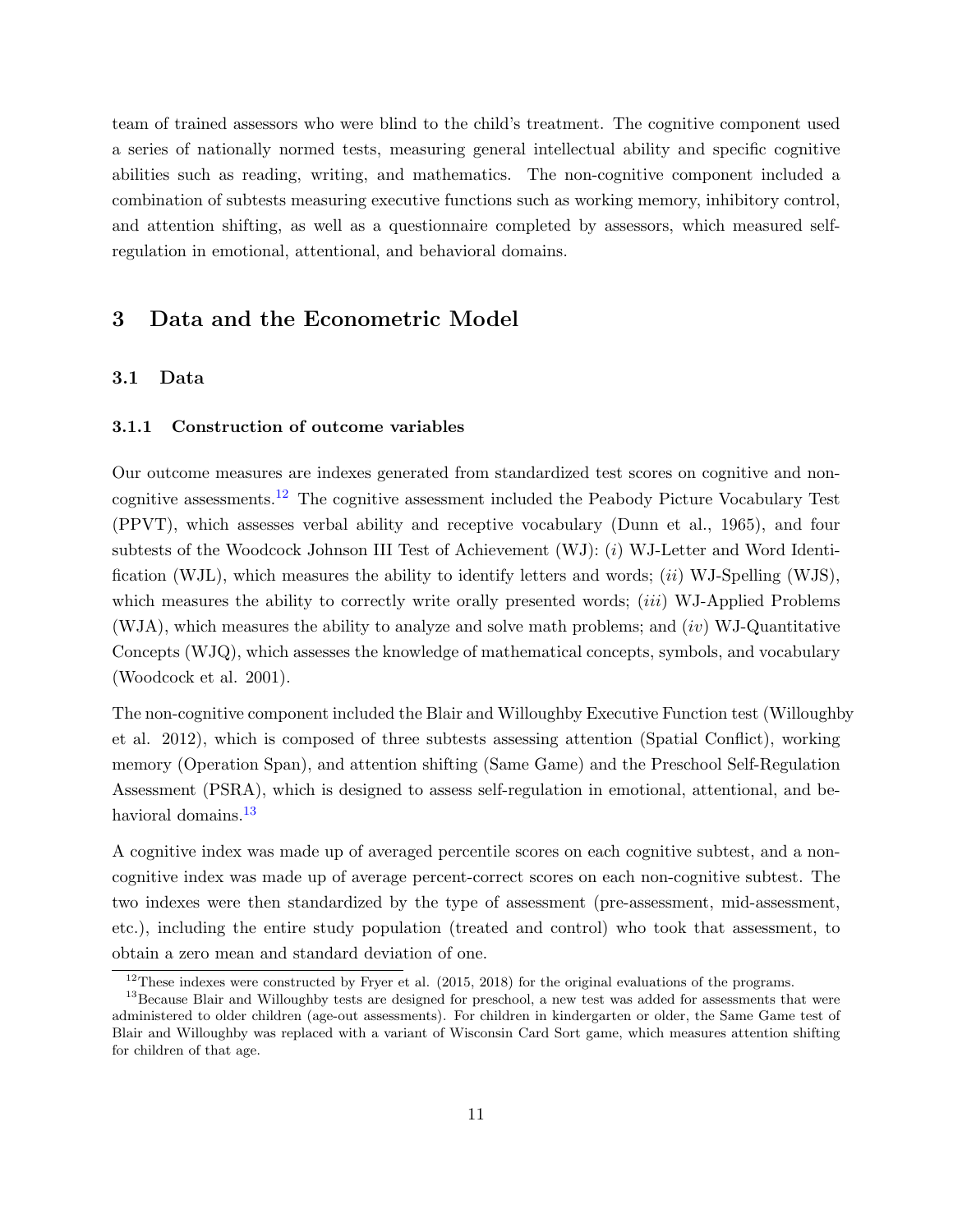team of trained assessors who were blind to the child's treatment. The cognitive component used a series of nationally normed tests, measuring general intellectual ability and specific cognitive abilities such as reading, writing, and mathematics. The non-cognitive component included a combination of subtests measuring executive functions such as working memory, inhibitory control, and attention shifting, as well as a questionnaire completed by assessors, which measured self-regulation in emotional, attentional, and behavioral domains.

## 3 Data and the Econometric Model

### 3.1 Data

#### 3.1.1 Construction of outcome variables

Our outcome measures are indexes generated from standardized test scores on cognitive and non-cognitive assessments.[12] The cognitive assessment included the Peabody Picture Vocabulary Test (PPVT), which assesses verbal ability and receptive vocabulary (Dunn et al., 1965), and four subtests of the Woodcock Johnson III Test of Achievement (WJ): (*i*) WJ-Letter and Word Identification (WJL), which measures the ability to identify letters and words; (*ii*) WJ-Spelling (WJS), which measures the ability to correctly write orally presented words; (*iii*) WJ-Applied Problems (WJA), which measures the ability to analyze and solve math problems; and (*iv*) WJ-Quantitative Concepts (WJQ), which assesses the knowledge of mathematical concepts, symbols, and vocabulary (Woodcock et al. 2001).

The non-cognitive component included the Blair and Willoughby Executive Function test (Willoughby et al. 2012), which is composed of three subtests assessing attention (Spatial Conflict), working memory (Operation Span), and attention shifting (Same Game) and the Preschool Self-Regulation Assessment (PSRA), which is designed to assess self-regulation in emotional, attentional, and behavioral domains.[13]

A cognitive index was made up of averaged percentile scores on each cognitive subtest, and a non-cognitive index was made up of average percent-correct scores on each non-cognitive subtest. The two indexes were then standardized by the type of assessment (pre-assessment, mid-assessment, etc.), including the entire study population (treated and control) who took that assessment, to obtain a zero mean and standard deviation of one.

[12] These indexes were constructed by Fryer et al. (2015, 2018) for the original evaluations of the programs.

[13] Because Blair and Willoughby tests are designed for preschool, a new test was added for assessments that were administered to older children (age-out assessments). For children in kindergarten or older, the Same Game test of Blair and Willoughby was replaced with a variant of Wisconsin Card Sort game, which measures attention shifting for children of that age.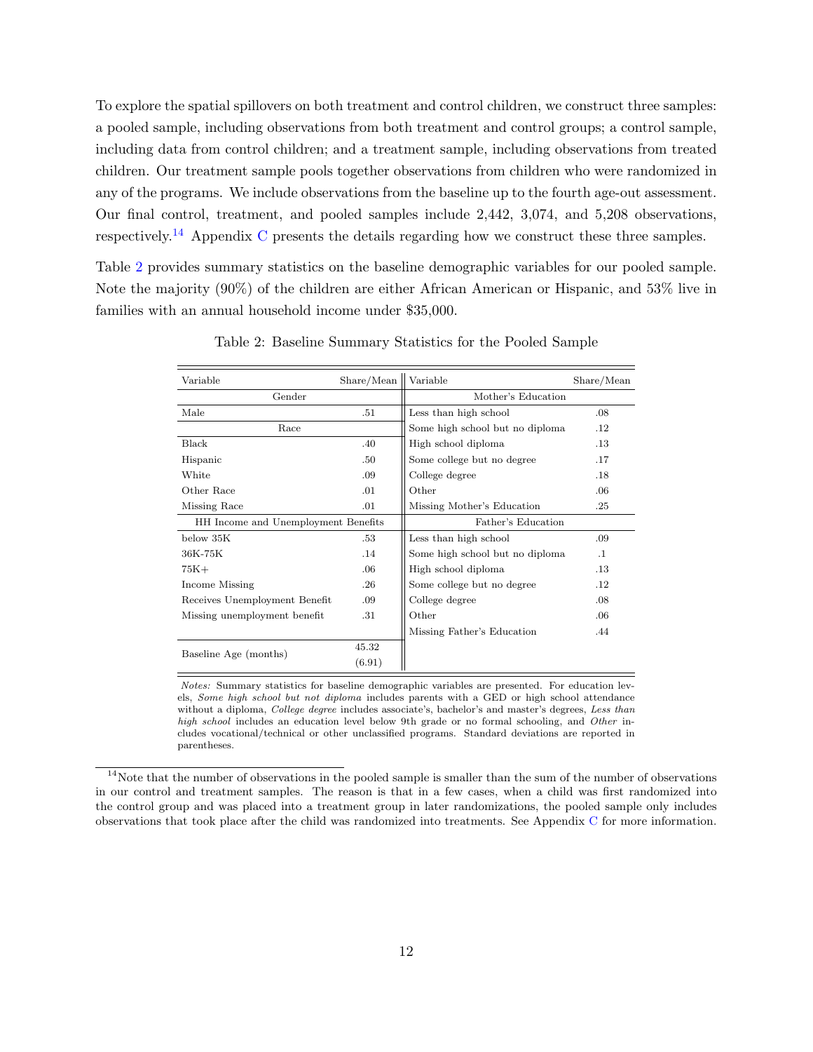To explore the spatial spillovers on both treatment and control children, we construct three samples: a pooled sample, including observations from both treatment and control groups; a control sample, including data from control children; and a treatment sample, including observations from treated children. Our treatment sample pools together observations from children who were randomized in any of the programs. We include observations from the baseline up to the fourth age-out assessment. Our final control, treatment, and pooled samples include 2,442, 3,074, and 5,208 observations, respectively.[14] Appendix C presents the details regarding how we construct these three samples.

Table 2 provides summary statistics on the baseline demographic variables for our pooled sample. Note the majority (90%) of the children are either African American or Hispanic, and 53% live in families with an annual household income under $35,000.

Table 2: Baseline Summary Statistics for the Pooled Sample

| Variable | Share/Mean | Variable | Share/Mean |
|---|---|---|---|
| Gender | | Mother's Education | |
| Male | .51 | Less than high school | .08 |
| Race | | Some high school but no diploma | .12 |
| Black | .40 | High school diploma | .13 |
| Hispanic | .50 | Some college but no degree | .17 |
| White | .09 | College degree | .18 |
| Other Race | .01 | Other | .06 |
| Missing Race | .01 | Missing Mother's Education | .25 |
| HH Income and Unemployment Benefits | | Father's Education | |
| below 35K | .53 | Less than high school | .09 |
| 36K-75K | .14 | Some high school but no diploma | .1 |
| 75K+ | .06 | High school diploma | .13 |
| Income Missing | .26 | Some college but no degree | .12 |
| Receives Unemployment Benefit | .09 | College degree | .08 |
| Missing unemployment benefit | .31 | Other | .06 |
| | | Missing Father's Education | .44 |
| Baseline Age (months) | 45.32 (6.91) | | |

*Notes:* Summary statistics for baseline demographic variables are presented. For education levels, *Some high school but not diploma* includes parents with a GED or high school attendance without a diploma, *College degree* includes associate's, bachelor's and master's degrees, *Less than high school* includes an education level below 9th grade or no formal schooling, and *Other* includes vocational/technical or other unclassified programs. Standard deviations are reported in parentheses.

[14] Note that the number of observations in the pooled sample is smaller than the sum of the number of observations in our control and treatment samples. The reason is that in a few cases, when a child was first randomized into the control group and was placed into a treatment group in later randomizations, the pooled sample only includes observations that took place after the child was randomized into treatments. See Appendix C for more information.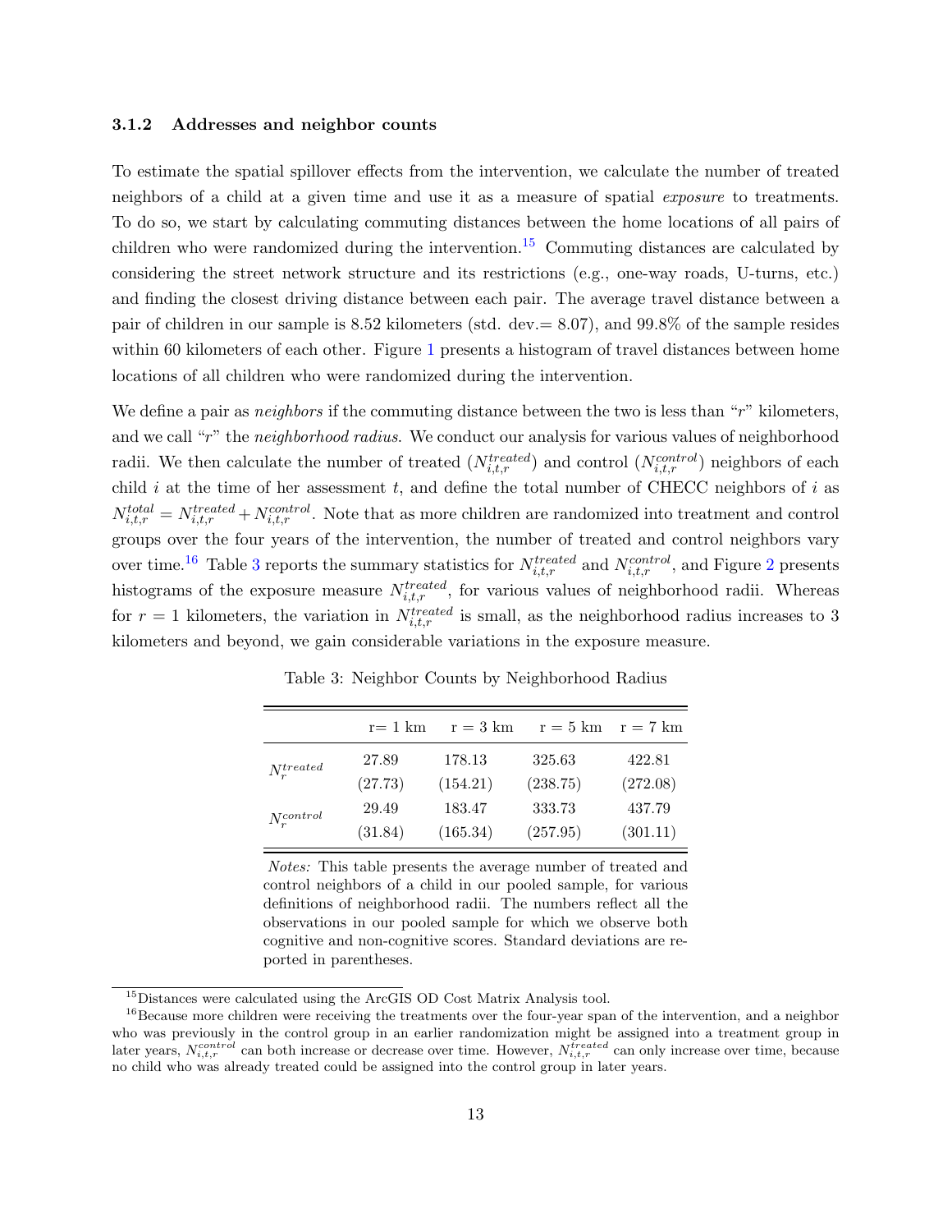### 3.1.2 Addresses and neighbor counts

To estimate the spatial spillover effects from the intervention, we calculate the number of treated neighbors of a child at a given time and use it as a measure of spatial *exposure* to treatments. To do so, we start by calculating commuting distances between the home locations of all pairs of children who were randomized during the intervention.[15] Commuting distances are calculated by considering the street network structure and its restrictions (e.g., one-way roads, U-turns, etc.) and finding the closest driving distance between each pair. The average travel distance between a pair of children in our sample is 8.52 kilometers (std. dev.= 8.07), and 99.8% of the sample resides within 60 kilometers of each other. Figure 1 presents a histogram of travel distances between home locations of all children who were randomized during the intervention.

We define a pair as *neighbors* if the commuting distance between the two is less than "$r$" kilometers, and we call "$r$" the *neighborhood radius*. We conduct our analysis for various values of neighborhood radii. We then calculate the number of treated ($N^{treated}_{i,t,r}$) and control ($N^{control}_{i,t,r}$) neighbors of each child $i$ at the time of her assessment $t$, and define the total number of CHECC neighbors of $i$ as $N^{total}_{i,t,r} = N^{treated}_{i,t,r} + N^{control}_{i,t,r}$. Note that as more children are randomized into treatment and control groups over the four years of the intervention, the number of treated and control neighbors vary over time.[16] Table 3 reports the summary statistics for $N^{treated}_{i,t,r}$ and $N^{control}_{i,t,r}$, and Figure 2 presents histograms of the exposure measure $N^{treated}_{i,t,r}$, for various values of neighborhood radii. Whereas for $r = 1$ kilometers, the variation in $N^{treated}_{i,t,r}$ is small, as the neighborhood radius increases to 3 kilometers and beyond, we gain considerable variations in the exposure measure.

Table 3: Neighbor Counts by Neighborhood Radius

| | r= 1 km | r = 3 km | r = 5 km | r = 7 km |
|---|---|---|---|---|
| $N^{treated}_{r}$ | 27.89 | 178.13 | 325.63 | 422.81 |
| | (27.73) | (154.21) | (238.75) | (272.08) |
| $N^{control}_{r}$ | 29.49 | 183.47 | 333.73 | 437.79 |
| | (31.84) | (165.34) | (257.95) | (301.11) |

*Notes:* This table presents the average number of treated and control neighbors of a child in our pooled sample, for various definitions of neighborhood radii. The numbers reflect all the observations in our pooled sample for which we observe both cognitive and non-cognitive scores. Standard deviations are reported in parentheses.

[15] Distances were calculated using the ArcGIS OD Cost Matrix Analysis tool.

[16] Because more children were receiving the treatments over the four-year span of the intervention, and a neighbor who was previously in the control group in an earlier randomization might be assigned into a treatment group in later years, $N^{control}_{i,t,r}$ can both increase or decrease over time. However, $N^{treated}_{i,t,r}$ can only increase over time, because no child who was already treated could be assigned into the control group in later years.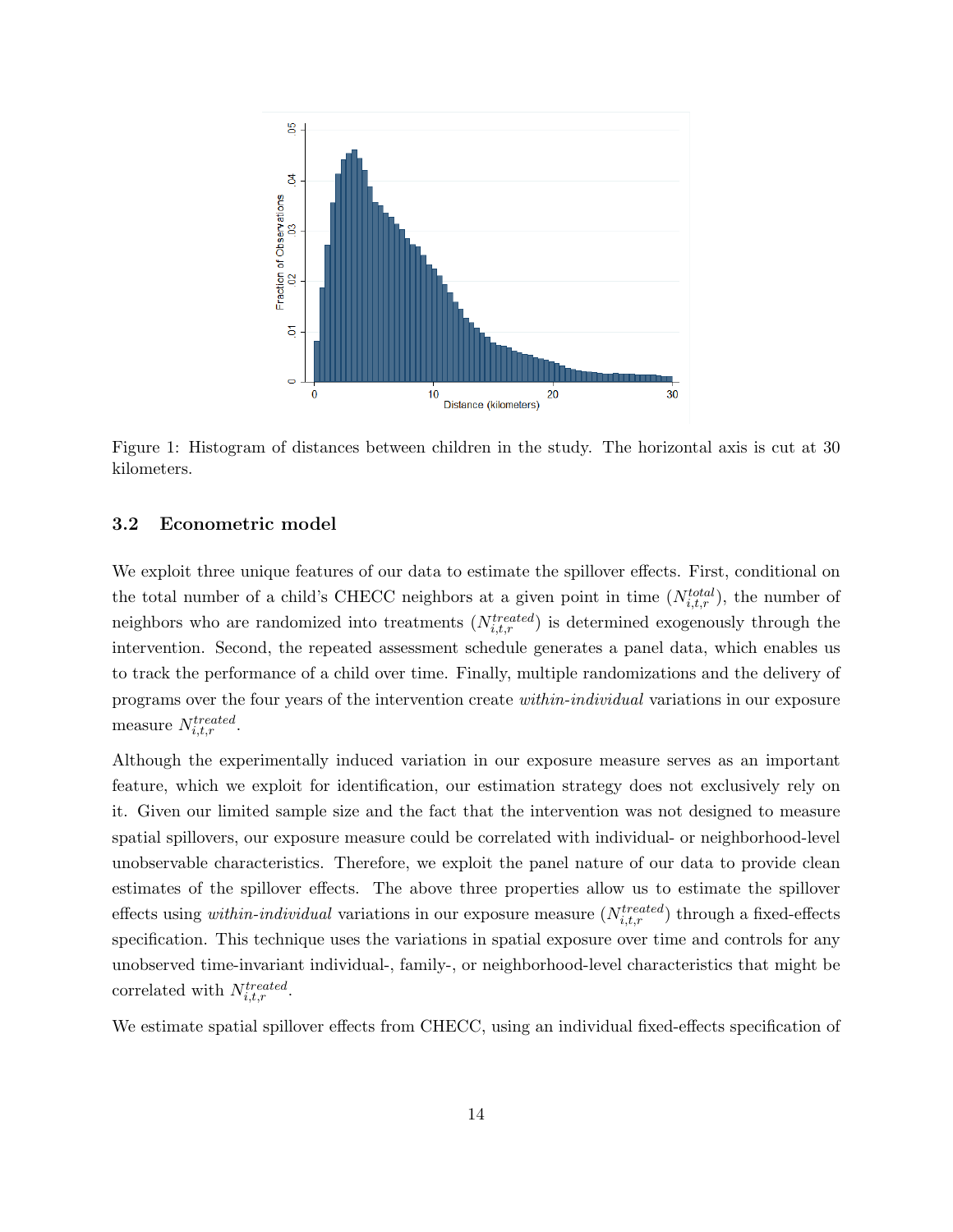Figure 1: Histogram of distances between children in the study. The horizontal axis is cut at 30 kilometers.

### 3.2 Econometric model

We exploit three unique features of our data to estimate the spillover effects. First, conditional on the total number of a child's CHECC neighbors at a given point in time ($N^{total}_{i,t,r}$), the number of neighbors who are randomized into treatments ($N^{treated}_{i,t,r}$) is determined exogenously through the intervention. Second, the repeated assessment schedule generates a panel data, which enables us to track the performance of a child over time. Finally, multiple randomizations and the delivery of programs over the four years of the intervention create *within-individual* variations in our exposure measure $N^{treated}_{i,t,r}$.

Although the experimentally induced variation in our exposure measure serves as an important feature, which we exploit for identification, our estimation strategy does not exclusively rely on it. Given our limited sample size and the fact that the intervention was not designed to measure spatial spillovers, our exposure measure could be correlated with individual- or neighborhood-level unobservable characteristics. Therefore, we exploit the panel nature of our data to provide clean estimates of the spillover effects. The above three properties allow us to estimate the spillover effects using *within-individual* variations in our exposure measure ($N^{treated}_{i,t,r}$) through a fixed-effects specification. This technique uses the variations in spatial exposure over time and controls for any unobserved time-invariant individual-, family-, or neighborhood-level characteristics that might be correlated with $N^{treated}_{i,t,r}$.

We estimate spatial spillover effects from CHECC, using an individual fixed-effects specification of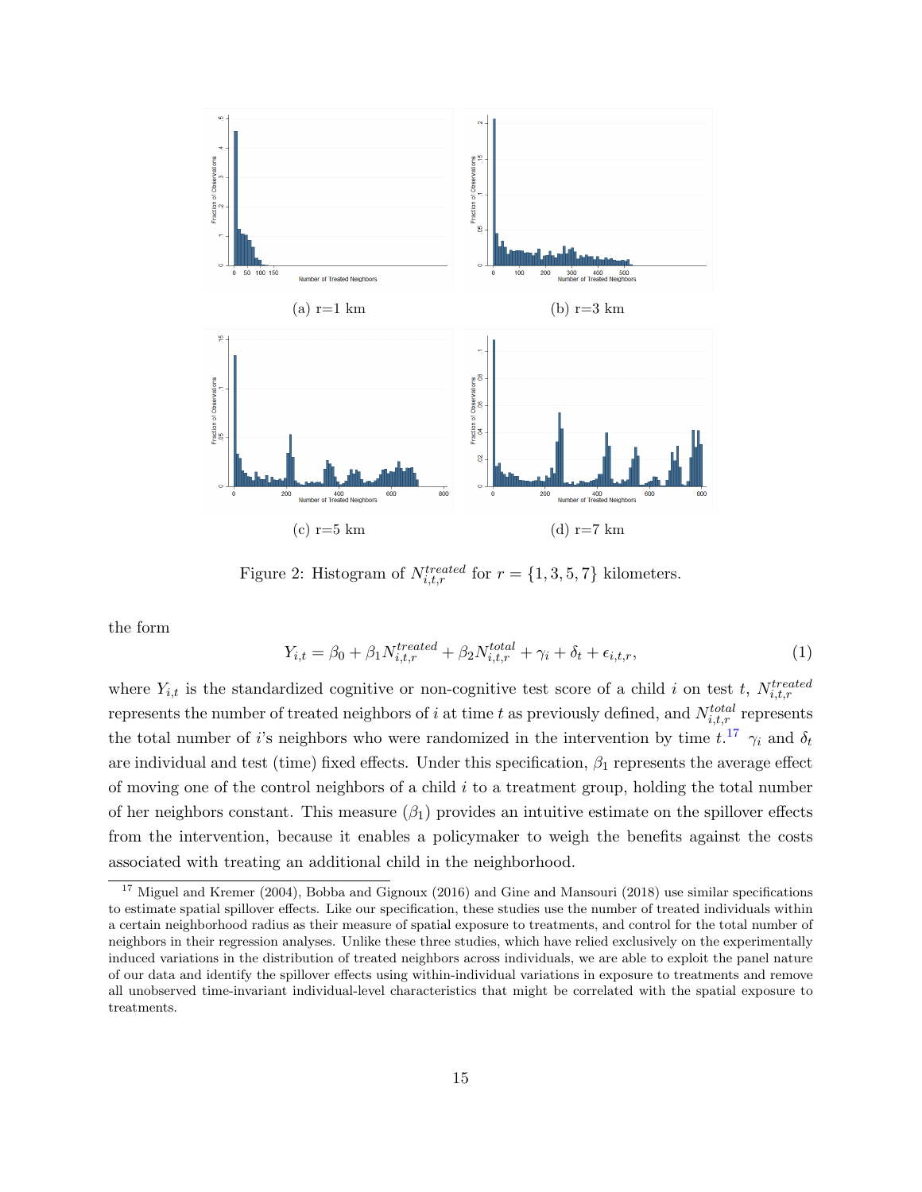(a) r=1 km

(b) r=3 km

(c) r=5 km

(d) r=7 km

Figure 2: Histogram of $N_{i,t,r}^{treated}$ for $r = \{1, 3, 5, 7\}$ kilometers.

the form

$$Y_{i,t} = \beta_0 + \beta_1 N_{i,t,r}^{treated} + \beta_2 N_{i,t,r}^{total} + \gamma_i + \delta_t + \epsilon_{i,t,r}, \tag{1}$$

where $Y_{i,t}$ is the standardized cognitive or non-cognitive test score of a child $i$ on test $t$, $N_{i,t,r}^{treated}$ represents the number of treated neighbors of $i$ at time $t$ as previously defined, and $N_{i,t,r}^{total}$ represents the total number of $i$'s neighbors who were randomized in the intervention by time $t$.[17] $\gamma_i$ and $\delta_t$ are individual and test (time) fixed effects. Under this specification, $\beta_1$ represents the average effect of moving one of the control neighbors of a child $i$ to a treatment group, holding the total number of her neighbors constant. This measure ($\beta_1$) provides an intuitive estimate on the spillover effects from the intervention, because it enables a policymaker to weigh the benefits against the costs associated with treating an additional child in the neighborhood.

[17] Miguel and Kremer (2004), Bobba and Gignoux (2016) and Gine and Mansouri (2018) use similar specifications to estimate spatial spillover effects. Like our specification, these studies use the number of treated individuals within a certain neighborhood radius as their measure of spatial exposure to treatments, and control for the total number of neighbors in their regression analyses. Unlike these three studies, which have relied exclusively on the experimentally induced variations in the distribution of treated neighbors across individuals, we are able to exploit the panel nature of our data and identify the spillover effects using within-individual variations in exposure to treatments and remove all unobserved time-invariant individual-level characteristics that might be correlated with the spatial exposure to treatments.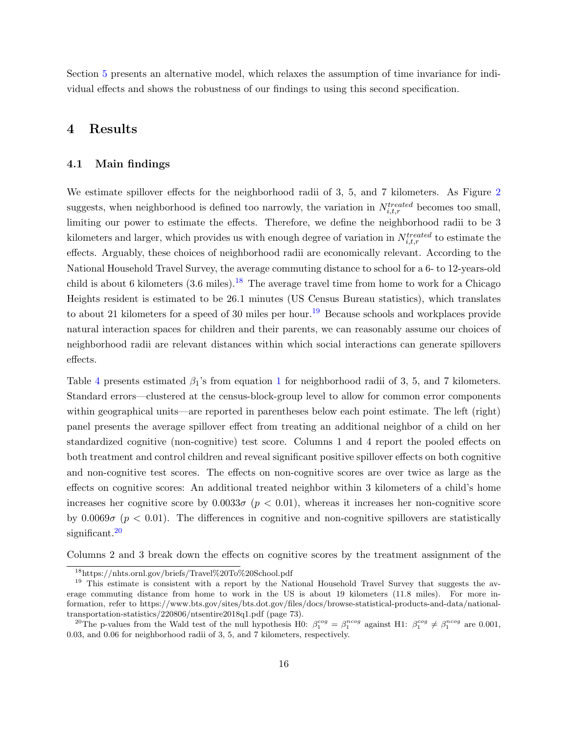Section 5 presents an alternative model, which relaxes the assumption of time invariance for individual effects and shows the robustness of our findings to using this second specification.

# 4 Results

## 4.1 Main findings

We estimate spillover effects for the neighborhood radii of 3, 5, and 7 kilometers. As Figure 2 suggests, when neighborhood is defined too narrowly, the variation in $N_{i,t,r}^{treated}$ becomes too small, limiting our power to estimate the effects. Therefore, we define the neighborhood radii to be 3 kilometers and larger, which provides us with enough degree of variation in $N_{i,t,r}^{treated}$ to estimate the effects. Arguably, these choices of neighborhood radii are economically relevant. According to the National Household Travel Survey, the average commuting distance to school for a 6- to 12-years-old child is about 6 kilometers (3.6 miles).[18] The average travel time from home to work for a Chicago Heights resident is estimated to be 26.1 minutes (US Census Bureau statistics), which translates to about 21 kilometers for a speed of 30 miles per hour.[19] Because schools and workplaces provide natural interaction spaces for children and their parents, we can reasonably assume our choices of neighborhood radii are relevant distances within which social interactions can generate spillovers effects.

Table 4 presents estimated $\beta_1$'s from equation 1 for neighborhood radii of 3, 5, and 7 kilometers. Standard errors—clustered at the census-block-group level to allow for common error components within geographical units—are reported in parentheses below each point estimate. The left (right) panel presents the average spillover effect from treating an additional neighbor of a child on her standardized cognitive (non-cognitive) test score. Columns 1 and 4 report the pooled effects on both treatment and control children and reveal significant positive spillover effects on both cognitive and non-cognitive test scores. The effects on non-cognitive scores are over twice as large as the effects on cognitive scores: An additional treated neighbor within 3 kilometers of a child's home increases her cognitive score by $0.0033\sigma$ ($p < 0.01$), whereas it increases her non-cognitive score by $0.0069\sigma$ ($p < 0.01$). The differences in cognitive and non-cognitive spillovers are statistically significant.[20]

Columns 2 and 3 break down the effects on cognitive scores by the treatment assignment of the

---

[18] https://nhts.ornl.gov/briefs/Travel%20To%20School.pdf

[19] This estimate is consistent with a report by the National Household Travel Survey that suggests the average commuting distance from home to work in the US is about 19 kilometers (11.8 miles). For more information, refer to https://www.bts.gov/sites/bts.dot.gov/files/docs/browse-statistical-products-and-data/national-transportation-statistics/220806/ntsentire2018q1.pdf (page 73).

[20] The p-values from the Wald test of the null hypothesis H0: $\beta_1^{cog} = \beta_1^{ncog}$ against H1: $\beta_1^{cog} \neq \beta_1^{ncog}$ are 0.001, 0.03, and 0.06 for neighborhood radii of 3, 5, and 7 kilometers, respectively.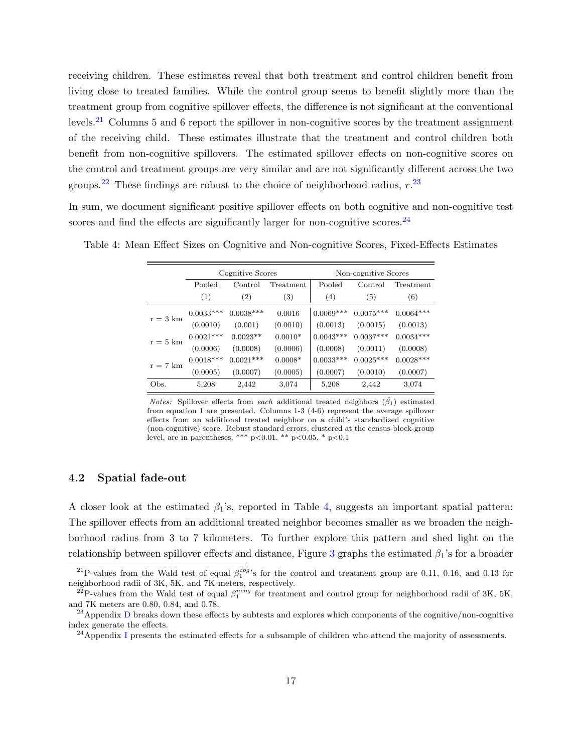receiving children. These estimates reveal that both treatment and control children benefit from living close to treated families. While the control group seems to benefit slightly more than the treatment group from cognitive spillover effects, the difference is not significant at the conventional levels.[21] Columns 5 and 6 report the spillover in non-cognitive scores by the treatment assignment of the receiving child. These estimates illustrate that the treatment and control children both benefit from non-cognitive spillovers. The estimated spillover effects on non-cognitive scores on the control and treatment groups are very similar and are not significantly different across the two groups.[22] These findings are robust to the choice of neighborhood radius, $r$.[23]

In sum, we document significant positive spillover effects on both cognitive and non-cognitive test scores and find the effects are significantly larger for non-cognitive scores.[24]

Table 4: Mean Effect Sizes on Cognitive and Non-cognitive Scores, Fixed-Effects Estimates

| | Cognitive Scores | | | Non-cognitive Scores | | |
|---|---|---|---|---|---|---|
| | Pooled | Control | Treatment | Pooled | Control | Treatment |
| | (1) | (2) | (3) | (4) | (5) | (6) |
| r = 3 km | 0.0033*** | 0.0038*** | 0.0016 | 0.0069*** | 0.0075*** | 0.0064*** |
| | (0.0010) | (0.001) | (0.0010) | (0.0013) | (0.0015) | (0.0013) |
| r = 5 km | 0.0021*** | 0.0023** | 0.0010* | 0.0043*** | 0.0037*** | 0.0034*** |
| | (0.0006) | (0.0008) | (0.0006) | (0.0008) | (0.0011) | (0.0008) |
| r = 7 km | 0.0018*** | 0.0021*** | 0.0008* | 0.0033*** | 0.0025*** | 0.0028*** |
| | (0.0005) | (0.0007) | (0.0005) | (0.0007) | (0.0010) | (0.0007) |
| Obs. | 5,208 | 2,442 | 3,074 | 5,208 | 2,442 | 3,074 |

*Notes:* Spillover effects from *each* additional treated neighbors ($\hat{\beta}_1$) estimated from equation 1 are presented. Columns 1-3 (4-6) represent the average spillover effects from an additional treated neighbor on a child's standardized cognitive (non-cognitive) score. Robust standard errors, clustered at the census-block-group level, are in parentheses; *** p<0.01, ** p<0.05, * p<0.1

### 4.2 Spatial fade-out

A closer look at the estimated $\beta_1$'s, reported in Table 4, suggests an important spatial pattern: The spillover effects from an additional treated neighbor becomes smaller as we broaden the neighborhood radius from 3 to 7 kilometers. To further explore this pattern and shed light on the relationship between spillover effects and distance, Figure 3 graphs the estimated $\beta_1$'s for a broader

[21] P-values from the Wald test of equal $\beta_1^{cog}$'s for the control and treatment group are 0.11, 0.16, and 0.13 for neighborhood radii of 3K, 5K, and 7K meters, respectively.

[22] P-values from the Wald test of equal $\beta_1^{ncog}$ for treatment and control group for neighborhood radii of 3K, 5K, and 7K meters are 0.80, 0.84, and 0.78.

[23] Appendix D breaks down these effects by subtests and explores which components of the cognitive/non-cognitive index generate the effects.

[24] Appendix I presents the estimated effects for a subsample of children who attend the majority of assessments.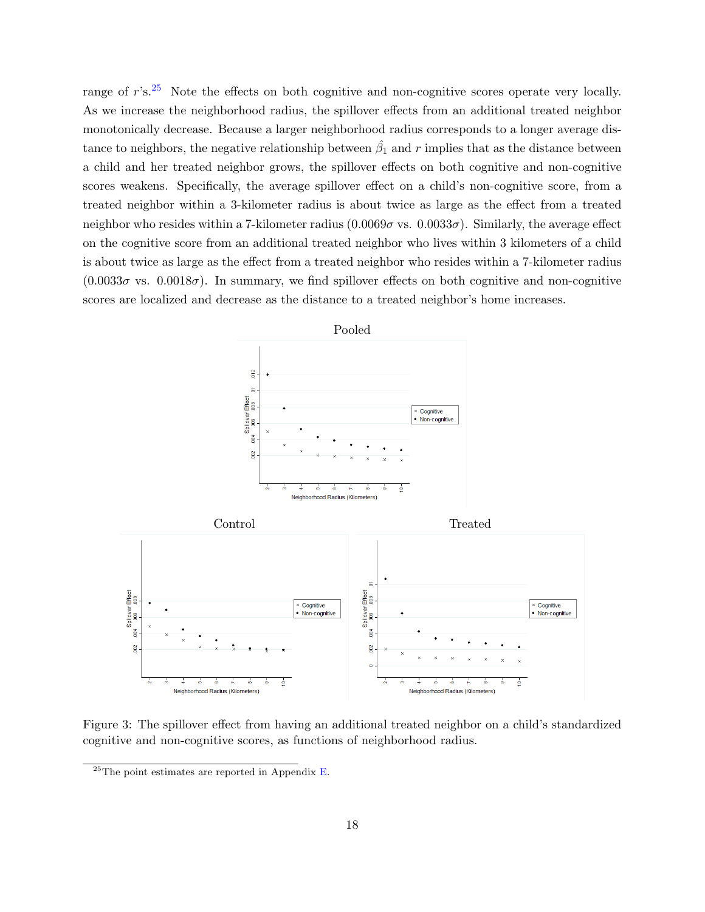range of $r$'s.[25] Note the effects on both cognitive and non-cognitive scores operate very locally. As we increase the neighborhood radius, the spillover effects from an additional treated neighbor monotonically decrease. Because a larger neighborhood radius corresponds to a longer average distance to neighbors, the negative relationship between $\hat{\beta}_1$ and $r$ implies that as the distance between a child and her treated neighbor grows, the spillover effects on both cognitive and non-cognitive scores weakens. Specifically, the average spillover effect on a child's non-cognitive score, from a treated neighbor within a 3-kilometer radius is about twice as large as the effect from a treated neighbor who resides within a 7-kilometer radius ($0.0069\sigma$ vs. $0.0033\sigma$). Similarly, the average effect on the cognitive score from an additional treated neighbor who lives within 3 kilometers of a child is about twice as large as the effect from a treated neighbor who resides within a 7-kilometer radius ($0.0033\sigma$ vs. $0.0018\sigma$). In summary, we find spillover effects on both cognitive and non-cognitive scores are localized and decrease as the distance to a treated neighbor's home increases.

Figure 3: The spillover effect from having an additional treated neighbor on a child's standardized cognitive and non-cognitive scores, as functions of neighborhood radius.

[25] The point estimates are reported in Appendix E.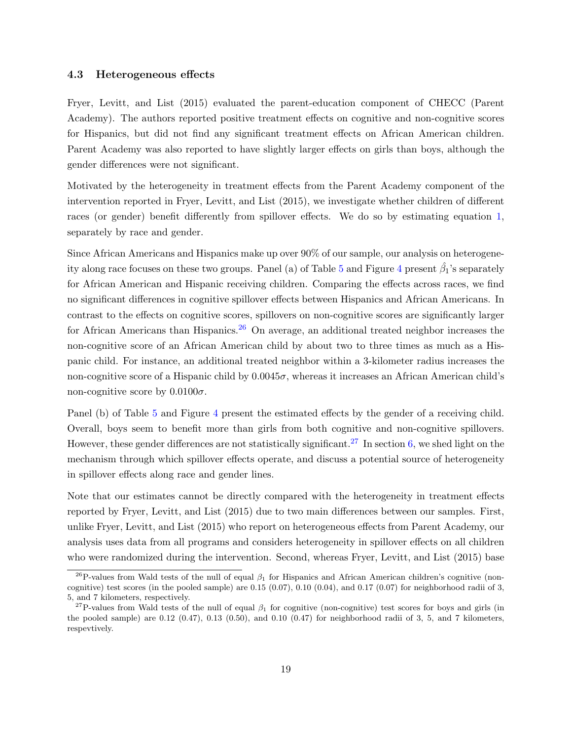### 4.3 Heterogeneous effects

Fryer, Levitt, and List (2015) evaluated the parent-education component of CHECC (Parent Academy). The authors reported positive treatment effects on cognitive and non-cognitive scores for Hispanics, but did not find any significant treatment effects on African American children. Parent Academy was also reported to have slightly larger effects on girls than boys, although the gender differences were not significant.

Motivated by the heterogeneity in treatment effects from the Parent Academy component of the intervention reported in Fryer, Levitt, and List (2015), we investigate whether children of different races (or gender) benefit differently from spillover effects. We do so by estimating equation 1, separately by race and gender.

Since African Americans and Hispanics make up over 90% of our sample, our analysis on heterogeneity along race focuses on these two groups. Panel (a) of Table 5 and Figure 4 present $\hat{\beta_1}$'s separately for African American and Hispanic receiving children. Comparing the effects across races, we find no significant differences in cognitive spillover effects between Hispanics and African Americans. In contrast to the effects on cognitive scores, spillovers on non-cognitive scores are significantly larger for African Americans than Hispanics.[26] On average, an additional treated neighbor increases the non-cognitive score of an African American child by about two to three times as much as a Hispanic child. For instance, an additional treated neighbor within a 3-kilometer radius increases the non-cognitive score of a Hispanic child by $0.0045\sigma$, whereas it increases an African American child's non-cognitive score by $0.0100\sigma$.

Panel (b) of Table 5 and Figure 4 present the estimated effects by the gender of a receiving child. Overall, boys seem to benefit more than girls from both cognitive and non-cognitive spillovers. However, these gender differences are not statistically significant.[27] In section 6, we shed light on the mechanism through which spillover effects operate, and discuss a potential source of heterogeneity in spillover effects along race and gender lines.

Note that our estimates cannot be directly compared with the heterogeneity in treatment effects reported by Fryer, Levitt, and List (2015) due to two main differences between our samples. First, unlike Fryer, Levitt, and List (2015) who report on heterogeneous effects from Parent Academy, our analysis uses data from all programs and considers heterogeneity in spillover effects on all children who were randomized during the intervention. Second, whereas Fryer, Levitt, and List (2015) base

[26] P-values from Wald tests of the null of equal $\beta_1$ for Hispanics and African American children's cognitive (non-cognitive) test scores (in the pooled sample) are 0.15 (0.07), 0.10 (0.04), and 0.17 (0.07) for neighborhood radii of 3, 5, and 7 kilometers, respectively.

[27] P-values from Wald tests of the null of equal $\beta_1$ for cognitive (non-cognitive) test scores for boys and girls (in the pooled sample) are 0.12 (0.47), 0.13 (0.50), and 0.10 (0.47) for neighborhood radii of 3, 5, and 7 kilometers, respevtively.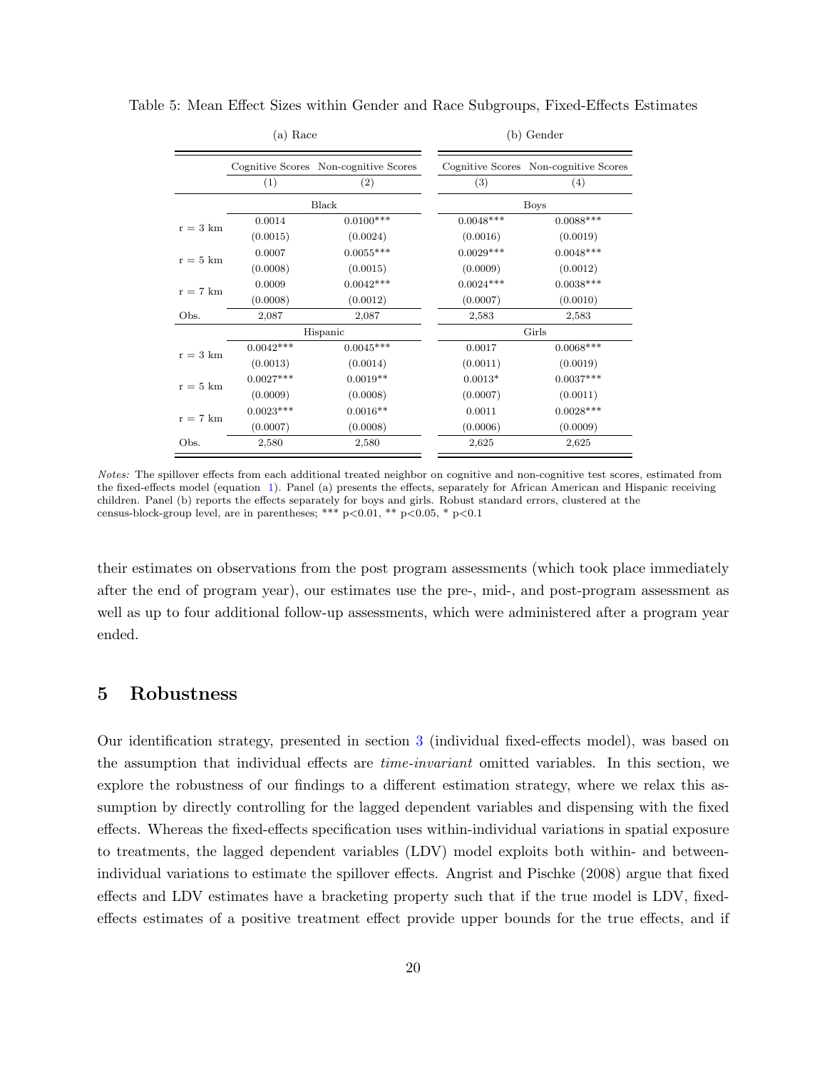Table 5: Mean Effect Sizes within Gender and Race Subgroups, Fixed-Effects Estimates

| | (a) Race | | (b) Gender | |
|---|---|---|---|---|
| | Cognitive Scores | Non-cognitive Scores | Cognitive Scores | Non-cognitive Scores |
| | (1) | (2) | (3) | (4) |
| | Black | | Boys | |
| r = 3 km | 0.0014 | 0.0100*** | 0.0048*** | 0.0088*** |
| | (0.0015) | (0.0024) | (0.0016) | (0.0019) |
| r = 5 km | 0.0007 | 0.0055*** | 0.0029*** | 0.0048*** |
| | (0.0008) | (0.0015) | (0.0009) | (0.0012) |
| r = 7 km | 0.0009 | 0.0042*** | 0.0024*** | 0.0038*** |
| | (0.0008) | (0.0012) | (0.0007) | (0.0010) |
| Obs. | 2,087 | 2,087 | 2,583 | 2,583 |
| | Hispanic | | Girls | |
| r = 3 km | 0.0042*** | 0.0045*** | 0.0017 | 0.0068*** |
| | (0.0013) | (0.0014) | (0.0011) | (0.0019) |
| r = 5 km | 0.0027*** | 0.0019** | 0.0013* | 0.0037*** |
| | (0.0009) | (0.0008) | (0.0007) | (0.0011) |
| r = 7 km | 0.0023*** | 0.0016** | 0.0011 | 0.0028*** |
| | (0.0007) | (0.0008) | (0.0006) | (0.0009) |
| Obs. | 2,580 | 2,580 | 2,625 | 2,625 |

*Notes:* The spillover effects from each additional treated neighbor on cognitive and non-cognitive test scores, estimated from the fixed-effects model (equation 1). Panel (a) presents the effects, separately for African American and Hispanic receiving children. Panel (b) reports the effects separately for boys and girls. Robust standard errors, clustered at the census-block-group level, are in parentheses; *** p<0.01, ** p<0.05, * p<0.1

their estimates on observations from the post program assessments (which took place immediately after the end of program year), our estimates use the pre-, mid-, and post-program assessment as well as up to four additional follow-up assessments, which were administered after a program year ended.

## 5 Robustness

Our identification strategy, presented in section 3 (individual fixed-effects model), was based on the assumption that individual effects are *time-invariant* omitted variables. In this section, we explore the robustness of our findings to a different estimation strategy, where we relax this assumption by directly controlling for the lagged dependent variables and dispensing with the fixed effects. Whereas the fixed-effects specification uses within-individual variations in spatial exposure to treatments, the lagged dependent variables (LDV) model exploits both within- and between-individual variations to estimate the spillover effects. Angrist and Pischke (2008) argue that fixed effects and LDV estimates have a bracketing property such that if the true model is LDV, fixed-effects estimates of a positive treatment effect provide upper bounds for the true effects, and if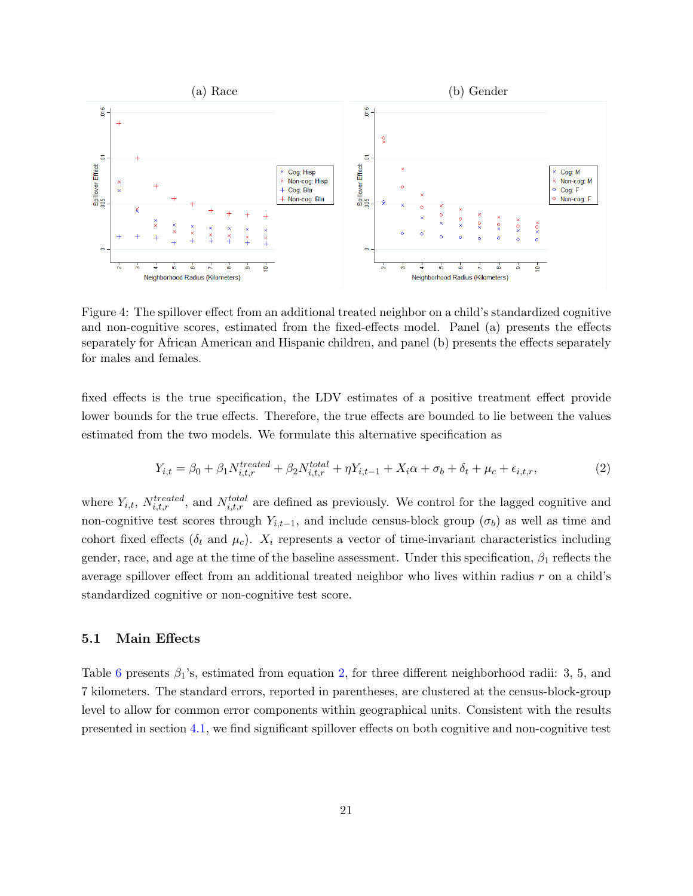Figure 4: The spillover effect from an additional treated neighbor on a child's standardized cognitive and non-cognitive scores, estimated from the fixed-effects model. Panel (a) presents the effects separately for African American and Hispanic children, and panel (b) presents the effects separately for males and females.

fixed effects is the true specification, the LDV estimates of a positive treatment effect provide lower bounds for the true effects. Therefore, the true effects are bounded to lie between the values estimated from the two models. We formulate this alternative specification as

$$Y_{i,t} = \beta_0 + \beta_1 N^{treated}_{i,t,r} + \beta_2 N^{total}_{i,t,r} + \eta Y_{i,t-1} + X_i \alpha + \sigma_b + \delta_t + \mu_c + \epsilon_{i,t,r}, \tag{2}$$

where $Y_{i,t}$, $N^{treated}_{i,t,r}$, and $N^{total}_{i,t,r}$ are defined as previously. We control for the lagged cognitive and non-cognitive test scores through $Y_{i,t-1}$, and include census-block group ($\sigma_b$) as well as time and cohort fixed effects ($\delta_t$ and $\mu_c$). $X_i$ represents a vector of time-invariant characteristics including gender, race, and age at the time of the baseline assessment. Under this specification, $\beta_1$ reflects the average spillover effect from an additional treated neighbor who lives within radius $r$ on a child's standardized cognitive or non-cognitive test score.

## 5.1 Main Effects

Table 6 presents $\beta_1$'s, estimated from equation 2, for three different neighborhood radii: 3, 5, and 7 kilometers. The standard errors, reported in parentheses, are clustered at the census-block-group level to allow for common error components within geographical units. Consistent with the results presented in section 4.1, we find significant spillover effects on both cognitive and non-cognitive test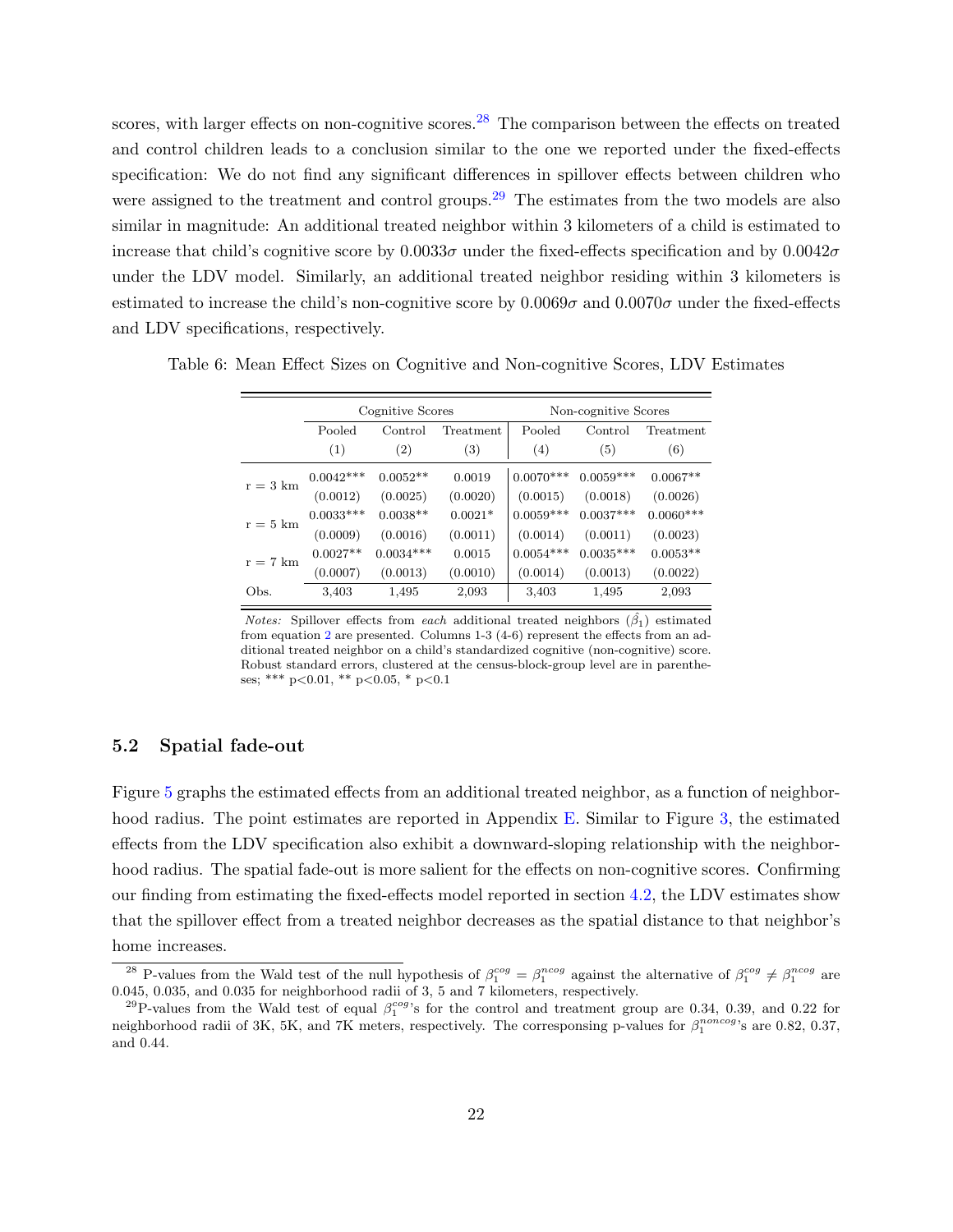scores, with larger effects on non-cognitive scores.[28] The comparison between the effects on treated and control children leads to a conclusion similar to the one we reported under the fixed-effects specification: We do not find any significant differences in spillover effects between children who were assigned to the treatment and control groups.[29] The estimates from the two models are also similar in magnitude: An additional treated neighbor within 3 kilometers of a child is estimated to increase that child's cognitive score by $0.0033\sigma$ under the fixed-effects specification and by $0.0042\sigma$ under the LDV model. Similarly, an additional treated neighbor residing within 3 kilometers is estimated to increase the child's non-cognitive score by $0.0069\sigma$ and $0.0070\sigma$ under the fixed-effects and LDV specifications, respectively.

Table 6: Mean Effect Sizes on Cognitive and Non-cognitive Scores, LDV Estimates

| | Cognitive Scores | | | Non-cognitive Scores | | |
|---|---|---|---|---|---|---|
| | Pooled | Control | Treatment | Pooled | Control | Treatment |
| | (1) | (2) | (3) | (4) | (5) | (6) |
| r = 3 km | 0.0042*** | 0.0052** | 0.0019 | 0.0070*** | 0.0059*** | 0.0067** |
| | (0.0012) | (0.0025) | (0.0020) | (0.0015) | (0.0018) | (0.0026) |
| r = 5 km | 0.0033*** | 0.0038** | 0.0021* | 0.0059*** | 0.0037*** | 0.0060*** |
| | (0.0009) | (0.0016) | (0.0011) | (0.0014) | (0.0011) | (0.0023) |
| r = 7 km | 0.0027** | 0.0034*** | 0.0015 | 0.0054*** | 0.0035*** | 0.0053** |
| | (0.0007) | (0.0013) | (0.0010) | (0.0014) | (0.0013) | (0.0022) |
| Obs. | 3,403 | 1,495 | 2,093 | 3,403 | 1,495 | 2,093 |

*Notes:* Spillover effects from *each* additional treated neighbors ($\hat{\beta}_1$) estimated from equation 2 are presented. Columns 1-3 (4-6) represent the effects from an additional treated neighbor on a child's standardized cognitive (non-cognitive) score. Robust standard errors, clustered at the census-block-group level are in parentheses; *** p<0.01, ** p<0.05, * p<0.1

## 5.2 Spatial fade-out

Figure 5 graphs the estimated effects from an additional treated neighbor, as a function of neighborhood radius. The point estimates are reported in Appendix E. Similar to Figure 3, the estimated effects from the LDV specification also exhibit a downward-sloping relationship with the neighborhood radius. The spatial fade-out is more salient for the effects on non-cognitive scores. Confirming our finding from estimating the fixed-effects model reported in section 4.2, the LDV estimates show that the spillover effect from a treated neighbor decreases as the spatial distance to that neighbor's home increases.

[28] P-values from the Wald test of the null hypothesis of $\beta_1^{cog} = \beta_1^{ncog}$ against the alternative of $\beta_1^{cog} \neq \beta_1^{ncog}$ are 0.045, 0.035, and 0.035 for neighborhood radii of 3, 5 and 7 kilometers, respectively.

[29] P-values from the Wald test of equal $\beta_1^{cog}$'s for the control and treatment group are 0.34, 0.39, and 0.22 for neighborhood radii of 3K, 5K, and 7K meters, respectively. The corresponding p-values for $\beta_1^{noncog}$'s are 0.82, 0.37, and 0.44.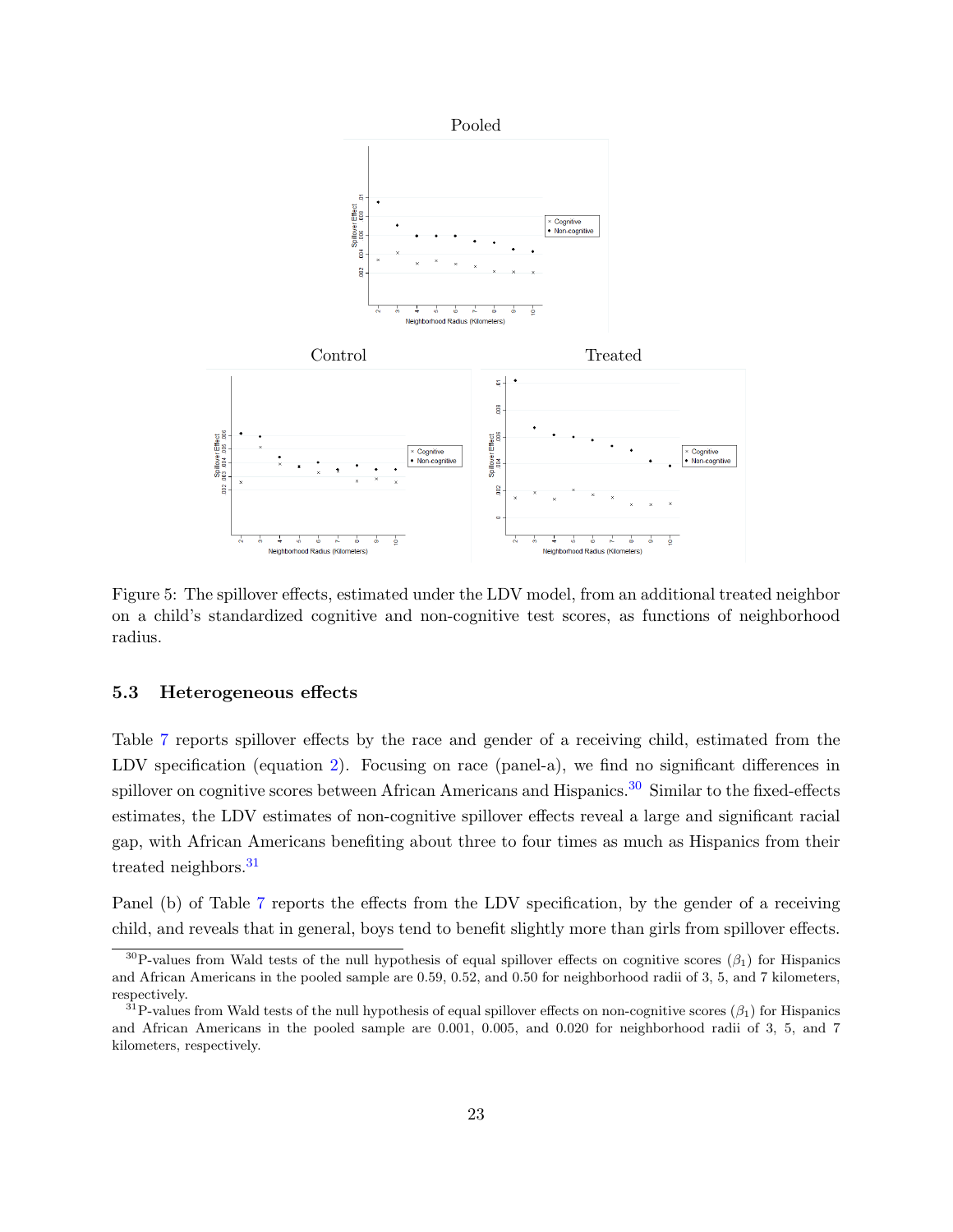Figure 5: The spillover effects, estimated under the LDV model, from an additional treated neighbor on a child's standardized cognitive and non-cognitive test scores, as functions of neighborhood radius.

### 5.3 Heterogeneous effects

Table 7 reports spillover effects by the race and gender of a receiving child, estimated from the LDV specification (equation 2). Focusing on race (panel-a), we find no significant differences in spillover on cognitive scores between African Americans and Hispanics.[30] Similar to the fixed-effects estimates, the LDV estimates of non-cognitive spillover effects reveal a large and significant racial gap, with African Americans benefiting about three to four times as much as Hispanics from their treated neighbors.[31]

Panel (b) of Table 7 reports the effects from the LDV specification, by the gender of a receiving child, and reveals that in general, boys tend to benefit slightly more than girls from spillover effects.

[30] P-values from Wald tests of the null hypothesis of equal spillover effects on cognitive scores ($\beta_1$) for Hispanics and African Americans in the pooled sample are 0.59, 0.52, and 0.50 for neighborhood radii of 3, 5, and 7 kilometers, respectively.

[31] P-values from Wald tests of the null hypothesis of equal spillover effects on non-cognitive scores ($\beta_1$) for Hispanics and African Americans in the pooled sample are 0.001, 0.005, and 0.020 for neighborhood radii of 3, 5, and 7 kilometers, respectively.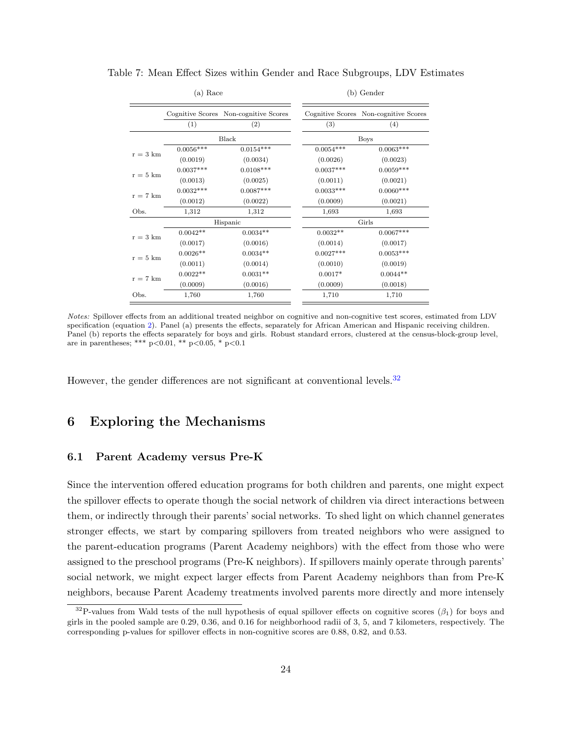Table 7: Mean Effect Sizes within Gender and Race Subgroups, LDV Estimates

| | (a) Race | | (b) Gender | |
|---|---|---|---|---|
| | Cognitive Scores | Non-cognitive Scores | Cognitive Scores | Non-cognitive Scores |
| | (1) | (2) | (3) | (4) |
| | Black | | Boys | |
| r = 3 km | 0.0056*** | 0.0154*** | 0.0054*** | 0.0063*** |
| | (0.0019) | (0.0034) | (0.0026) | (0.0023) |
| r = 5 km | 0.0037*** | 0.0108*** | 0.0037*** | 0.0059*** |
| | (0.0013) | (0.0025) | (0.0011) | (0.0021) |
| r = 7 km | 0.0032*** | 0.0087*** | 0.0033*** | 0.0060*** |
| | (0.0012) | (0.0022) | (0.0009) | (0.0021) |
| Obs. | 1,312 | 1,312 | 1,693 | 1,693 |
| | Hispanic | | Girls | |
| r = 3 km | 0.0042** | 0.0034** | 0.0032** | 0.0067*** |
| | (0.0017) | (0.0016) | (0.0014) | (0.0017) |
| r = 5 km | 0.0026** | 0.0034** | 0.0027*** | 0.0053*** |
| | (0.0011) | (0.0014) | (0.0010) | (0.0019) |
| r = 7 km | 0.0022** | 0.0031** | 0.0017* | 0.0044** |
| | (0.0009) | (0.0016) | (0.0009) | (0.0018) |
| Obs. | 1,760 | 1,760 | 1,710 | 1,710 |

*Notes:* Spillover effects from an additional treated neighbor on cognitive and non-cognitive test scores, estimated from LDV specification (equation 2). Panel (a) presents the effects, separately for African American and Hispanic receiving children. Panel (b) reports the effects separately for boys and girls. Robust standard errors, clustered at the census-block-group level, are in parentheses; *** p<0.01, ** p<0.05, * p<0.1

However, the gender differences are not significant at conventional levels.[32]

# 6 Exploring the Mechanisms

## 6.1 Parent Academy versus Pre-K

Since the intervention offered education programs for both children and parents, one might expect the spillover effects to operate though the social network of children via direct interactions between them, or indirectly through their parents' social networks. To shed light on which channel generates stronger effects, we start by comparing spillovers from treated neighbors who were assigned to the parent-education programs (Parent Academy neighbors) with the effect from those who were assigned to the preschool programs (Pre-K neighbors). If spillovers mainly operate through parents' social network, we might expect larger effects from Parent Academy neighbors than from Pre-K neighbors, because Parent Academy treatments involved parents more directly and more intensely

[32] P-values from Wald tests of the null hypothesis of equal spillover effects on cognitive scores ($\beta_1$) for boys and girls in the pooled sample are 0.29, 0.36, and 0.16 for neighborhood radii of 3, 5, and 7 kilometers, respectively. The corresponding p-values for spillover effects in non-cognitive scores are 0.88, 0.82, and 0.53.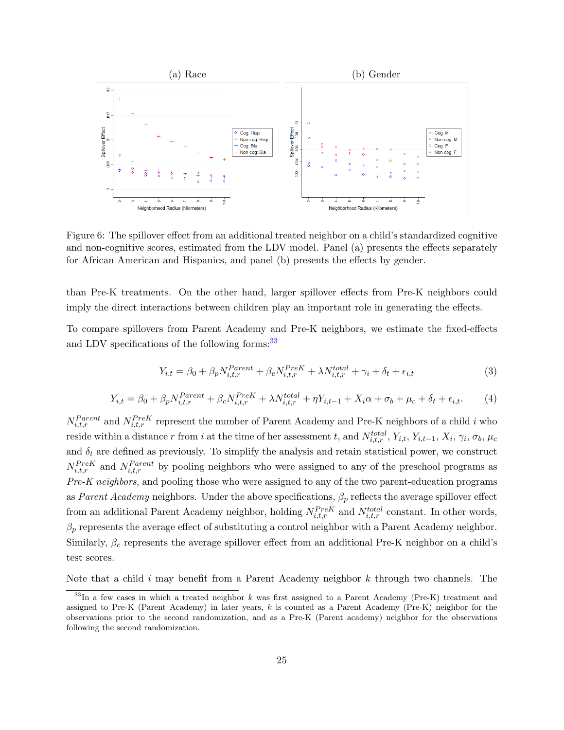Figure 6: The spillover effect from an additional treated neighbor on a child's standardized cognitive and non-cognitive scores, estimated from the LDV model. Panel (a) presents the effects separately for African American and Hispanics, and panel (b) presents the effects by gender.

than Pre-K treatments. On the other hand, larger spillover effects from Pre-K neighbors could imply the direct interactions between children play an important role in generating the effects.

To compare spillovers from Parent Academy and Pre-K neighbors, we estimate the fixed-effects and LDV specifications of the following forms:[33]

$$Y_{i,t} = \beta_0 + \beta_p N^{Parent}_{i,t,r} + \beta_c N^{PreK}_{i,t,r} + \lambda N^{total}_{i,t,r} + \gamma_i + \delta_t + \epsilon_{i,t} \tag{3}$$

$$Y_{i,t} = \beta_0 + \beta_p N^{Parent}_{i,t,r} + \beta_c N^{PreK}_{i,t,r} + \lambda N^{total}_{i,t,r} + \eta Y_{i,t-1} + X_i\alpha + \sigma_b + \mu_c + \delta_t + \epsilon_{i,t}. \tag{4}$$

$N^{Parent}_{i,t,r}$ and $N^{PreK}_{i,t,r}$ represent the number of Parent Academy and Pre-K neighbors of a child $i$ who reside within a distance $r$ from $i$ at the time of her assessment $t$, and $N^{total}_{i,t,r}$, $Y_{i,t}$, $Y_{i,t-1}$, $X_i$, $\gamma_i$, $\sigma_b$, $\mu_c$ and $\delta_t$ are defined as previously. To simplify the analysis and retain statistical power, we construct $N^{PreK}_{i,t,r}$ and $N^{Parent}_{i,t,r}$ by pooling neighbors who were assigned to any of the preschool programs as *Pre-K neighbors*, and pooling those who were assigned to any of the two parent-education programs as *Parent Academy* neighbors. Under the above specifications, $\beta_p$ reflects the average spillover effect from an additional Parent Academy neighbor, holding $N^{PreK}_{i,t,r}$ and $N^{total}_{i,t,r}$ constant. In other words, $\beta_p$ represents the average effect of substituting a control neighbor with a Parent Academy neighbor. Similarly, $\beta_c$ represents the average spillover effect from an additional Pre-K neighbor on a child's test scores.

Note that a child $i$ may benefit from a Parent Academy neighbor $k$ through two channels. The

[33] In a few cases in which a treated neighbor $k$ was first assigned to a Parent Academy (Pre-K) treatment and assigned to Pre-K (Parent Academy) in later years, $k$ is counted as a Parent Academy (Pre-K) neighbor for the observations prior to the second randomization, and as a Pre-K (Parent academy) neighbor for the observations following the second randomization.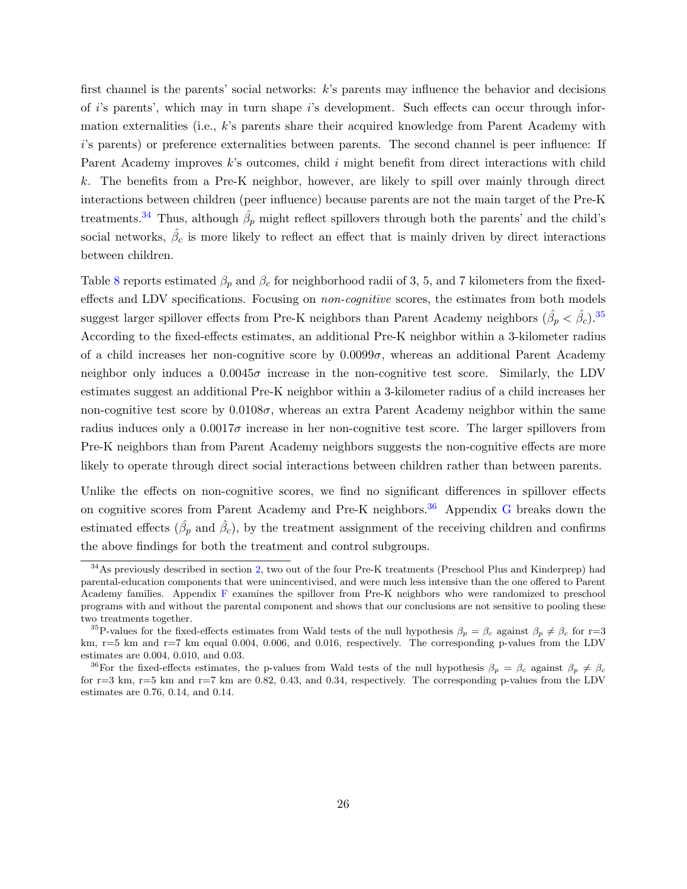first channel is the parents' social networks: $k$'s parents may influence the behavior and decisions of $i$'s parents', which may in turn shape $i$'s development. Such effects can occur through information externalities (i.e., $k$'s parents share their acquired knowledge from Parent Academy with $i$'s parents) or preference externalities between parents. The second channel is peer influence: If Parent Academy improves $k$'s outcomes, child $i$ might benefit from direct interactions with child $k$. The benefits from a Pre-K neighbor, however, are likely to spill over mainly through direct interactions between children (peer influence) because parents are not the main target of the Pre-K treatments.[34] Thus, although $\hat{\beta}_p$ might reflect spillovers through both the parents' and the child's social networks, $\hat{\beta}_c$ is more likely to reflect an effect that is mainly driven by direct interactions between children.

Table 8 reports estimated $\beta_p$ and $\beta_c$ for neighborhood radii of 3, 5, and 7 kilometers from the fixed-effects and LDV specifications. Focusing on *non-cognitive* scores, the estimates from both models suggest larger spillover effects from Pre-K neighbors than Parent Academy neighbors ($\hat{\beta}_p < \hat{\beta}_c$).[35] According to the fixed-effects estimates, an additional Pre-K neighbor within a 3-kilometer radius of a child increases her non-cognitive score by $0.0099\sigma$, whereas an additional Parent Academy neighbor only induces a $0.0045\sigma$ increase in the non-cognitive test score. Similarly, the LDV estimates suggest an additional Pre-K neighbor within a 3-kilometer radius of a child increases her non-cognitive test score by $0.0108\sigma$, whereas an extra Parent Academy neighbor within the same radius induces only a $0.0017\sigma$ increase in her non-cognitive test score. The larger spillovers from Pre-K neighbors than from Parent Academy neighbors suggests the non-cognitive effects are more likely to operate through direct social interactions between children rather than between parents.

Unlike the effects on non-cognitive scores, we find no significant differences in spillover effects on cognitive scores from Parent Academy and Pre-K neighbors.[36] Appendix G breaks down the estimated effects ($\hat{\beta}_p$ and $\hat{\beta}_c$), by the treatment assignment of the receiving children and confirms the above findings for both the treatment and control subgroups.

---

[34] As previously described in section 2, two out of the four Pre-K treatments (Preschool Plus and Kinderprep) had parental-education components that were unincentivised, and were much less intensive than the one offered to Parent Academy families. Appendix F examines the spillover from Pre-K neighbors who were randomized to preschool programs with and without the parental component and shows that our conclusions are not sensitive to pooling these two treatments together.

[35] P-values for the fixed-effects estimates from Wald tests of the null hypothesis $\beta_p = \beta_c$ against $\beta_p \neq \beta_c$ for r=3 km, r=5 km and r=7 km equal 0.004, 0.006, and 0.016, respectively. The corresponding p-values from the LDV estimates are 0.004, 0.010, and 0.03.

[36] For the fixed-effects estimates, the p-values from Wald tests of the null hypothesis $\beta_p = \beta_c$ against $\beta_p \neq \beta_c$ for r=3 km, r=5 km and r=7 km are 0.82, 0.43, and 0.34, respectively. The corresponding p-values from the LDV estimates are 0.76, 0.14, and 0.14.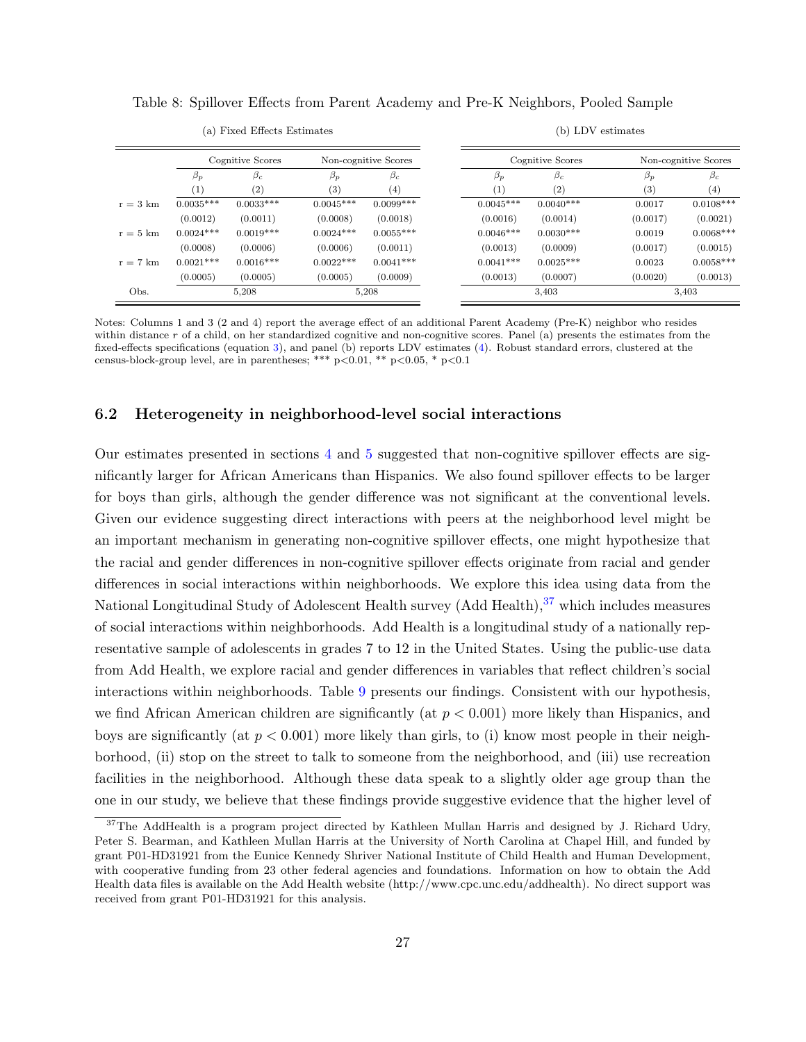Table 8: Spillover Effects from Parent Academy and Pre-K Neighbors, Pooled Sample

(a) Fixed Effects Estimates

| | Cognitive Scores | | Non-cognitive Scores | |
|---|---|---|---|---|
| | $\beta_p$ | $\beta_c$ | $\beta_p$ | $\beta_c$ |
| | (1) | (2) | (3) | (4) |
| r = 3 km | 0.0035*** | 0.0033*** | 0.0045*** | 0.0099*** |
| | (0.0012) | (0.0011) | (0.0008) | (0.0018) |
| r = 5 km | 0.0024*** | 0.0019*** | 0.0024*** | 0.0055*** |
| | (0.0008) | (0.0006) | (0.0006) | (0.0011) |
| r = 7 km | 0.0021*** | 0.0016*** | 0.0022*** | 0.0041*** |
| | (0.0005) | (0.0005) | (0.0005) | (0.0009) |
| Obs. | 5,208 | | 5,208 | |

(b) LDV estimates

| | Cognitive Scores | | Non-cognitive Scores | |
|---|---|---|---|---|
| | $\beta_p$ | $\beta_c$ | $\beta_p$ | $\beta_c$ |
| | (1) | (2) | (3) | (4) |
| r = 3 km | 0.0045*** | 0.0040*** | 0.0017 | 0.0108*** |
| | (0.0016) | (0.0014) | (0.0017) | (0.0021) |
| r = 5 km | 0.0046*** | 0.0030*** | 0.0019 | 0.0068*** |
| | (0.0013) | (0.0009) | (0.0017) | (0.0015) |
| r = 7 km | 0.0041*** | 0.0025*** | 0.0023 | 0.0058*** |
| | (0.0013) | (0.0007) | (0.0020) | (0.0013) |
| Obs. | 3,403 | | 3,403 | |

Notes: Columns 1 and 3 (2 and 4) report the average effect of an additional Parent Academy (Pre-K) neighbor who resides within distance $r$ of a child, on her standardized cognitive and non-cognitive scores. Panel (a) presents the estimates from the fixed-effects specifications (equation 3), and panel (b) reports LDV estimates (4). Robust standard errors, clustered at the census-block-group level, are in parentheses; *** p<0.01, ** p<0.05, * p<0.1

## 6.2 Heterogeneity in neighborhood-level social interactions

Our estimates presented in sections 4 and 5 suggested that non-cognitive spillover effects are significantly larger for African Americans than Hispanics. We also found spillover effects to be larger for boys than girls, although the gender difference was not significant at the conventional levels. Given our evidence suggesting direct interactions with peers at the neighborhood level might be an important mechanism in generating non-cognitive spillover effects, one might hypothesize that the racial and gender differences in non-cognitive spillover effects originate from racial and gender differences in social interactions within neighborhoods. We explore this idea using data from the National Longitudinal Study of Adolescent Health survey (Add Health),[37] which includes measures of social interactions within neighborhoods. Add Health is a longitudinal study of a nationally representative sample of adolescents in grades 7 to 12 in the United States. Using the public-use data from Add Health, we explore racial and gender differences in variables that reflect children's social interactions within neighborhoods. Table 9 presents our findings. Consistent with our hypothesis, we find African American children are significantly (at $p < 0.001$) more likely than Hispanics, and boys are significantly (at $p < 0.001$) more likely than girls, to (i) know most people in their neighborhood, (ii) stop on the street to talk to someone from the neighborhood, and (iii) use recreation facilities in the neighborhood. Although these data speak to a slightly older age group than the one in our study, we believe that these findings provide suggestive evidence that the higher level of

[37] The AddHealth is a program project directed by Kathleen Mullan Harris and designed by J. Richard Udry, Peter S. Bearman, and Kathleen Mullan Harris at the University of North Carolina at Chapel Hill, and funded by grant P01-HD31921 from the Eunice Kennedy Shriver National Institute of Child Health and Human Development, with cooperative funding from 23 other federal agencies and foundations. Information on how to obtain the Add Health data files is available on the Add Health website (http://www.cpc.unc.edu/addhealth). No direct support was received from grant P01-HD31921 for this analysis.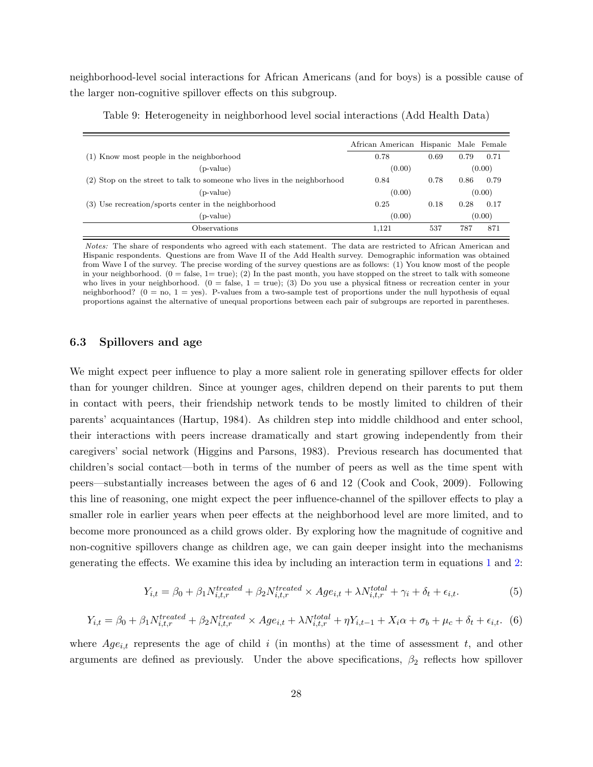neighborhood-level social interactions for African Americans (and for boys) is a possible cause of the larger non-cognitive spillover effects on this subgroup.

Table 9: Heterogeneity in neighborhood level social interactions (Add Health Data)

| | African American | Hispanic | Male | Female |
|---|---|---|---|---|
| (1) Know most people in the neighborhood | 0.78 | 0.69 | 0.79 | 0.71 |
| (p-value) | (0.00) | | (0.00) | |
| (2) Stop on the street to talk to someone who lives in the neighborhood | 0.84 | 0.78 | 0.86 | 0.79 |
| (p-value) | (0.00) | | (0.00) | |
| (3) Use recreation/sports center in the neighborhood | 0.25 | 0.18 | 0.28 | 0.17 |
| (p-value) | (0.00) | | (0.00) | |
| Observations | 1,121 | 537 | 787 | 871 |

*Notes:* The share of respondents who agreed with each statement. The data are restricted to African American and Hispanic respondents. Questions are from Wave II of the Add Health survey. Demographic information was obtained from Wave I of the survey. The precise wording of the survey questions are as follows: (1) You know most of the people in your neighborhood. (0 = false, 1= true); (2) In the past month, you have stopped on the street to talk with someone who lives in your neighborhood. (0 = false, 1 = true); (3) Do you use a physical fitness or recreation center in your neighborhood? (0 = no, 1 = yes). P-values from a two-sample test of proportions under the null hypothesis of equal proportions against the alternative of unequal proportions between each pair of subgroups are reported in parentheses.

### 6.3 Spillovers and age

We might expect peer influence to play a more salient role in generating spillover effects for older than for younger children. Since at younger ages, children depend on their parents to put them in contact with peers, their friendship network tends to be mostly limited to children of their parents' acquaintances (Hartup, 1984). As children step into middle childhood and enter school, their interactions with peers increase dramatically and start growing independently from their caregivers' social network (Higgins and Parsons, 1983). Previous research has documented that children's social contact—both in terms of the number of peers as well as the time spent with peers—substantially increases between the ages of 6 and 12 (Cook and Cook, 2009). Following this line of reasoning, one might expect the peer influence-channel of the spillover effects to play a smaller role in earlier years when peer effects at the neighborhood level are more limited, and to become more pronounced as a child grows older. By exploring how the magnitude of cognitive and non-cognitive spillovers change as children age, we can gain deeper insight into the mechanisms generating the effects. We examine this idea by including an interaction term in equations 1 and 2:

$$Y_{i,t} = \beta_0 + \beta_1 N_{i,t,r}^{treated} + \beta_2 N_{i,t,r}^{treated} \times Age_{i,t} + \lambda N_{i,t,r}^{total} + \gamma_i + \delta_t + \epsilon_{i,t}. \quad (5)$$

$$Y_{i,t} = \beta_0 + \beta_1 N_{i,t,r}^{treated} + \beta_2 N_{i,t,r}^{treated} \times Age_{i,t} + \lambda N_{i,t,r}^{total} + \eta Y_{i,t-1} + X_i \alpha + \sigma_b + \mu_c + \delta_t + \epsilon_{i,t}. \quad (6)$$

where $Age_{i,t}$ represents the age of child $i$ (in months) at the time of assessment $t$, and other arguments are defined as previously. Under the above specifications, $\beta_2$ reflects how spillover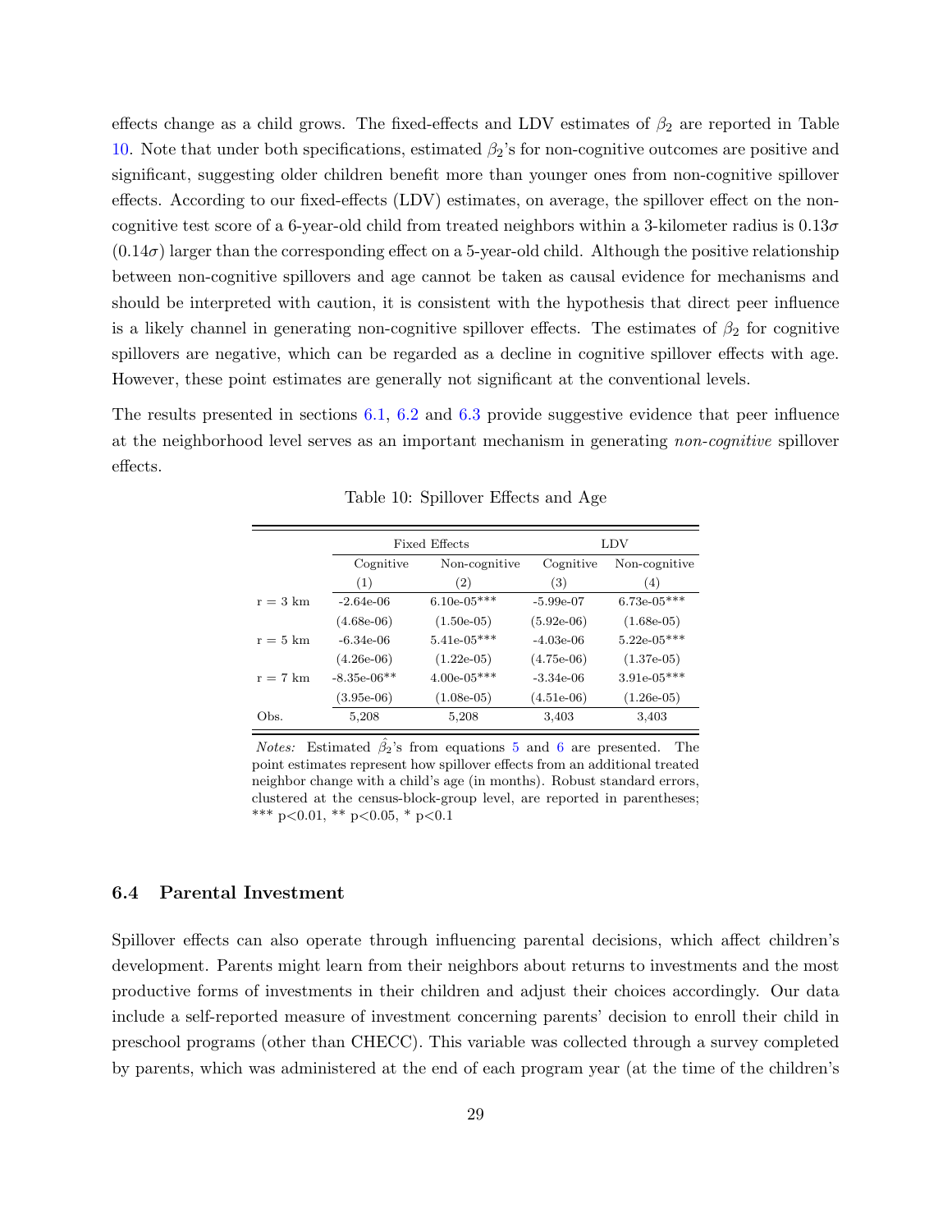effects change as a child grows. The fixed-effects and LDV estimates of $\beta_2$ are reported in Table 10. Note that under both specifications, estimated $\beta_2$'s for non-cognitive outcomes are positive and significant, suggesting older children benefit more than younger ones from non-cognitive spillover effects. According to our fixed-effects (LDV) estimates, on average, the spillover effect on the non-cognitive test score of a 6-year-old child from treated neighbors within a 3-kilometer radius is $0.13\sigma$ ($0.14\sigma$) larger than the corresponding effect on a 5-year-old child. Although the positive relationship between non-cognitive spillovers and age cannot be taken as causal evidence for mechanisms and should be interpreted with caution, it is consistent with the hypothesis that direct peer influence is a likely channel in generating non-cognitive spillover effects. The estimates of $\beta_2$ for cognitive spillovers are negative, which can be regarded as a decline in cognitive spillover effects with age. However, these point estimates are generally not significant at the conventional levels.

The results presented in sections 6.1, 6.2 and 6.3 provide suggestive evidence that peer influence at the neighborhood level serves as an important mechanism in generating *non-cognitive* spillover effects.

Table 10: Spillover Effects and Age

| | Fixed Effects | | LDV | |
|---|---|---|---|---|
| | Cognitive | Non-cognitive | Cognitive | Non-cognitive |
| | (1) | (2) | (3) | (4) |
| r = 3 km | -2.64e-06 | 6.10e-05*** | -5.99e-07 | 6.73e-05*** |
| | (4.68e-06) | (1.50e-05) | (5.92e-06) | (1.68e-05) |
| r = 5 km | -6.34e-06 | 5.41e-05*** | -4.03e-06 | 5.22e-05*** |
| | (4.26e-06) | (1.22e-05) | (4.75e-06) | (1.37e-05) |
| r = 7 km | -8.35e-06** | 4.00e-05*** | -3.34e-06 | 3.91e-05*** |
| | (3.95e-06) | (1.08e-05) | (4.51e-06) | (1.26e-05) |
| Obs. | 5,208 | 5,208 | 3,403 | 3,403 |

*Notes:* Estimated $\hat{\beta}_2$'s from equations 5 and 6 are presented. The point estimates represent how spillover effects from an additional treated neighbor change with a child's age (in months). Robust standard errors, clustered at the census-block-group level, are reported in parentheses; *** p<0.01, ** p<0.05, * p<0.1

### 6.4 Parental Investment

Spillover effects can also operate through influencing parental decisions, which affect children's development. Parents might learn from their neighbors about returns to investments and the most productive forms of investments in their children and adjust their choices accordingly. Our data include a self-reported measure of investment concerning parents' decision to enroll their child in preschool programs (other than CHECC). This variable was collected through a survey completed by parents, which was administered at the end of each program year (at the time of the children's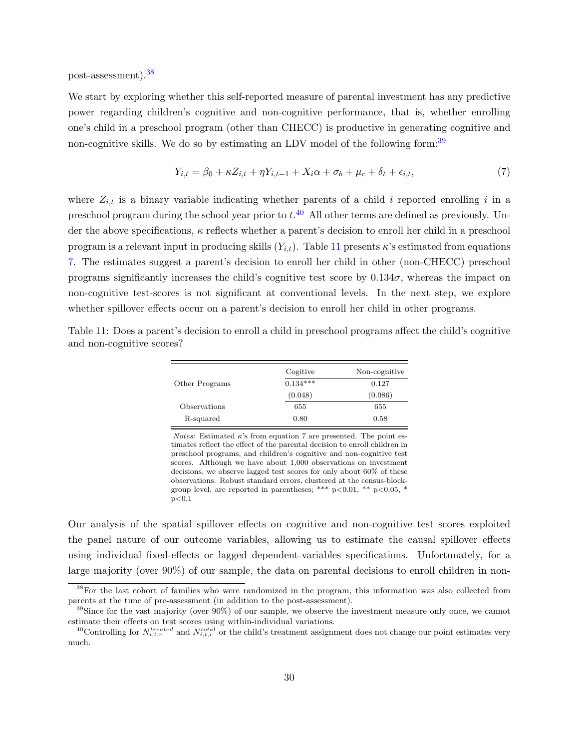post-assessment).[38]

We start by exploring whether this self-reported measure of parental investment has any predictive power regarding children's cognitive and non-cognitive performance, that is, whether enrolling one's child in a preschool program (other than CHECC) is productive in generating cognitive and non-cognitive skills. We do so by estimating an LDV model of the following form:[39]

$$Y_{i,t} = \beta_0 + \kappa Z_{i,t} + \eta Y_{i,t-1} + X_i\alpha + \sigma_b + \mu_c + \delta_t + \epsilon_{i,t}, \tag{7}$$

where $Z_{i,t}$ is a binary variable indicating whether parents of a child $i$ reported enrolling $i$ in a preschool program during the school year prior to $t$.[40] All other terms are defined as previously. Under the above specifications, $\kappa$ reflects whether a parent's decision to enroll her child in a preschool program is a relevant input in producing skills ($Y_{i,t}$). Table 11 presents $\kappa$'s estimated from equations 7. The estimates suggest a parent's decision to enroll her child in other (non-CHECC) preschool programs significantly increases the child's cognitive test score by $0.134\sigma$, whereas the impact on non-cognitive test-scores is not significant at conventional levels. In the next step, we explore whether spillover effects occur on a parent's decision to enroll her child in other programs.

Table 11: Does a parent's decision to enroll a child in preschool programs affect the child's cognitive and non-cognitive scores?

| | Cogitive | Non-cognitive |
|---|---|---|
| Other Programs | 0.134*** | 0.127 |
| | (0.048) | (0.086) |
| Observations | 655 | 655 |
| R-squared | 0.80 | 0.58 |

*Notes:* Estimated $\kappa$'s from equation 7 are presented. The point estimates reflect the effect of the parental decision to enroll children in preschool programs, and children's cognitive and non-cognitive test scores. Although we have about 1,000 observations on investment decisions, we observe lagged test scores for only about 60% of these observations. Robust standard errors, clustered at the census-block-group level, are reported in parentheses; *** p<0.01, ** p<0.05, * p<0.1

Our analysis of the spatial spillover effects on cognitive and non-cognitive test scores exploited the panel nature of our outcome variables, allowing us to estimate the causal spillover effects using individual fixed-effects or lagged dependent-variables specifications. Unfortunately, for a large majority (over 90%) of our sample, the data on parental decisions to enroll children in non-

[38] For the last cohort of families who were randomized in the program, this information was also collected from parents at the time of pre-assessment (in addition to the post-assessment).

[39] Since for the vast majority (over 90%) of our sample, we observe the investment measure only once, we cannot estimate their effects on test scores using within-individual variations.

[40] Controlling for $N^{treated}_{i,t,r}$ and $N^{total}_{i,t,r}$ or the child's treatment assignment does not change our point estimates very much.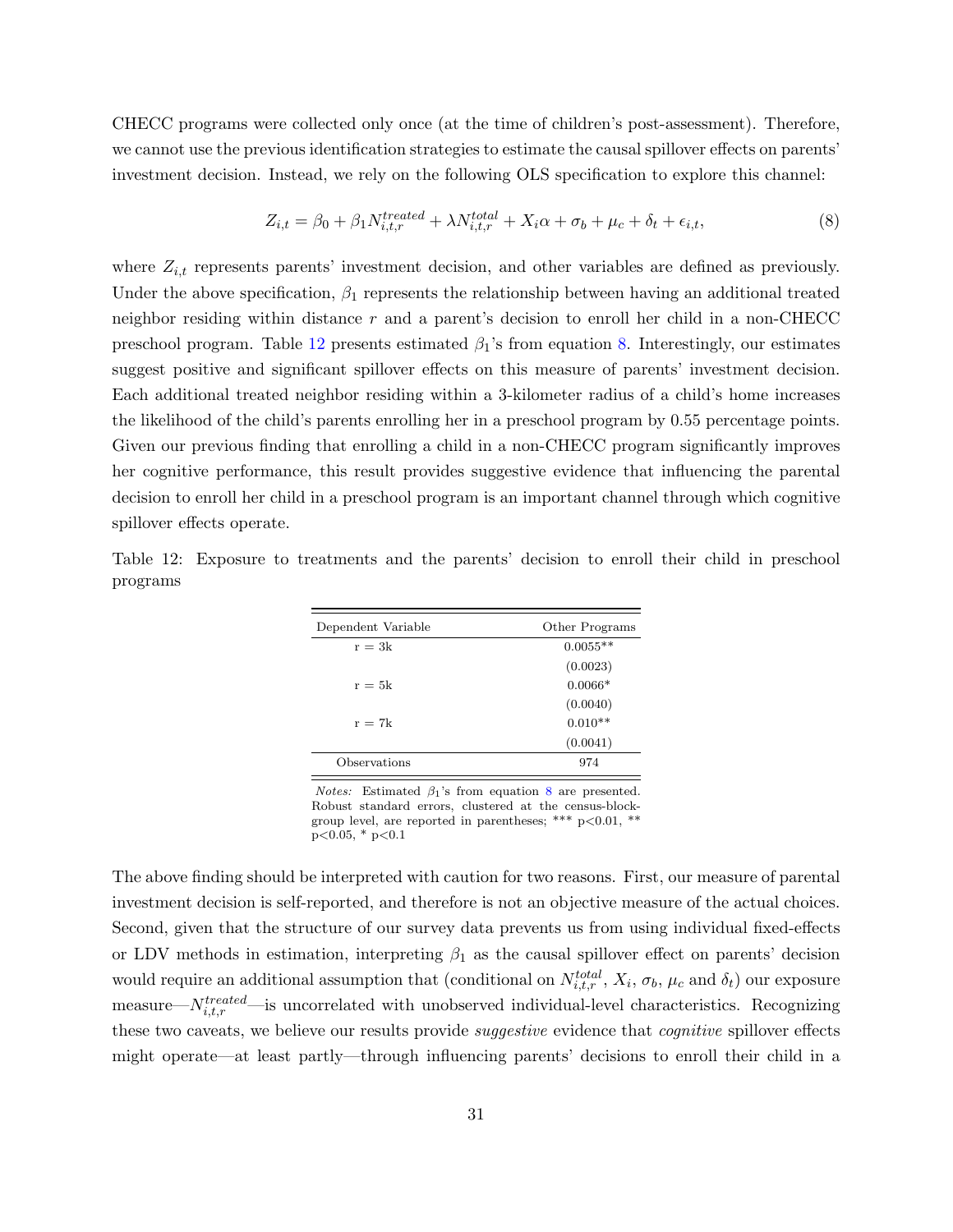CHECC programs were collected only once (at the time of children's post-assessment). Therefore, we cannot use the previous identification strategies to estimate the causal spillover effects on parents' investment decision. Instead, we rely on the following OLS specification to explore this channel:

$$Z_{i,t} = \beta_0 + \beta_1 N^{treated}_{i,t,r} + \lambda N^{total}_{i,t,r} + X_i\alpha + \sigma_b + \mu_c + \delta_t + \epsilon_{i,t}, \tag{8}$$

where $Z_{i,t}$ represents parents' investment decision, and other variables are defined as previously. Under the above specification, $\beta_1$ represents the relationship between having an additional treated neighbor residing within distance $r$ and a parent's decision to enroll her child in a non-CHECC preschool program. Table 12 presents estimated $\beta_1$'s from equation 8. Interestingly, our estimates suggest positive and significant spillover effects on this measure of parents' investment decision. Each additional treated neighbor residing within a 3-kilometer radius of a child's home increases the likelihood of the child's parents enrolling her in a preschool program by 0.55 percentage points. Given our previous finding that enrolling a child in a non-CHECC program significantly improves her cognitive performance, this result provides suggestive evidence that influencing the parental decision to enroll her child in a preschool program is an important channel through which cognitive spillover effects operate.

Table 12: Exposure to treatments and the parents' decision to enroll their child in preschool programs

| Dependent Variable | Other Programs |
|---|---|
| r = 3k | 0.0055** |
| | (0.0023) |
| r = 5k | 0.0066* |
| | (0.0040) |
| r = 7k | 0.010** |
| | (0.0041) |
| Observations | 974 |

*Notes:* Estimated $\beta_1$'s from equation 8 are presented. Robust standard errors, clustered at the census-block-group level, are reported in parentheses; *** p<0.01, ** p<0.05, * p<0.1

The above finding should be interpreted with caution for two reasons. First, our measure of parental investment decision is self-reported, and therefore is not an objective measure of the actual choices. Second, given that the structure of our survey data prevents us from using individual fixed-effects or LDV methods in estimation, interpreting $\beta_1$ as the causal spillover effect on parents' decision would require an additional assumption that (conditional on $N^{total}_{i,t,r}$, $X_i$, $\sigma_b$, $\mu_c$ and $\delta_t$) our exposure measure—$N^{treated}_{i,t,r}$—is uncorrelated with unobserved individual-level characteristics. Recognizing these two caveats, we believe our results provide *suggestive* evidence that *cognitive* spillover effects might operate—at least partly—through influencing parents' decisions to enroll their child in a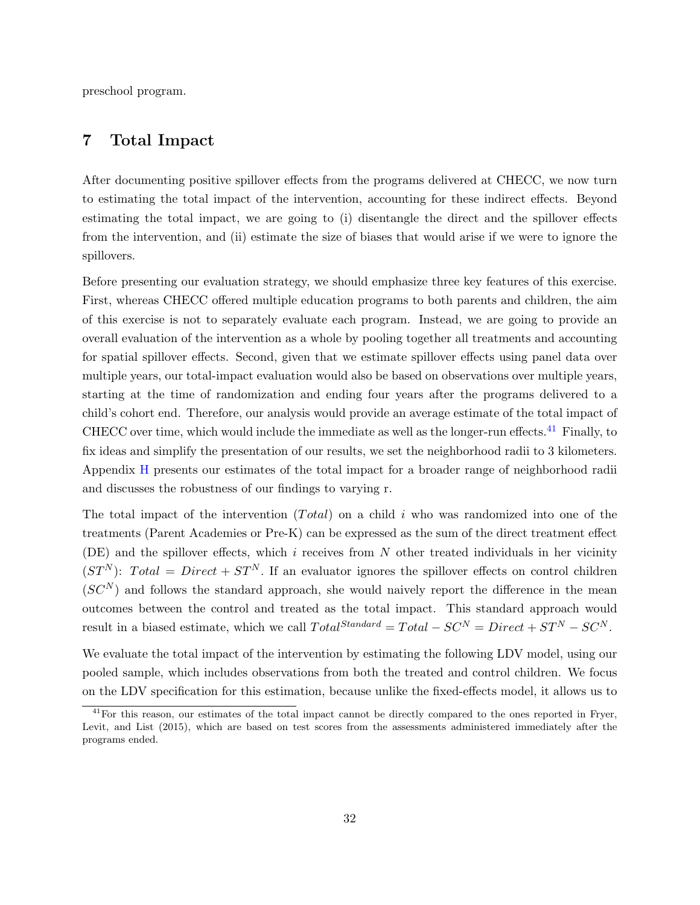preschool program.

## 7 Total Impact

After documenting positive spillover effects from the programs delivered at CHECC, we now turn to estimating the total impact of the intervention, accounting for these indirect effects. Beyond estimating the total impact, we are going to (i) disentangle the direct and the spillover effects from the intervention, and (ii) estimate the size of biases that would arise if we were to ignore the spillovers.

Before presenting our evaluation strategy, we should emphasize three key features of this exercise. First, whereas CHECC offered multiple education programs to both parents and children, the aim of this exercise is not to separately evaluate each program. Instead, we are going to provide an overall evaluation of the intervention as a whole by pooling together all treatments and accounting for spatial spillover effects. Second, given that we estimate spillover effects using panel data over multiple years, our total-impact evaluation would also be based on observations over multiple years, starting at the time of randomization and ending four years after the programs delivered to a child's cohort end. Therefore, our analysis would provide an average estimate of the total impact of CHECC over time, which would include the immediate as well as the longer-run effects.[41] Finally, to fix ideas and simplify the presentation of our results, we set the neighborhood radii to 3 kilometers. Appendix H presents our estimates of the total impact for a broader range of neighborhood radii and discusses the robustness of our findings to varying r.

The total impact of the intervention ($Total$) on a child $i$ who was randomized into one of the treatments (Parent Academies or Pre-K) can be expressed as the sum of the direct treatment effect (DE) and the spillover effects, which $i$ receives from $N$ other treated individuals in her vicinity ($ST^N$): $Total = Direct + ST^N$. If an evaluator ignores the spillover effects on control children ($SC^N$) and follows the standard approach, she would naively report the difference in the mean outcomes between the control and treated as the total impact. This standard approach would result in a biased estimate, which we call $Total^{Standard} = Total - SC^N = Direct + ST^N - SC^N$.

We evaluate the total impact of the intervention by estimating the following LDV model, using our pooled sample, which includes observations from both the treated and control children. We focus on the LDV specification for this estimation, because unlike the fixed-effects model, it allows us to

[41] For this reason, our estimates of the total impact cannot be directly compared to the ones reported in Fryer, Levit, and List (2015), which are based on test scores from the assessments administered immediately after the programs ended.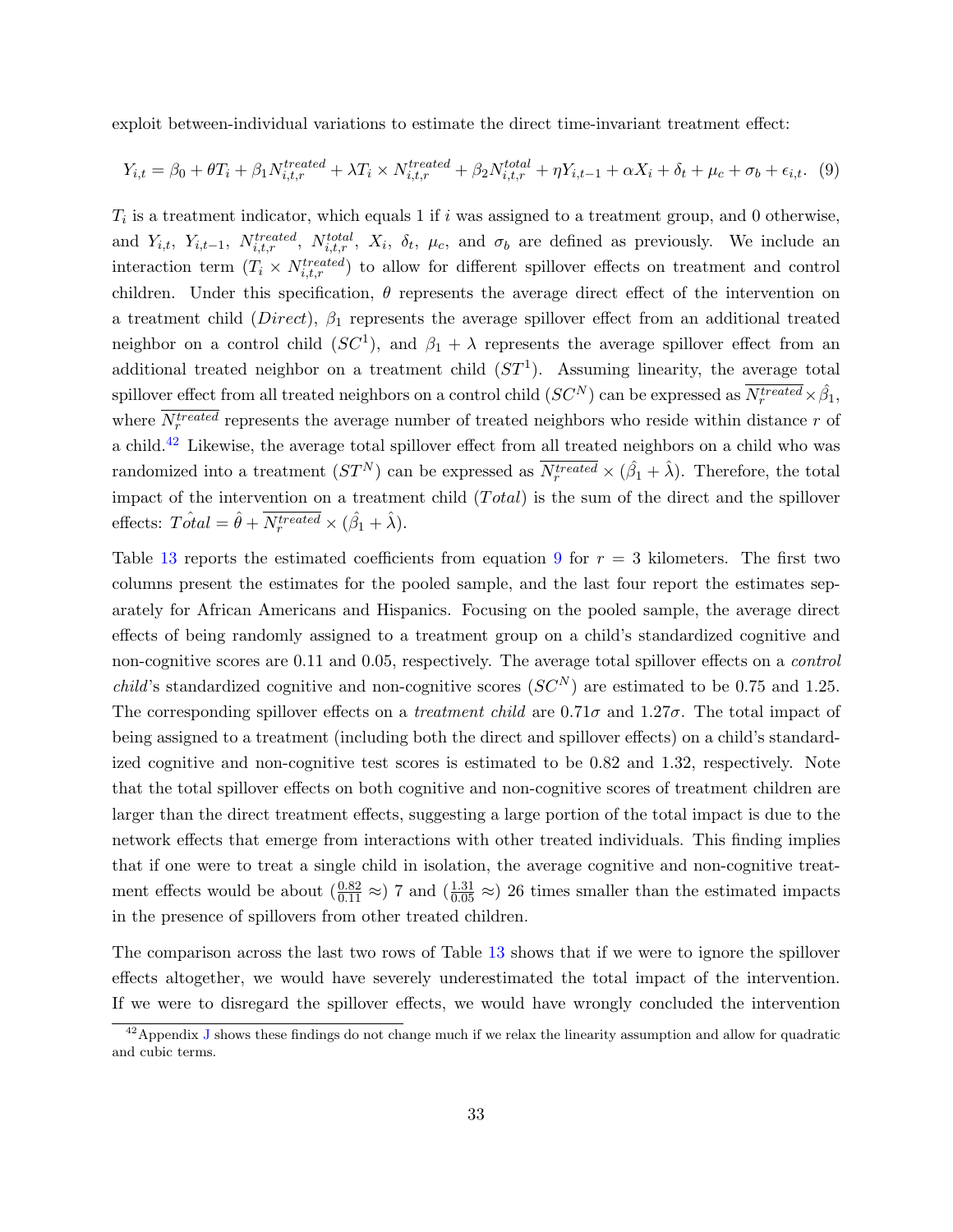exploit between-individual variations to estimate the direct time-invariant treatment effect:

$$Y_{i,t} = \beta_0 + \theta T_i + \beta_1 N_{i,t,r}^{treated} + \lambda T_i \times N_{i,t,r}^{treated} + \beta_2 N_{i,t,r}^{total} + \eta Y_{i,t-1} + \alpha X_i + \delta_t + \mu_c + \sigma_b + \epsilon_{i,t}. \quad (9)$$

$T_i$ is a treatment indicator, which equals 1 if $i$ was assigned to a treatment group, and 0 otherwise, and $Y_{i,t}$, $Y_{i,t-1}$, $N_{i,t,r}^{treated}$, $N_{i,t,r}^{total}$, $X_i$, $\delta_t$, $\mu_c$, and $\sigma_b$ are defined as previously. We include an interaction term ($T_i \times N_{i,t,r}^{treated}$) to allow for different spillover effects on treatment and control children. Under this specification, $\theta$ represents the average direct effect of the intervention on a treatment child ($Direct$), $\beta_1$ represents the average spillover effect from an additional treated neighbor on a control child ($SC^1$), and $\beta_1 + \lambda$ represents the average spillover effect from an additional treated neighbor on a treatment child ($ST^1$). Assuming linearity, the average total spillover effect from all treated neighbors on a control child ($SC^N$) can be expressed as $\overline{N_r^{treated}} \times \hat{\beta}_1$, where $\overline{N_r^{treated}}$ represents the average number of treated neighbors who reside within distance $r$ of a child.[42] Likewise, the average total spillover effect from all treated neighbors on a child who was randomized into a treatment ($ST^N$) can be expressed as $\overline{N_r^{treated}} \times (\hat{\beta}_1 + \hat{\lambda})$. Therefore, the total impact of the intervention on a treatment child ($Total$) is the sum of the direct and the spillover effects: $\hat{Total} = \hat{\theta} + \overline{N_r^{treated}} \times (\hat{\beta}_1 + \hat{\lambda})$.

Table 13 reports the estimated coefficients from equation 9 for $r = 3$ kilometers. The first two columns present the estimates for the pooled sample, and the last four report the estimates separately for African Americans and Hispanics. Focusing on the pooled sample, the average direct effects of being randomly assigned to a treatment group on a child's standardized cognitive and non-cognitive scores are 0.11 and 0.05, respectively. The average total spillover effects on a *control child*'s standardized cognitive and non-cognitive scores ($SC^N$) are estimated to be 0.75 and 1.25. The corresponding spillover effects on a *treatment child* are $0.71\sigma$ and $1.27\sigma$. The total impact of being assigned to a treatment (including both the direct and spillover effects) on a child's standardized cognitive and non-cognitive test scores is estimated to be 0.82 and 1.32, respectively. Note that the total spillover effects on both cognitive and non-cognitive scores of treatment children are larger than the direct treatment effects, suggesting a large portion of the total impact is due to the network effects that emerge from interactions with other treated individuals. This finding implies that if one were to treat a single child in isolation, the average cognitive and non-cognitive treatment effects would be about ($\frac{0.82}{0.11} \approx$) 7 and ($\frac{1.31}{0.05} \approx$) 26 times smaller than the estimated impacts in the presence of spillovers from other treated children.

The comparison across the last two rows of Table 13 shows that if we were to ignore the spillover effects altogether, we would have severely underestimated the total impact of the intervention. If we were to disregard the spillover effects, we would have wrongly concluded the intervention

[42] Appendix J shows these findings do not change much if we relax the linearity assumption and allow for quadratic and cubic terms.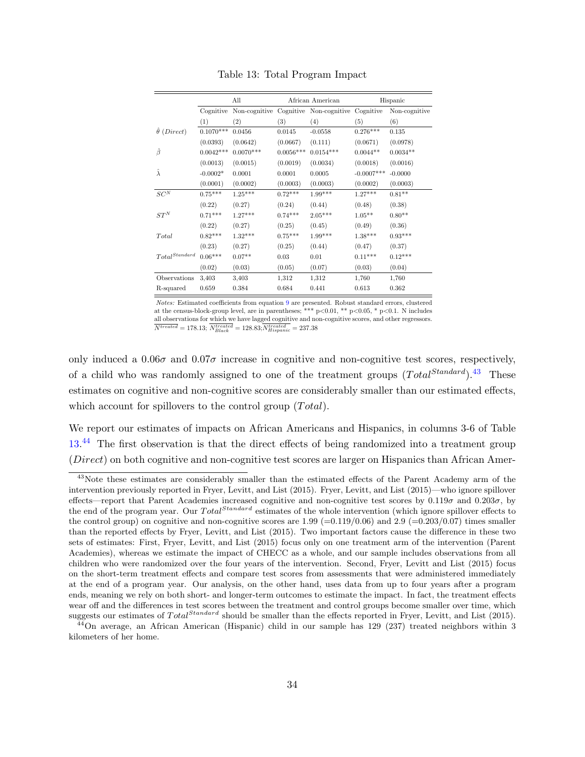Table 13: Total Program Impact

| | All | | African American | | Hispanic | |
|---|---|---|---|---|---|---|
| | Cognitive | Non-cognitive | Cognitive | Non-cognitive | Cognitive | Non-cognitive |
| | (1) | (2) | (3) | (4) | (5) | (6) |
| $\hat{\theta}$ $(Direct)$ | 0.1070*** | 0.0456 | 0.0145 | -0.0558 | 0.276*** | 0.135 |
| | (0.0393) | (0.0642) | (0.0667) | (0.111) | (0.0671) | (0.0978) |
| $\hat{\beta}$ | 0.0042*** | 0.0070*** | 0.0056*** | 0.0154*** | 0.0044** | 0.0034** |
| | (0.0013) | (0.0015) | (0.0019) | (0.0034) | (0.0018) | (0.0016) |
| $\hat{\lambda}$ | -0.0002* | 0.0001 | 0.0001 | 0.0005 | -0.0007*** | -0.0000 |
| | (0.0001) | (0.0002) | (0.0003) | (0.0003) | (0.0002) | (0.0003) |
| $SC^N$ | 0.75*** | 1.25*** | 0.72*** | 1.99*** | 1.27*** | 0.81** |
| | (0.22) | (0.27) | (0.24) | (0.44) | (0.48) | (0.38) |
| $ST^N$ | 0.71*** | 1.27*** | 0.74*** | 2.05*** | 1.05** | 0.80** |
| | (0.22) | (0.27) | (0.25) | (0.45) | (0.49) | (0.36) |
| $Total$ | 0.82*** | 1.32*** | 0.75*** | 1.99*** | 1.38*** | 0.93*** |
| | (0.23) | (0.27) | (0.25) | (0.44) | (0.47) | (0.37) |
| $Total^{Standard}$ | 0.06*** | 0.07** | 0.03 | 0.01 | 0.11*** | 0.12*** |
| | (0.02) | (0.03) | (0.05) | (0.07) | (0.03) | (0.04) |
| Observations | 3,403 | 3,403 | 1,312 | 1,312 | 1,760 | 1,760 |
| R-squared | 0.659 | 0.384 | 0.684 | 0.441 | 0.613 | 0.362 |

*Notes:* Estimated coefficients from equation 9 are presented. Robust standard errors, clustered at the census-block-group level, are in parentheses; *** p<0.01, ** p<0.05, * p<0.1. N includes all observations for which we have lagged cognitive and non-cognitive scores, and other regressors. $\overline{N^{treated}} = 178.13$; $\overline{N^{treated}_{Black}} = 128.83$; $\overline{N^{treated}_{Hispanic}} = 237.38$

only induced a $0.06\sigma$ and $0.07\sigma$ increase in cognitive and non-cognitive test scores, respectively, of a child who was randomly assigned to one of the treatment groups ($Total^{Standard}$).[43] These estimates on cognitive and non-cognitive scores are considerably smaller than our estimated effects, which account for spillovers to the control group ($Total$).

We report our estimates of impacts on African Americans and Hispanics, in columns 3-6 of Table 13.[44] The first observation is that the direct effects of being randomized into a treatment group ($Direct$) on both cognitive and non-cognitive test scores are larger on Hispanics than African Amer-

[43] Note these estimates are considerably smaller than the estimated effects of the Parent Academy arm of the intervention previously reported in Fryer, Levitt, and List (2015). Fryer, Levitt, and List (2015)—who ignore spillover effects—report that Parent Academies increased cognitive and non-cognitive test scores by $0.119\sigma$ and $0.203\sigma$, by the end of the program year. Our $Total^{Standard}$ estimates of the whole intervention (which ignore spillover effects to the control group) on cognitive and non-cognitive scores are 1.99 (=0.119/0.06) and 2.9 (=0.203/0.07) times smaller than the reported effects by Fryer, Levitt, and List (2015). Two important factors cause the difference in these two sets of estimates: First, Fryer, Levitt, and List (2015) focus only on one treatment arm of the intervention (Parent Academies), whereas we estimate the impact of CHECC as a whole, and our sample includes observations from all children who were randomized over the four years of the intervention. Second, Fryer, Levitt and List (2015) focus on the short-term treatment effects and compare test scores from assessments that were administered immediately at the end of a program year. Our analysis, on the other hand, uses data from up to four years after a program ends, meaning we rely on both short- and longer-term outcomes to estimate the impact. In fact, the treatment effects wear off and the differences in test scores between the treatment and control groups become smaller over time, which suggests our estimates of $Total^{Standard}$ should be smaller than the effects reported in Fryer, Levitt, and List (2015).

[44] On average, an African American (Hispanic) child in our sample has 129 (237) treated neighbors within 3 kilometers of her home.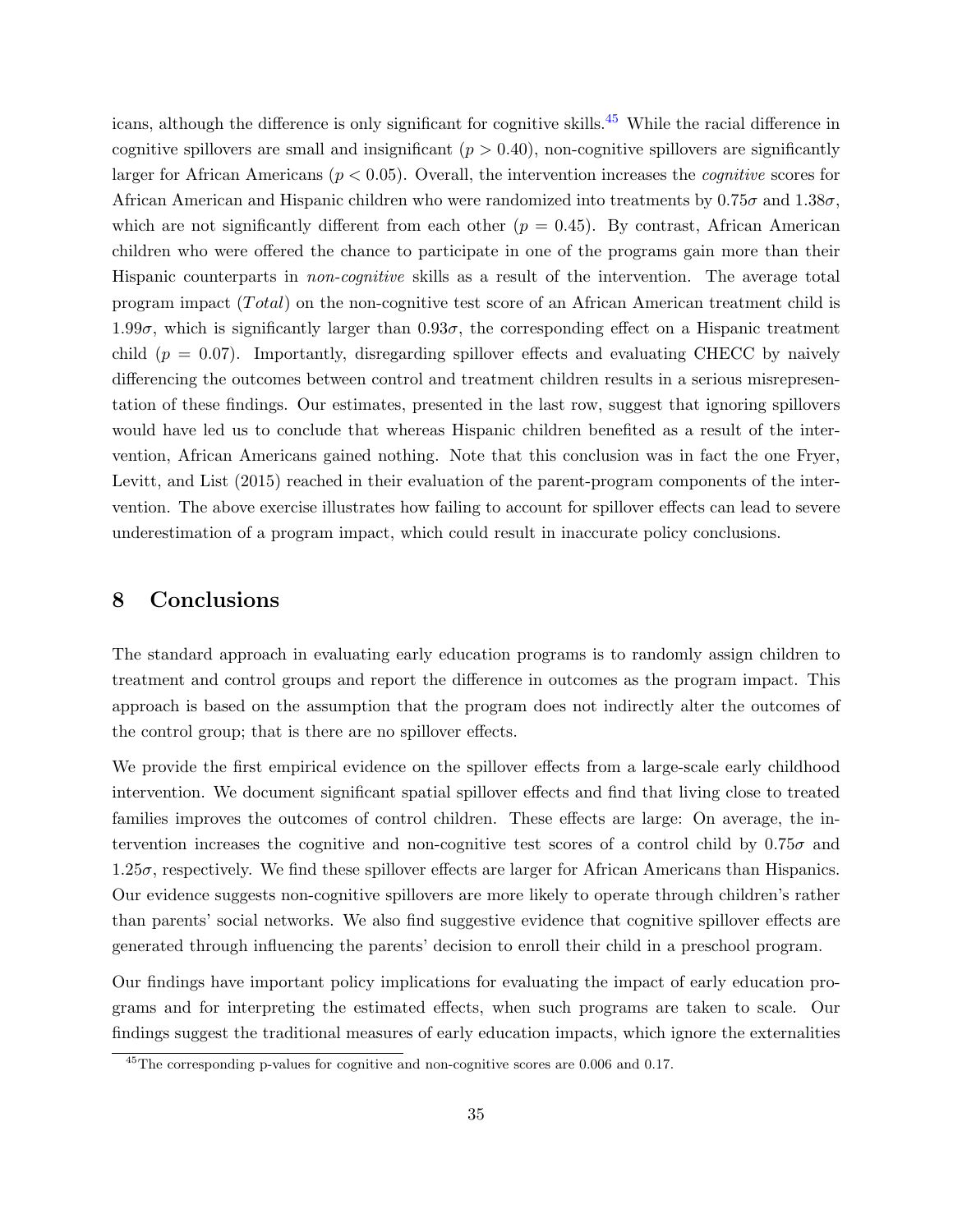icans, although the difference is only significant for cognitive skills.[45] While the racial difference in cognitive spillovers are small and insignificant ($p > 0.40$), non-cognitive spillovers are significantly larger for African Americans ($p < 0.05$). Overall, the intervention increases the *cognitive* scores for African American and Hispanic children who were randomized into treatments by $0.75\sigma$ and $1.38\sigma$, which are not significantly different from each other ($p = 0.45$). By contrast, African American children who were offered the chance to participate in one of the programs gain more than their Hispanic counterparts in *non-cognitive* skills as a result of the intervention. The average total program impact ($Total$) on the non-cognitive test score of an African American treatment child is $1.99\sigma$, which is significantly larger than $0.93\sigma$, the corresponding effect on a Hispanic treatment child ($p = 0.07$). Importantly, disregarding spillover effects and evaluating CHECC by naively differencing the outcomes between control and treatment children results in a serious misrepresentation of these findings. Our estimates, presented in the last row, suggest that ignoring spillovers would have led us to conclude that whereas Hispanic children benefited as a result of the intervention, African Americans gained nothing. Note that this conclusion was in fact the one Fryer, Levitt, and List (2015) reached in their evaluation of the parent-program components of the intervention. The above exercise illustrates how failing to account for spillover effects can lead to severe underestimation of a program impact, which could result in inaccurate policy conclusions.

# 8 Conclusions

The standard approach in evaluating early education programs is to randomly assign children to treatment and control groups and report the difference in outcomes as the program impact. This approach is based on the assumption that the program does not indirectly alter the outcomes of the control group; that is there are no spillover effects.

We provide the first empirical evidence on the spillover effects from a large-scale early childhood intervention. We document significant spatial spillover effects and find that living close to treated families improves the outcomes of control children. These effects are large: On average, the intervention increases the cognitive and non-cognitive test scores of a control child by $0.75\sigma$ and $1.25\sigma$, respectively. We find these spillover effects are larger for African Americans than Hispanics. Our evidence suggests non-cognitive spillovers are more likely to operate through children's rather than parents' social networks. We also find suggestive evidence that cognitive spillover effects are generated through influencing the parents' decision to enroll their child in a preschool program.

Our findings have important policy implications for evaluating the impact of early education programs and for interpreting the estimated effects, when such programs are taken to scale. Our findings suggest the traditional measures of early education impacts, which ignore the externalities

[45] The corresponding p-values for cognitive and non-cognitive scores are 0.006 and 0.17.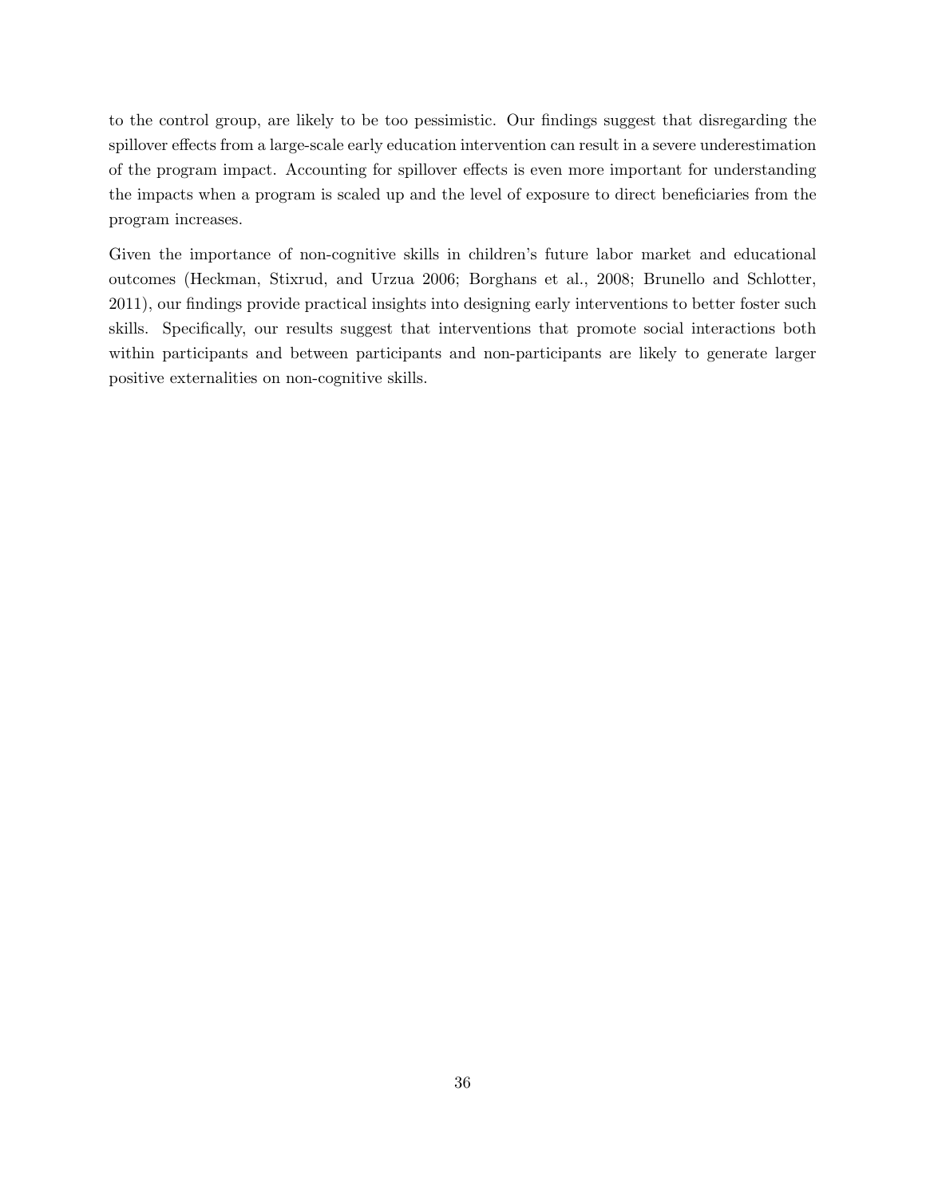to the control group, are likely to be too pessimistic. Our findings suggest that disregarding the spillover effects from a large-scale early education intervention can result in a severe underestimation of the program impact. Accounting for spillover effects is even more important for understanding the impacts when a program is scaled up and the level of exposure to direct beneficiaries from the program increases.

Given the importance of non-cognitive skills in children's future labor market and educational outcomes (Heckman, Stixrud, and Urzua 2006; Borghans et al., 2008; Brunello and Schlotter, 2011), our findings provide practical insights into designing early interventions to better foster such skills. Specifically, our results suggest that interventions that promote social interactions both within participants and between participants and non-participants are likely to generate larger positive externalities on non-cognitive skills.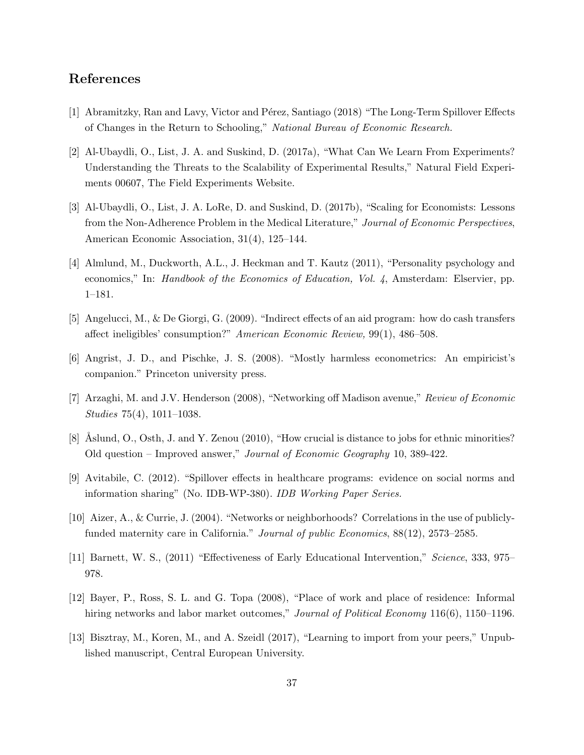## References

[1] Abramitzky, Ran and Lavy, Victor and Pérez, Santiago (2018) "The Long-Term Spillover Effects of Changes in the Return to Schooling," *National Bureau of Economic Research.*

[2] Al-Ubaydli, O., List, J. A. and Suskind, D. (2017a), "What Can We Learn From Experiments? Understanding the Threats to the Scalability of Experimental Results," Natural Field Experiments 00607, The Field Experiments Website.

[3] Al-Ubaydli, O., List, J. A. LoRe, D. and Suskind, D. (2017b), "Scaling for Economists: Lessons from the Non-Adherence Problem in the Medical Literature," *Journal of Economic Perspectives*, American Economic Association, 31(4), 125–144.

[4] Almlund, M., Duckworth, A.L., J. Heckman and T. Kautz (2011), "Personality psychology and economics," In: *Handbook of the Economics of Education, Vol. 4*, Amsterdam: Elservier, pp. 1–181.

[5] Angelucci, M., & De Giorgi, G. (2009). "Indirect effects of an aid program: how do cash transfers affect ineligibles' consumption?" *American Economic Review*, 99(1), 486–508.

[6] Angrist, J. D., and Pischke, J. S. (2008). "Mostly harmless econometrics: An empiricist's companion." Princeton university press.

[7] Arzaghi, M. and J.V. Henderson (2008), "Networking off Madison avenue," *Review of Economic Studies* 75(4), 1011–1038.

[8] Åslund, O., Osth, J. and Y. Zenou (2010), "How crucial is distance to jobs for ethnic minorities? Old question – Improved answer," *Journal of Economic Geography* 10, 389-422.

[9] Avitabile, C. (2012). "Spillover effects in healthcare programs: evidence on social norms and information sharing" (No. IDB-WP-380). *IDB Working Paper Series.*

[10] Aizer, A., & Currie, J. (2004). "Networks or neighborhoods? Correlations in the use of publicly-funded maternity care in California." *Journal of public Economics*, 88(12), 2573–2585.

[11] Barnett, W. S., (2011) "Effectiveness of Early Educational Intervention," *Science*, 333, 975–978.

[12] Bayer, P., Ross, S. L. and G. Topa (2008), "Place of work and place of residence: Informal hiring networks and labor market outcomes," *Journal of Political Economy* 116(6), 1150–1196.

[13] Bisztray, M., Koren, M., and A. Szeidl (2017), "Learning to import from your peers," Unpublished manuscript, Central European University.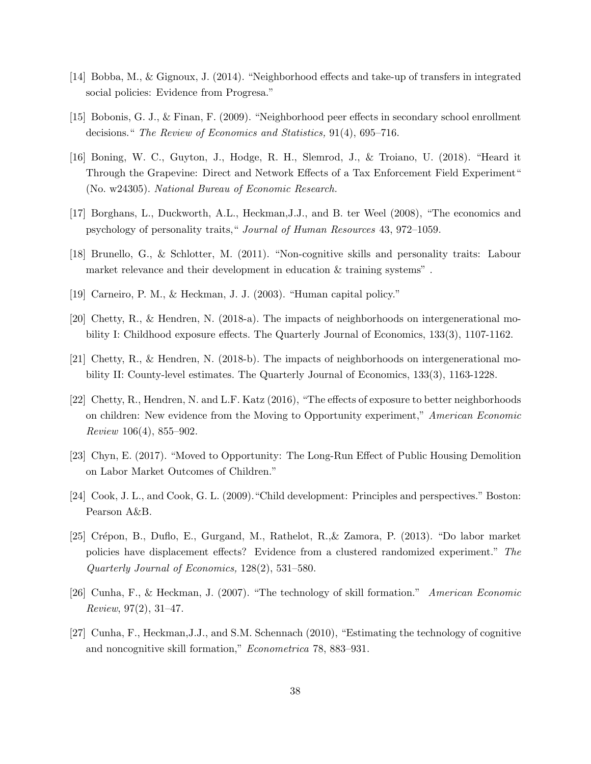[14] Bobba, M., & Gignoux, J. (2014). "Neighborhood effects and take-up of transfers in integrated social policies: Evidence from Progresa."

[15] Bobonis, G. J., & Finan, F. (2009). "Neighborhood peer effects in secondary school enrollment decisions." *The Review of Economics and Statistics,* 91(4), 695–716.

[16] Boning, W. C., Guyton, J., Hodge, R. H., Slemrod, J., & Troiano, U. (2018). "Heard it Through the Grapevine: Direct and Network Effects of a Tax Enforcement Field Experiment" (No. w24305). *National Bureau of Economic Research.*

[17] Borghans, L., Duckworth, A.L., Heckman,J.J., and B. ter Weel (2008), "The economics and psychology of personality traits," *Journal of Human Resources* 43, 972–1059.

[18] Brunello, G., & Schlotter, M. (2011). "Non-cognitive skills and personality traits: Labour market relevance and their development in education & training systems" .

[19] Carneiro, P. M., & Heckman, J. J. (2003). "Human capital policy."

[20] Chetty, R., & Hendren, N. (2018-a). The impacts of neighborhoods on intergenerational mobility I: Childhood exposure effects. The Quarterly Journal of Economics, 133(3), 1107-1162.

[21] Chetty, R., & Hendren, N. (2018-b). The impacts of neighborhoods on intergenerational mobility II: County-level estimates. The Quarterly Journal of Economics, 133(3), 1163-1228.

[22] Chetty, R., Hendren, N. and L.F. Katz (2016), "The effects of exposure to better neighborhoods on children: New evidence from the Moving to Opportunity experiment," *American Economic Review* 106(4), 855–902.

[23] Chyn, E. (2017). "Moved to Opportunity: The Long-Run Effect of Public Housing Demolition on Labor Market Outcomes of Children."

[24] Cook, J. L., and Cook, G. L. (2009)."Child development: Principles and perspectives." Boston: Pearson A&B.

[25] Crépon, B., Duflo, E., Gurgand, M., Rathelot, R.,& Zamora, P. (2013). "Do labor market policies have displacement effects? Evidence from a clustered randomized experiment." *The Quarterly Journal of Economics,* 128(2), 531–580.

[26] Cunha, F., & Heckman, J. (2007). "The technology of skill formation." *American Economic Review*, 97(2), 31–47.

[27] Cunha, F., Heckman,J.J., and S.M. Schennach (2010), "Estimating the technology of cognitive and noncognitive skill formation," *Econometrica* 78, 883–931.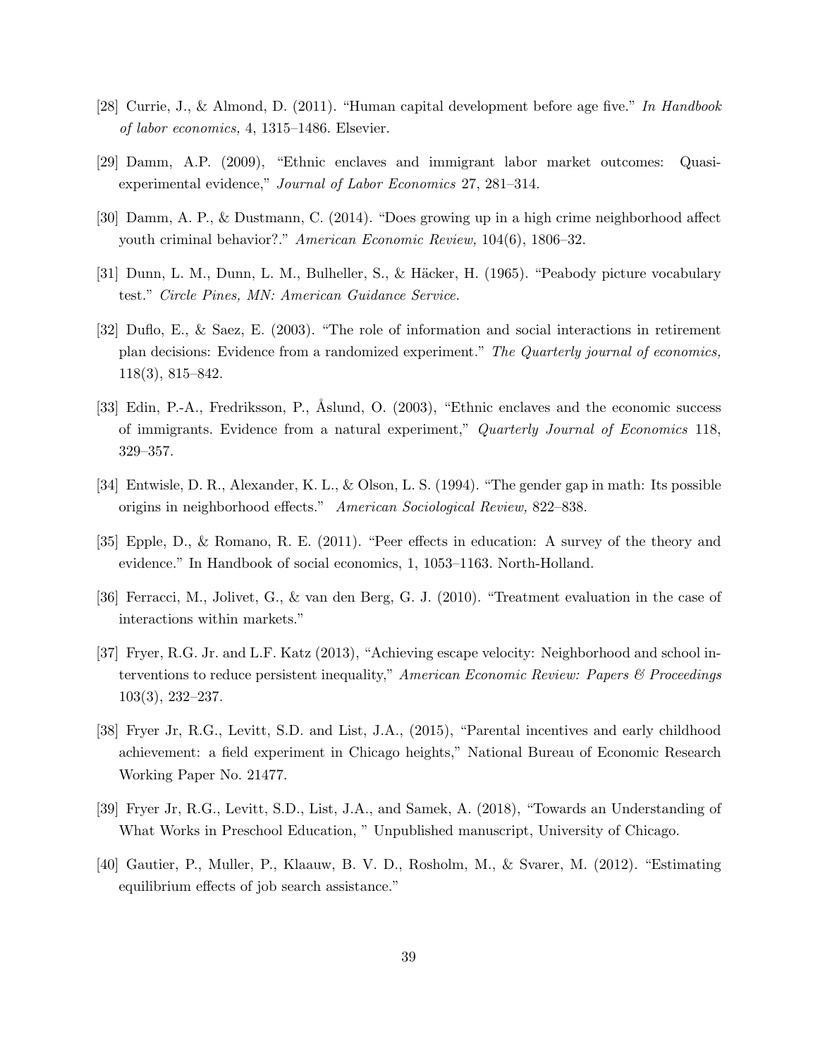[28] Currie, J., & Almond, D. (2011). "Human capital development before age five." *In Handbook of labor economics,* 4, 1315–1486. Elsevier.

[29] Damm, A.P. (2009), "Ethnic enclaves and immigrant labor market outcomes: Quasi-experimental evidence," *Journal of Labor Economics* 27, 281–314.

[30] Damm, A. P., & Dustmann, C. (2014). "Does growing up in a high crime neighborhood affect youth criminal behavior?." *American Economic Review,* 104(6), 1806–32.

[31] Dunn, L. M., Dunn, L. M., Bulheller, S., & Häcker, H. (1965). "Peabody picture vocabulary test." *Circle Pines, MN: American Guidance Service.*

[32] Duflo, E., & Saez, E. (2003). "The role of information and social interactions in retirement plan decisions: Evidence from a randomized experiment." *The Quarterly journal of economics,* 118(3), 815–842.

[33] Edin, P.-A., Fredriksson, P., Åslund, O. (2003), "Ethnic enclaves and the economic success of immigrants. Evidence from a natural experiment," *Quarterly Journal of Economics* 118, 329–357.

[34] Entwisle, D. R., Alexander, K. L., & Olson, L. S. (1994). "The gender gap in math: Its possible origins in neighborhood effects." *American Sociological Review,* 822–838.

[35] Epple, D., & Romano, R. E. (2011). "Peer effects in education: A survey of the theory and evidence." In Handbook of social economics, 1, 1053–1163. North-Holland.

[36] Ferracci, M., Jolivet, G., & van den Berg, G. J. (2010). "Treatment evaluation in the case of interactions within markets."

[37] Fryer, R.G. Jr. and L.F. Katz (2013), "Achieving escape velocity: Neighborhood and school interventions to reduce persistent inequality," *American Economic Review: Papers & Proceedings* 103(3), 232–237.

[38] Fryer Jr, R.G., Levitt, S.D. and List, J.A., (2015), "Parental incentives and early childhood achievement: a field experiment in Chicago heights," National Bureau of Economic Research Working Paper No. 21477.

[39] Fryer Jr, R.G., Levitt, S.D., List, J.A., and Samek, A. (2018), "Towards an Understanding of What Works in Preschool Education, " Unpublished manuscript, University of Chicago.

[40] Gautier, P., Muller, P., Klaauw, B. V. D., Rosholm, M., & Svarer, M. (2012). "Estimating equilibrium effects of job search assistance."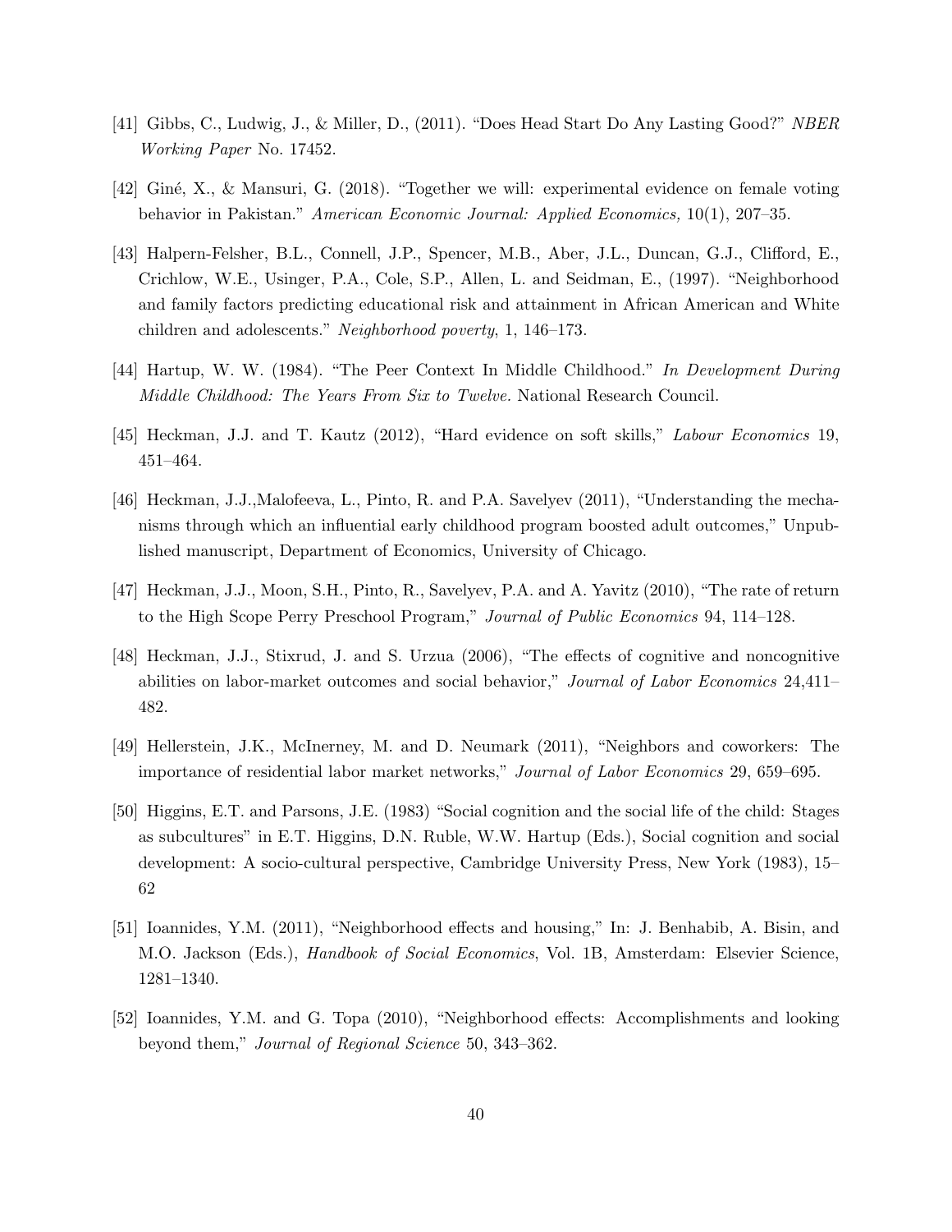[41] Gibbs, C., Ludwig, J., & Miller, D., (2011). "Does Head Start Do Any Lasting Good?" *NBER Working Paper* No. 17452.

[42] Giné, X., & Mansuri, G. (2018). "Together we will: experimental evidence on female voting behavior in Pakistan." *American Economic Journal: Applied Economics,* 10(1), 207–35.

[43] Halpern-Felsher, B.L., Connell, J.P., Spencer, M.B., Aber, J.L., Duncan, G.J., Clifford, E., Crichlow, W.E., Usinger, P.A., Cole, S.P., Allen, L. and Seidman, E., (1997). "Neighborhood and family factors predicting educational risk and attainment in African American and White children and adolescents." *Neighborhood poverty*, 1, 146–173.

[44] Hartup, W. W. (1984). "The Peer Context In Middle Childhood." *In Development During Middle Childhood: The Years From Six to Twelve.* National Research Council.

[45] Heckman, J.J. and T. Kautz (2012), "Hard evidence on soft skills," *Labour Economics* 19, 451–464.

[46] Heckman, J.J.,Malofeeva, L., Pinto, R. and P.A. Savelyev (2011), "Understanding the mechanisms through which an influential early childhood program boosted adult outcomes," Unpublished manuscript, Department of Economics, University of Chicago.

[47] Heckman, J.J., Moon, S.H., Pinto, R., Savelyev, P.A. and A. Yavitz (2010), "The rate of return to the High Scope Perry Preschool Program," *Journal of Public Economics* 94, 114–128.

[48] Heckman, J.J., Stixrud, J. and S. Urzua (2006), "The effects of cognitive and noncognitive abilities on labor-market outcomes and social behavior," *Journal of Labor Economics* 24,411–482.

[49] Hellerstein, J.K., McInerney, M. and D. Neumark (2011), "Neighbors and coworkers: The importance of residential labor market networks," *Journal of Labor Economics* 29, 659–695.

[50] Higgins, E.T. and Parsons, J.E. (1983) "Social cognition and the social life of the child: Stages as subcultures" in E.T. Higgins, D.N. Ruble, W.W. Hartup (Eds.), Social cognition and social development: A socio-cultural perspective, Cambridge University Press, New York (1983), 15–62

[51] Ioannides, Y.M. (2011), "Neighborhood effects and housing," In: J. Benhabib, A. Bisin, and M.O. Jackson (Eds.), *Handbook of Social Economics*, Vol. 1B, Amsterdam: Elsevier Science, 1281–1340.

[52] Ioannides, Y.M. and G. Topa (2010), "Neighborhood effects: Accomplishments and looking beyond them," *Journal of Regional Science* 50, 343–362.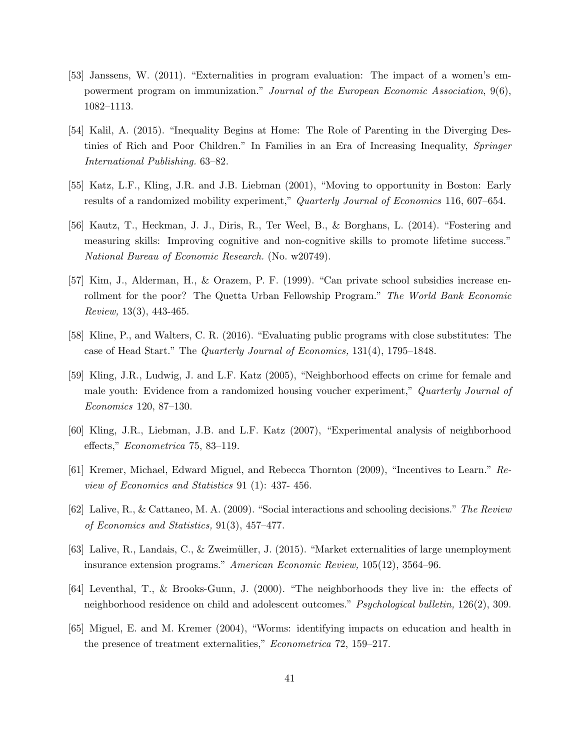[53] Janssens, W. (2011). "Externalities in program evaluation: The impact of a women's empowerment program on immunization." *Journal of the European Economic Association*, 9(6), 1082–1113.

[54] Kalil, A. (2015). "Inequality Begins at Home: The Role of Parenting in the Diverging Destinies of Rich and Poor Children." In Families in an Era of Increasing Inequality, *Springer International Publishing.* 63–82.

[55] Katz, L.F., Kling, J.R. and J.B. Liebman (2001), "Moving to opportunity in Boston: Early results of a randomized mobility experiment," *Quarterly Journal of Economics* 116, 607–654.

[56] Kautz, T., Heckman, J. J., Diris, R., Ter Weel, B., & Borghans, L. (2014). "Fostering and measuring skills: Improving cognitive and non-cognitive skills to promote lifetime success." *National Bureau of Economic Research.* (No. w20749).

[57] Kim, J., Alderman, H., & Orazem, P. F. (1999). "Can private school subsidies increase enrollment for the poor? The Quetta Urban Fellowship Program." *The World Bank Economic Review,* 13(3), 443-465.

[58] Kline, P., and Walters, C. R. (2016). "Evaluating public programs with close substitutes: The case of Head Start." The *Quarterly Journal of Economics,* 131(4), 1795–1848.

[59] Kling, J.R., Ludwig, J. and L.F. Katz (2005), "Neighborhood effects on crime for female and male youth: Evidence from a randomized housing voucher experiment," *Quarterly Journal of Economics* 120, 87–130.

[60] Kling, J.R., Liebman, J.B. and L.F. Katz (2007), "Experimental analysis of neighborhood effects," *Econometrica* 75, 83–119.

[61] Kremer, Michael, Edward Miguel, and Rebecca Thornton (2009), "Incentives to Learn." *Review of Economics and Statistics* 91 (1): 437- 456.

[62] Lalive, R., & Cattaneo, M. A. (2009). "Social interactions and schooling decisions." *The Review of Economics and Statistics,* 91(3), 457–477.

[63] Lalive, R., Landais, C., & Zweimüller, J. (2015). "Market externalities of large unemployment insurance extension programs." *American Economic Review,* 105(12), 3564–96.

[64] Leventhal, T., & Brooks-Gunn, J. (2000). "The neighborhoods they live in: the effects of neighborhood residence on child and adolescent outcomes." *Psychological bulletin,* 126(2), 309.

[65] Miguel, E. and M. Kremer (2004), "Worms: identifying impacts on education and health in the presence of treatment externalities," *Econometrica* 72, 159–217.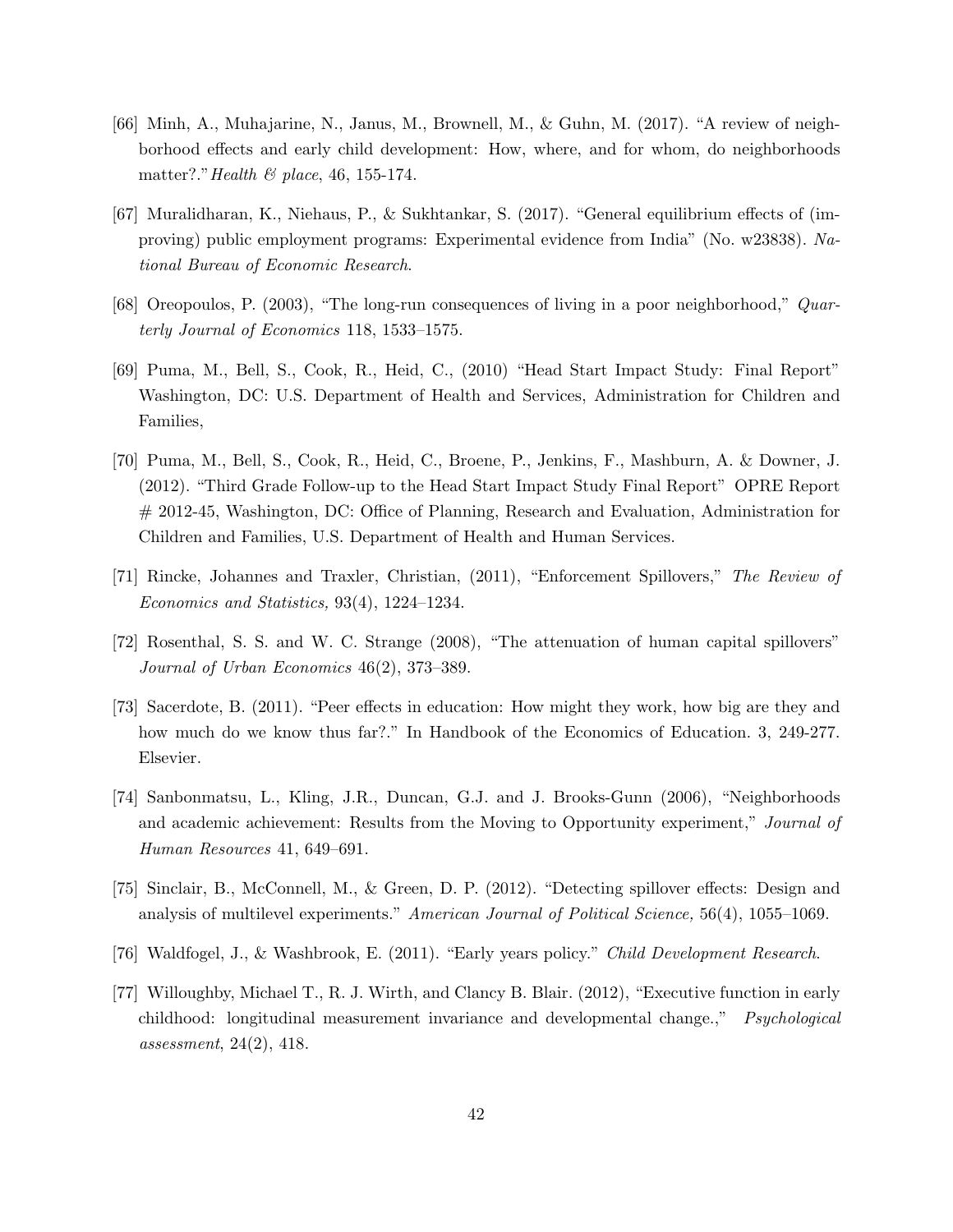[66] Minh, A., Muhajarine, N., Janus, M., Brownell, M., & Guhn, M. (2017). "A review of neighborhood effects and early child development: How, where, and for whom, do neighborhoods matter?." *Health & place*, 46, 155-174.

[67] Muralidharan, K., Niehaus, P., & Sukhtankar, S. (2017). "General equilibrium effects of (improving) public employment programs: Experimental evidence from India" (No. w23838). *National Bureau of Economic Research*.

[68] Oreopoulos, P. (2003), "The long-run consequences of living in a poor neighborhood," *Quarterly Journal of Economics* 118, 1533–1575.

[69] Puma, M., Bell, S., Cook, R., Heid, C., (2010) "Head Start Impact Study: Final Report" Washington, DC: U.S. Department of Health and Services, Administration for Children and Families,

[70] Puma, M., Bell, S., Cook, R., Heid, C., Broene, P., Jenkins, F., Mashburn, A. & Downer, J. (2012). "Third Grade Follow-up to the Head Start Impact Study Final Report" OPRE Report # 2012-45, Washington, DC: Office of Planning, Research and Evaluation, Administration for Children and Families, U.S. Department of Health and Human Services.

[71] Rincke, Johannes and Traxler, Christian, (2011), "Enforcement Spillovers," *The Review of Economics and Statistics,* 93(4), 1224–1234.

[72] Rosenthal, S. S. and W. C. Strange (2008), "The attenuation of human capital spillovers" *Journal of Urban Economics* 46(2), 373–389.

[73] Sacerdote, B. (2011). "Peer effects in education: How might they work, how big are they and how much do we know thus far?." In Handbook of the Economics of Education. 3, 249-277. Elsevier.

[74] Sanbonmatsu, L., Kling, J.R., Duncan, G.J. and J. Brooks-Gunn (2006), "Neighborhoods and academic achievement: Results from the Moving to Opportunity experiment," *Journal of Human Resources* 41, 649–691.

[75] Sinclair, B., McConnell, M., & Green, D. P. (2012). "Detecting spillover effects: Design and analysis of multilevel experiments." *American Journal of Political Science,* 56(4), 1055–1069.

[76] Waldfogel, J., & Washbrook, E. (2011). "Early years policy." *Child Development Research*.

[77] Willoughby, Michael T., R. J. Wirth, and Clancy B. Blair. (2012), "Executive function in early childhood: longitudinal measurement invariance and developmental change.," *Psychological assessment*, 24(2), 418.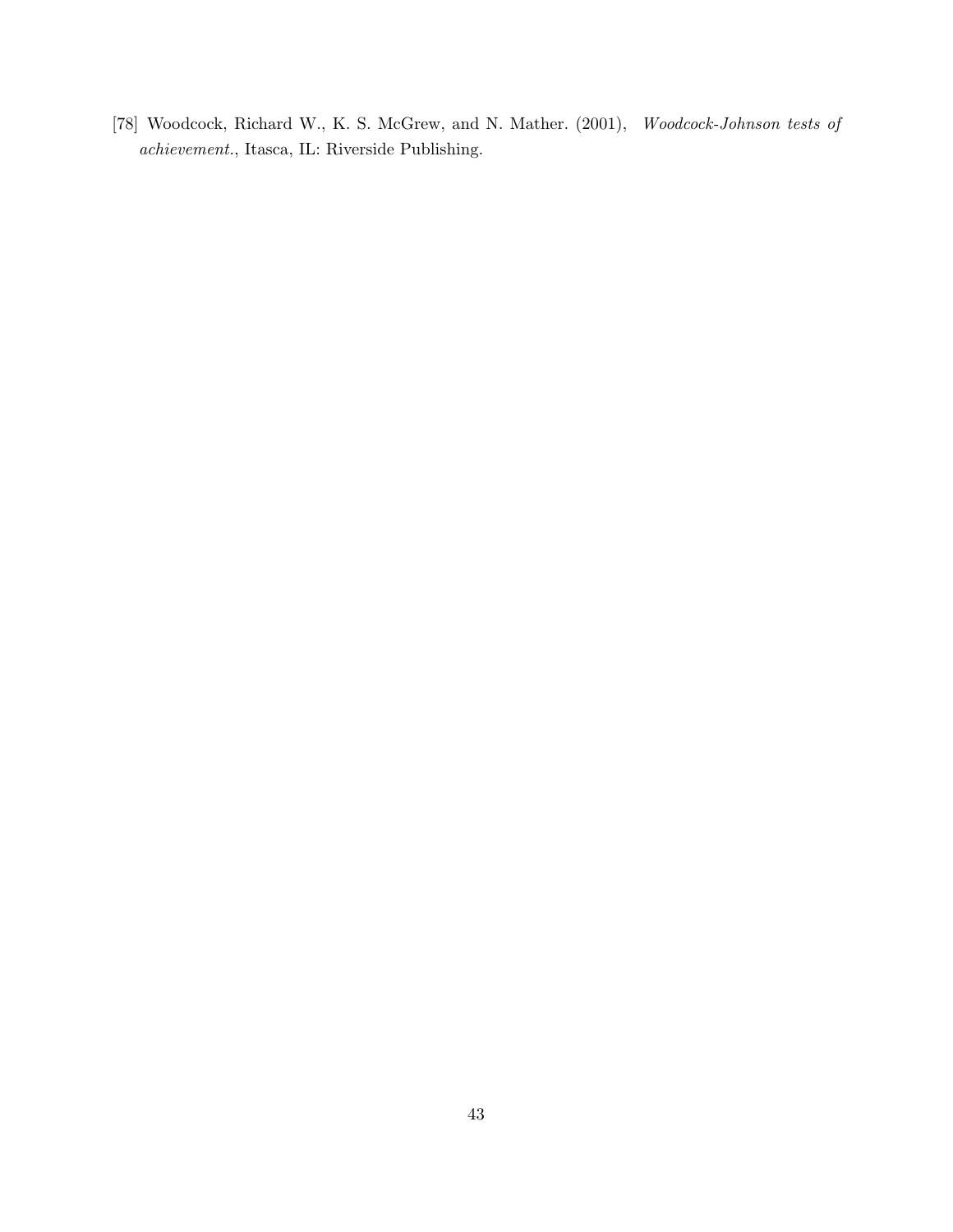[78] Woodcock, Richard W., K. S. McGrew, and N. Mather. (2001), *Woodcock-Johnson tests of achievement.*, Itasca, IL: Riverside Publishing.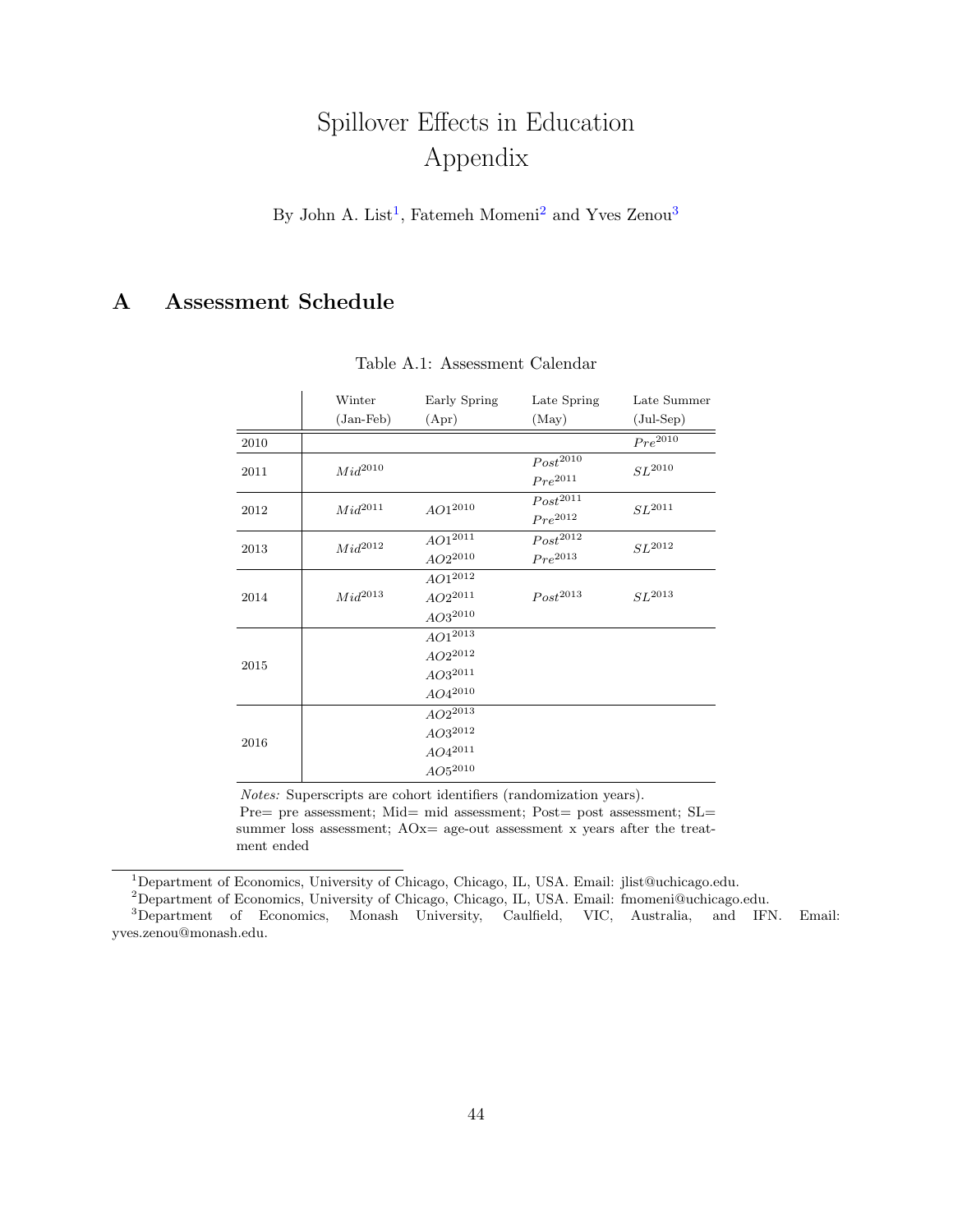# Spillover Effects in Education
# Appendix

By John A. List[1], Fatemeh Momeni[2] and Yves Zenou[3]

## A Assessment Schedule

Table A.1: Assessment Calendar

| | Winter (Jan-Feb) | Early Spring (Apr) | Late Spring (May) | Late Summer (Jul-Sep) |
|---|---|---|---|---|
| 2010 | | | | $Pre^{2010}$ |
| 2011 | $Mid^{2010}$ | | $Post^{2010}$ $Pre^{2011}$ | $SL^{2010}$ |
| 2012 | $Mid^{2011}$ | $AO1^{2010}$ | $Post^{2011}$ $Pre^{2012}$ | $SL^{2011}$ |
| 2013 | $Mid^{2012}$ | $AO1^{2011}$ $AO2^{2010}$ | $Post^{2012}$ $Pre^{2013}$ | $SL^{2012}$ |
| 2014 | $Mid^{2013}$ | $AO1^{2012}$ $AO2^{2011}$ $AO3^{2010}$ | $Post^{2013}$ | $SL^{2013}$ |
| 2015 | | $AO1^{2013}$ $AO2^{2012}$ $AO3^{2011}$ $AO4^{2010}$ | | |
| 2016 | | $AO2^{2013}$ $AO3^{2012}$ $AO4^{2011}$ $AO5^{2010}$ | | |

*Notes:* Superscripts are cohort identifiers (randomization years).
Pre= pre assessment; Mid= mid assessment; Post= post assessment; SL= summer loss assessment; AOx= age-out assessment x years after the treatment ended

[1] Department of Economics, University of Chicago, Chicago, IL, USA. Email: jlist@uchicago.edu.

[2] Department of Economics, University of Chicago, Chicago, IL, USA. Email: fmomeni@uchicago.edu.

[3] Department of Economics, Monash University, Caulfield, VIC, Australia, and IFN. Email: yves.zenou@monash.edu.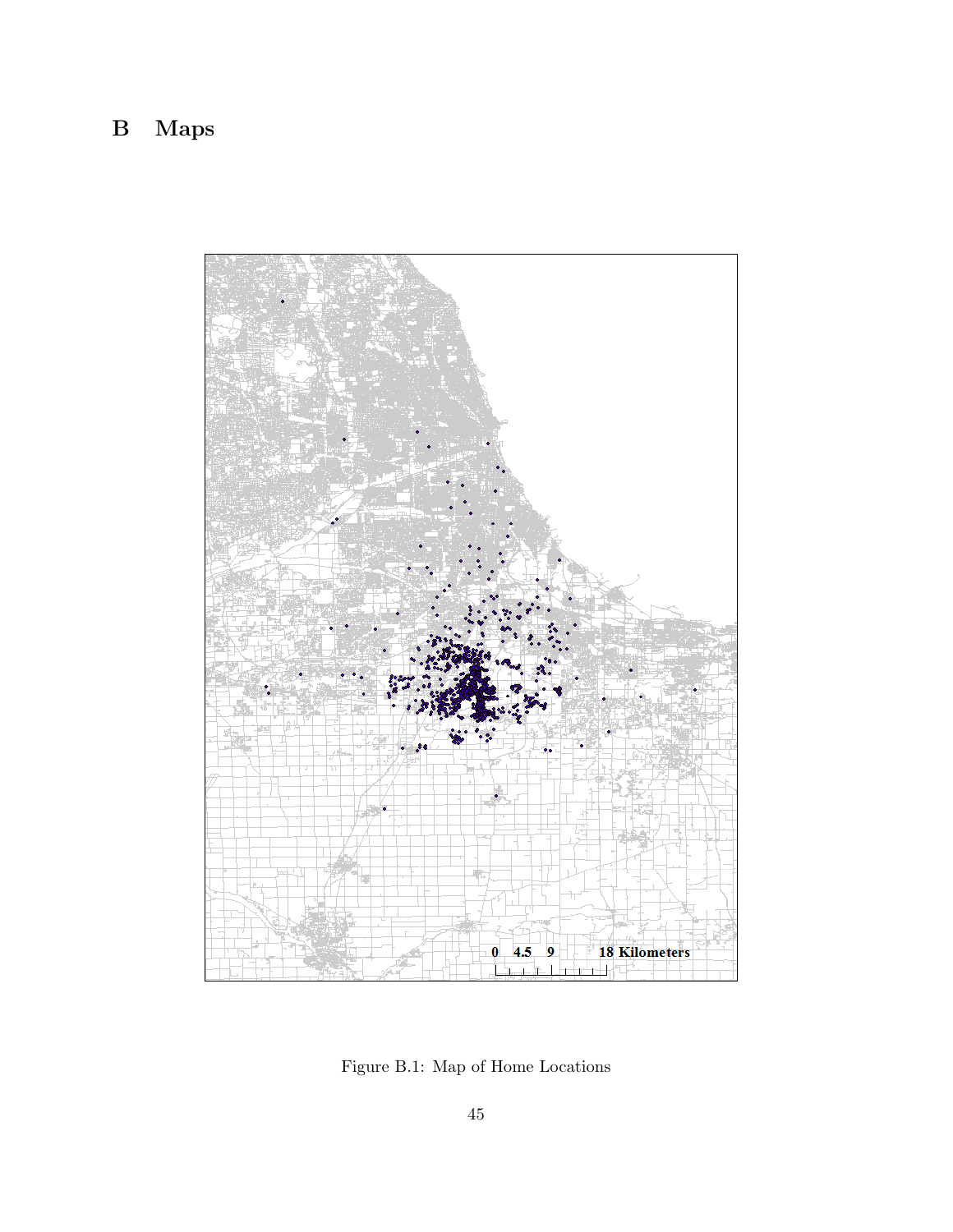# B Maps

Figure B.1: Map of Home Locations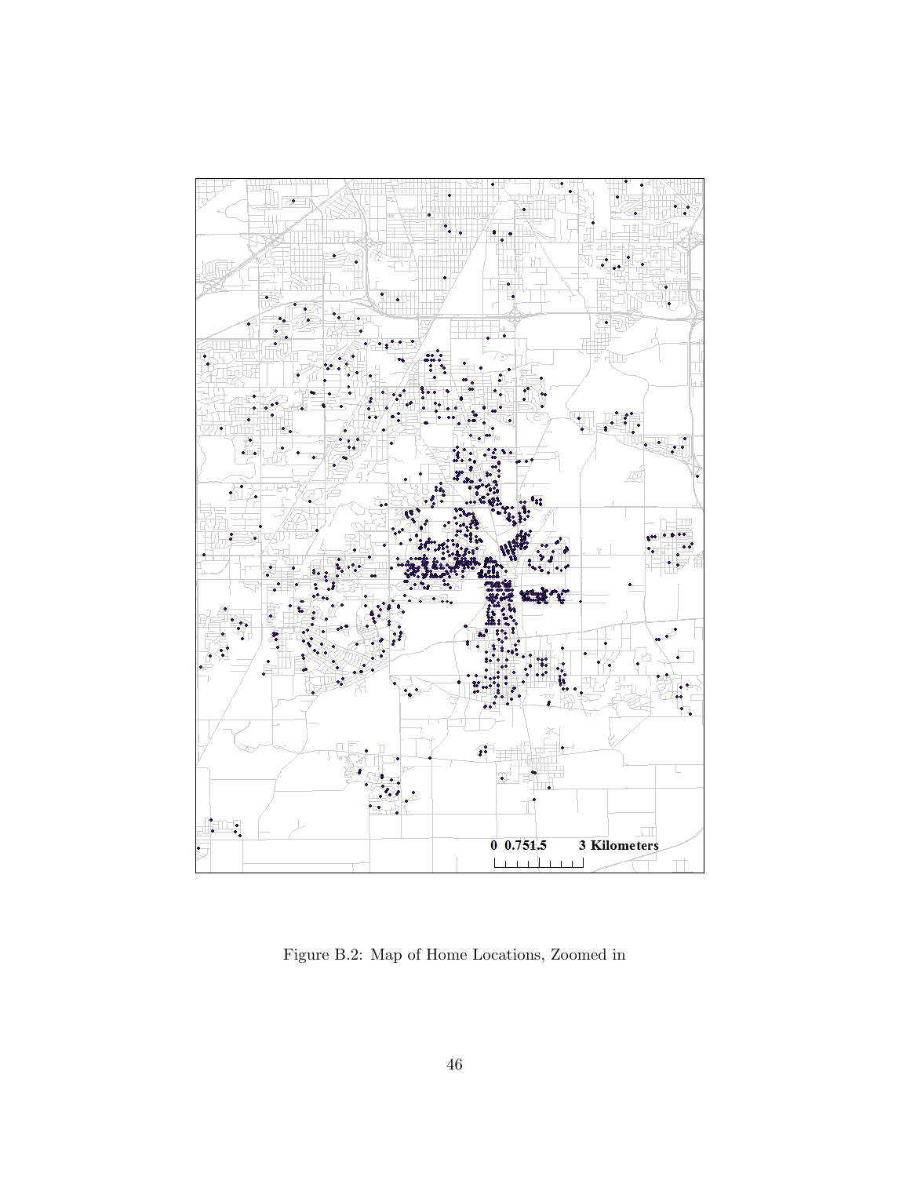0 0.751.5 3 Kilometers

Figure B.2: Map of Home Locations, Zoomed in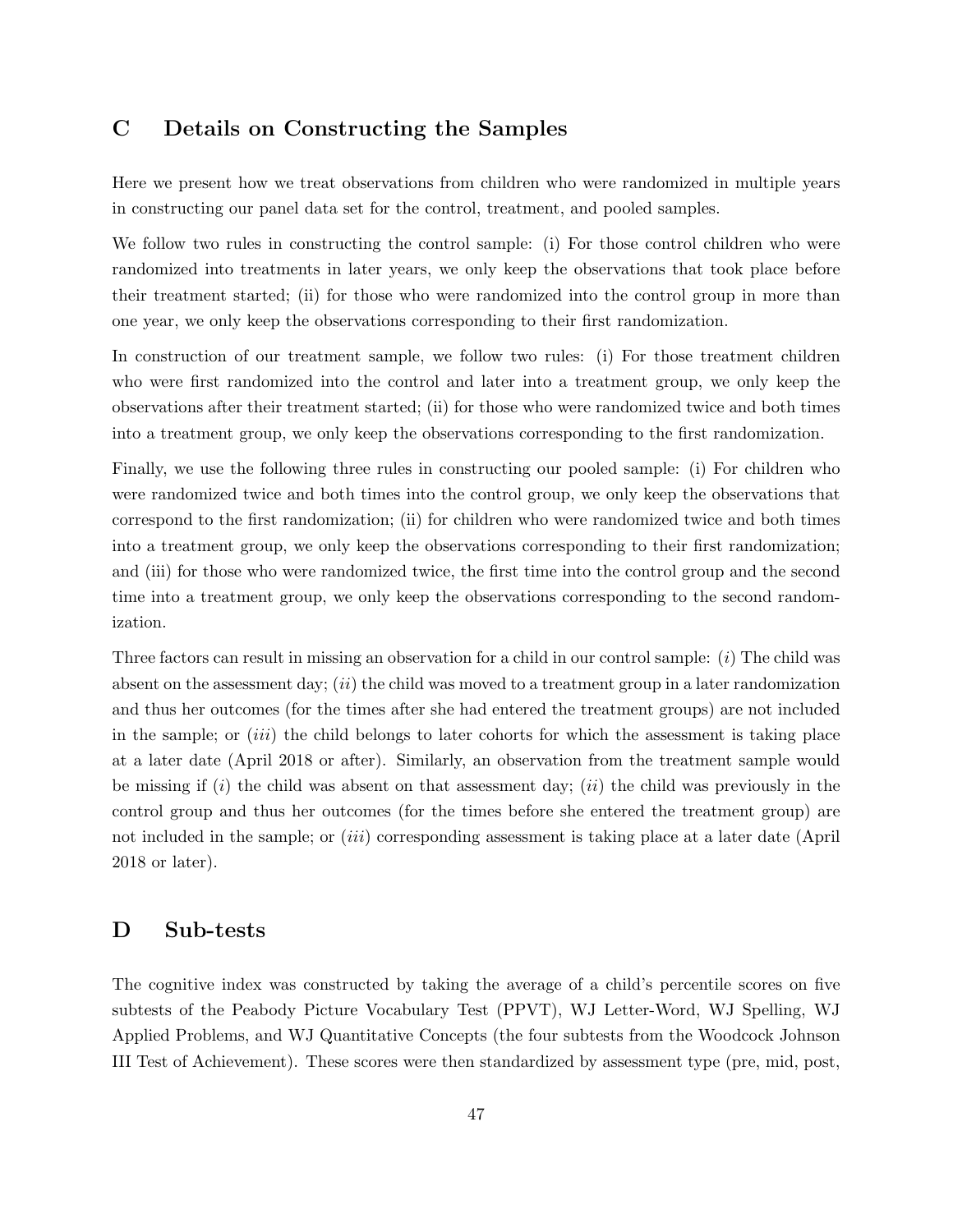## C Details on Constructing the Samples

Here we present how we treat observations from children who were randomized in multiple years in constructing our panel data set for the control, treatment, and pooled samples.

We follow two rules in constructing the control sample: (i) For those control children who were randomized into treatments in later years, we only keep the observations that took place before their treatment started; (ii) for those who were randomized into the control group in more than one year, we only keep the observations corresponding to their first randomization.

In construction of our treatment sample, we follow two rules: (i) For those treatment children who were first randomized into the control and later into a treatment group, we only keep the observations after their treatment started; (ii) for those who were randomized twice and both times into a treatment group, we only keep the observations corresponding to the first randomization.

Finally, we use the following three rules in constructing our pooled sample: (i) For children who were randomized twice and both times into the control group, we only keep the observations that correspond to the first randomization; (ii) for children who were randomized twice and both times into a treatment group, we only keep the observations corresponding to their first randomization; and (iii) for those who were randomized twice, the first time into the control group and the second time into a treatment group, we only keep the observations corresponding to the second randomization.

Three factors can result in missing an observation for a child in our control sample: (*i*) The child was absent on the assessment day; (*ii*) the child was moved to a treatment group in a later randomization and thus her outcomes (for the times after she had entered the treatment groups) are not included in the sample; or (*iii*) the child belongs to later cohorts for which the assessment is taking place at a later date (April 2018 or after). Similarly, an observation from the treatment sample would be missing if (*i*) the child was absent on that assessment day; (*ii*) the child was previously in the control group and thus her outcomes (for the times before she entered the treatment group) are not included in the sample; or (*iii*) corresponding assessment is taking place at a later date (April 2018 or later).

## D Sub-tests

The cognitive index was constructed by taking the average of a child's percentile scores on five subtests of the Peabody Picture Vocabulary Test (PPVT), WJ Letter-Word, WJ Spelling, WJ Applied Problems, and WJ Quantitative Concepts (the four subtests from the Woodcock Johnson III Test of Achievement). These scores were then standardized by assessment type (pre, mid, post,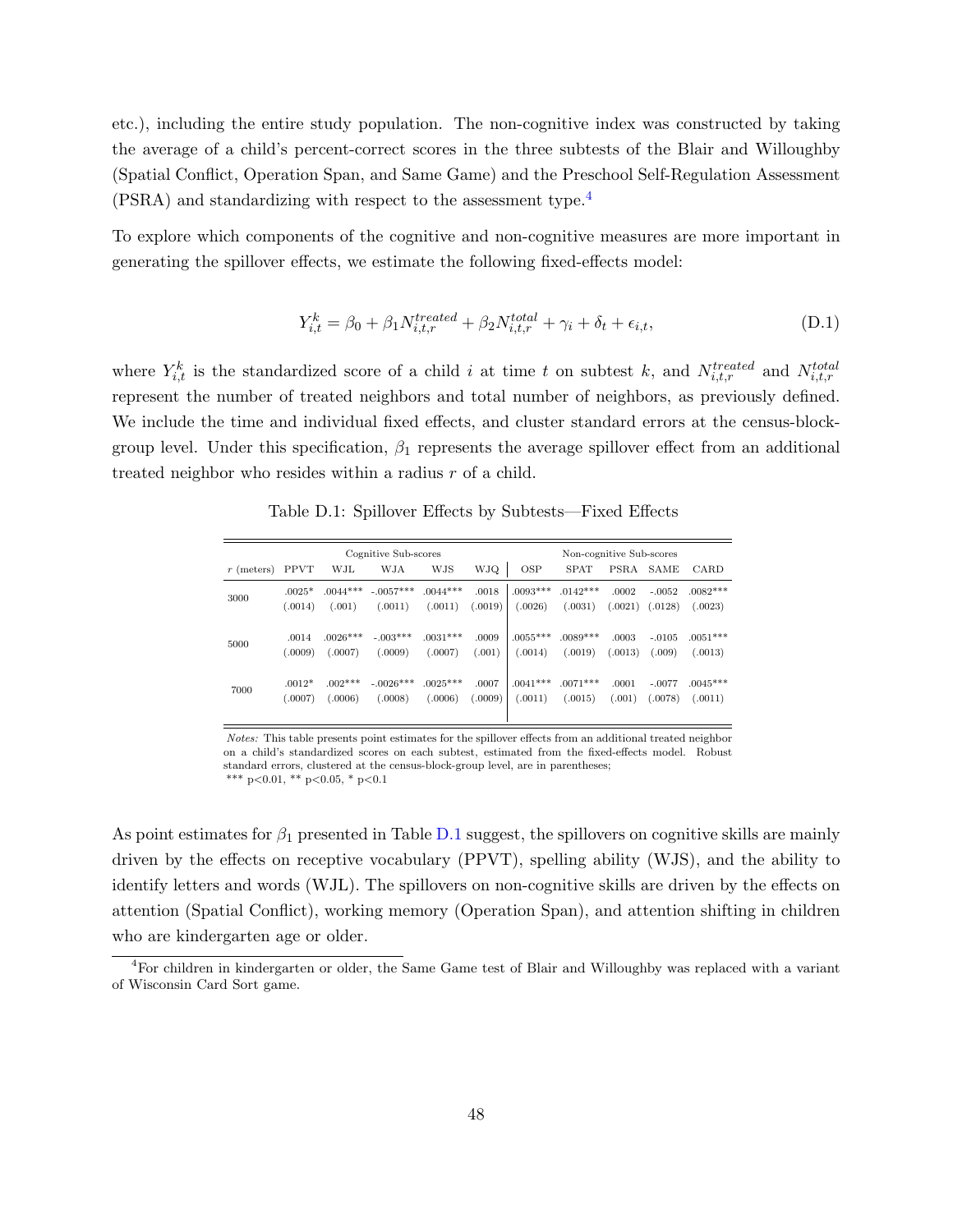etc.), including the entire study population. The non-cognitive index was constructed by taking the average of a child's percent-correct scores in the three subtests of the Blair and Willoughby (Spatial Conflict, Operation Span, and Same Game) and the Preschool Self-Regulation Assessment (PSRA) and standardizing with respect to the assessment type.[4]

To explore which components of the cognitive and non-cognitive measures are more important in generating the spillover effects, we estimate the following fixed-effects model:

$$Y_{i,t}^{k} = \beta_0 + \beta_1 N_{i,t,r}^{treated} + \beta_2 N_{i,t,r}^{total} + \gamma_i + \delta_t + \epsilon_{i,t}, \tag{D.1}$$

where $Y_{i,t}^{k}$ is the standardized score of a child $i$ at time $t$ on subtest $k$, and $N_{i,t,r}^{treated}$ and $N_{i,t,r}^{total}$ represent the number of treated neighbors and total number of neighbors, as previously defined. We include the time and individual fixed effects, and cluster standard errors at the census-block-group level. Under this specification, $\beta_1$ represents the average spillover effect from an additional treated neighbor who resides within a radius $r$ of a child.

Table D.1: Spillover Effects by Subtests—Fixed Effects

| | Cognitive Sub-scores | | | | | Non-cognitive Sub-scores | | | | |
|---|---|---|---|---|---|---|---|---|---|---|
| $r$ (meters) | PPVT | WJL | WJA | WJS | WJQ | OSP | SPAT | PSRA | SAME | CARD |
| 3000 | .0025* | .0044*** | -.0057*** | .0044*** | .0018 | .0093*** | .0142*** | .0002 | -.0052 | .0082*** |
| | (.0014) | (.001) | (.0011) | (.0011) | (.0019) | (.0026) | (.0031) | (.0021) | (.0128) | (.0023) |
| 5000 | .0014 | .0026*** | -.003*** | .0031*** | .0009 | .0055*** | .0089*** | .0003 | -.0105 | .0051*** |
| | (.0009) | (.0007) | (.0009) | (.0007) | (.001) | (.0014) | (.0019) | (.0013) | (.009) | (.0013) |
| 7000 | .0012* | .002*** | -.0026*** | .0025*** | .0007 | .0041*** | .0071*** | .0001 | -.0077 | .0045*** |
| | (.0007) | (.0006) | (.0008) | (.0006) | (.0009) | (.0011) | (.0015) | (.001) | (.0078) | (.0011) |

*Notes:* This table presents point estimates for the spillover effects from an additional treated neighbor on a child's standardized scores on each subtest, estimated from the fixed-effects model. Robust standard errors, clustered at the census-block-group level, are in parentheses;
*** p<0.01, ** p<0.05, * p<0.1

As point estimates for $\beta_1$ presented in Table D.1 suggest, the spillovers on cognitive skills are mainly driven by the effects on receptive vocabulary (PPVT), spelling ability (WJS), and the ability to identify letters and words (WJL). The spillovers on non-cognitive skills are driven by the effects on attention (Spatial Conflict), working memory (Operation Span), and attention shifting in children who are kindergarten age or older.

[4] For children in kindergarten or older, the Same Game test of Blair and Willoughby was replaced with a variant of Wisconsin Card Sort game.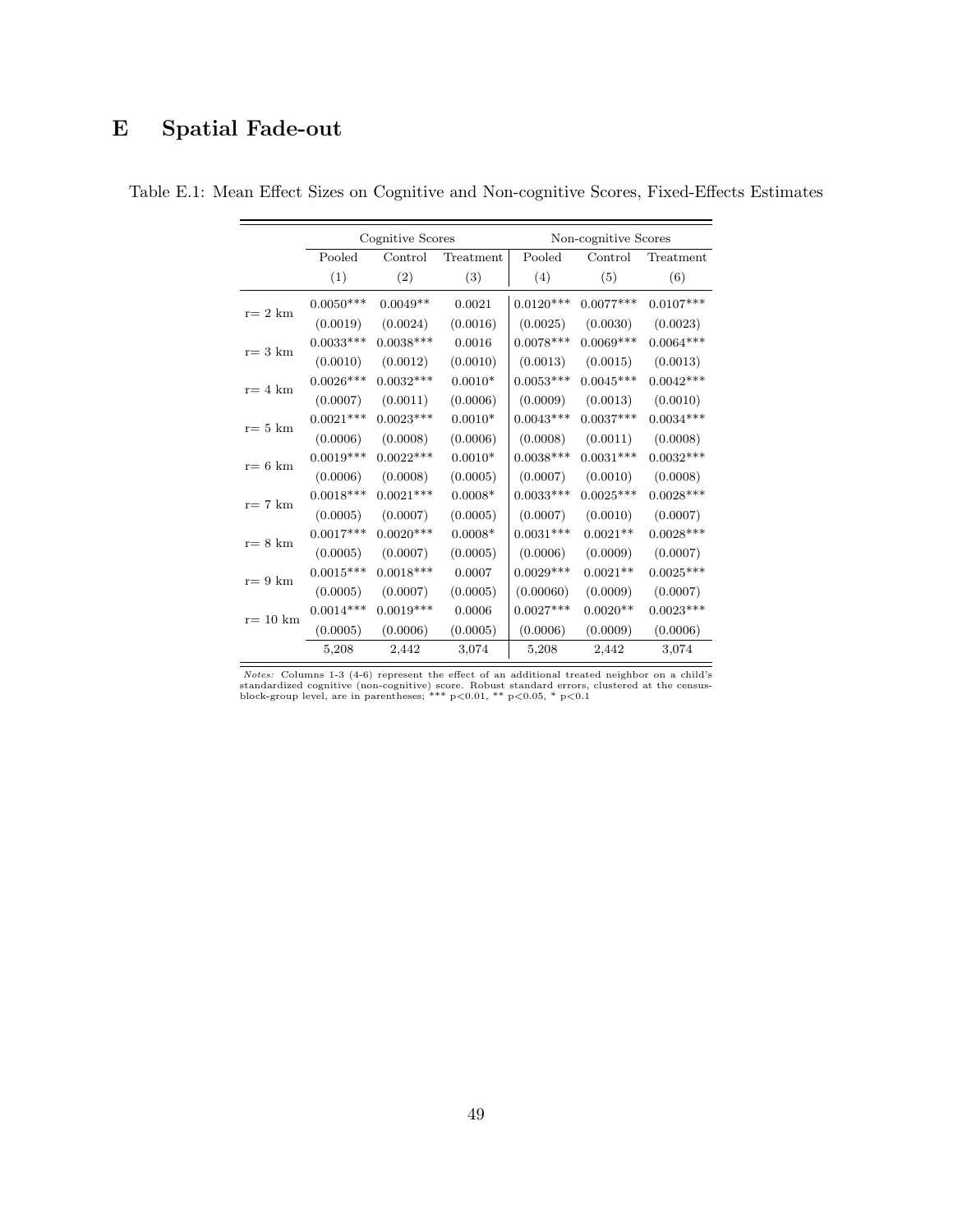# E Spatial Fade-out

Table E.1: Mean Effect Sizes on Cognitive and Non-cognitive Scores, Fixed-Effects Estimates

| | Cognitive Scores | | | Non-cognitive Scores | | |
|---|---|---|---|---|---|---|
| | Pooled | Control | Treatment | Pooled | Control | Treatment |
| | (1) | (2) | (3) | (4) | (5) | (6) |
| r= 2 km | 0.0050*** | 0.0049** | 0.0021 | 0.0120*** | 0.0077*** | 0.0107*** |
| | (0.0019) | (0.0024) | (0.0016) | (0.0025) | (0.0030) | (0.0023) |
| r= 3 km | 0.0033*** | 0.0038*** | 0.0016 | 0.0078*** | 0.0069*** | 0.0064*** |
| | (0.0010) | (0.0012) | (0.0010) | (0.0013) | (0.0015) | (0.0013) |
| r= 4 km | 0.0026*** | 0.0032*** | 0.0010* | 0.0053*** | 0.0045*** | 0.0042*** |
| | (0.0007) | (0.0011) | (0.0006) | (0.0009) | (0.0013) | (0.0010) |
| r= 5 km | 0.0021*** | 0.0023*** | 0.0010* | 0.0043*** | 0.0037*** | 0.0034*** |
| | (0.0006) | (0.0008) | (0.0006) | (0.0008) | (0.0011) | (0.0008) |
| r= 6 km | 0.0019*** | 0.0022*** | 0.0010* | 0.0038*** | 0.0031*** | 0.0032*** |
| | (0.0006) | (0.0008) | (0.0005) | (0.0007) | (0.0010) | (0.0008) |
| r= 7 km | 0.0018*** | 0.0021*** | 0.0008* | 0.0033*** | 0.0025*** | 0.0028*** |
| | (0.0005) | (0.0007) | (0.0005) | (0.0007) | (0.0010) | (0.0007) |
| r= 8 km | 0.0017*** | 0.0020*** | 0.0008* | 0.0031*** | 0.0021** | 0.0028*** |
| | (0.0005) | (0.0007) | (0.0005) | (0.0006) | (0.0009) | (0.0007) |
| r= 9 km | 0.0015*** | 0.0018*** | 0.0007 | 0.0029*** | 0.0021** | 0.0025*** |
| | (0.0005) | (0.0007) | (0.0005) | (0.00060) | (0.0009) | (0.0007) |
| r= 10 km | 0.0014*** | 0.0019*** | 0.0006 | 0.0027*** | 0.0020** | 0.0023*** |
| | (0.0005) | (0.0006) | (0.0005) | (0.0006) | (0.0009) | (0.0006) |
| | 5,208 | 2,442 | 3,074 | 5,208 | 2,442 | 3,074 |

*Notes:* Columns 1-3 (4-6) represent the effect of an additional treated neighbor on a child's standardized cognitive (non-cognitive) score. Robust standard errors, clustered at the census-block-group level, are in parentheses; *** p<0.01, ** p<0.05, * p<0.1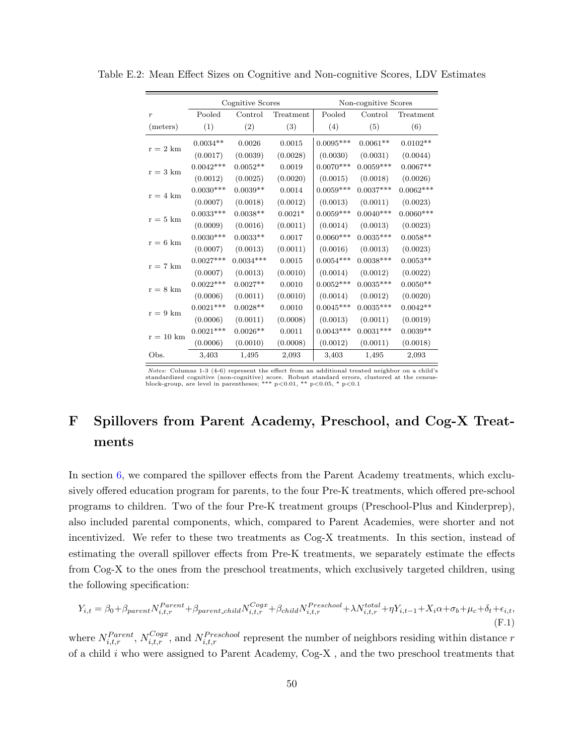Table E.2: Mean Effect Sizes on Cognitive and Non-cognitive Scores, LDV Estimates

| | Cognitive Scores | | | Non-cognitive Scores | | |
|---|---|---|---|---|---|---|
| $r$ | Pooled | Control | Treatment | Pooled | Control | Treatment |
| (meters) | (1) | (2) | (3) | (4) | (5) | (6) |
| r = 2 km | 0.0034** | 0.0026 | 0.0015 | 0.0095*** | 0.0061** | 0.0102** |
| | (0.0017) | (0.0039) | (0.0028) | (0.0030) | (0.0031) | (0.0044) |
| r = 3 km | 0.0042*** | 0.0052** | 0.0019 | 0.0070*** | 0.0059*** | 0.0067** |
| | (0.0012) | (0.0025) | (0.0020) | (0.0015) | (0.0018) | (0.0026) |
| r = 4 km | 0.0030*** | 0.0039** | 0.0014 | 0.0059*** | 0.0037*** | 0.0062*** |
| | (0.0007) | (0.0018) | (0.0012) | (0.0013) | (0.0011) | (0.0023) |
| r = 5 km | 0.0033*** | 0.0038** | 0.0021* | 0.0059*** | 0.0040*** | 0.0060*** |
| | (0.0009) | (0.0016) | (0.0011) | (0.0014) | (0.0013) | (0.0023) |
| r = 6 km | 0.0030*** | 0.0033** | 0.0017 | 0.0060*** | 0.0035*** | 0.0058** |
| | (0.0007) | (0.0013) | (0.0011) | (0.0016) | (0.0013) | (0.0023) |
| r = 7 km | 0.0027*** | 0.0034*** | 0.0015 | 0.0054*** | 0.0038*** | 0.0053** |
| | (0.0007) | (0.0013) | (0.0010) | (0.0014) | (0.0012) | (0.0022) |
| r = 8 km | 0.0022*** | 0.0027** | 0.0010 | 0.0052*** | 0.0035*** | 0.0050** |
| | (0.0006) | (0.0011) | (0.0010) | (0.0014) | (0.0012) | (0.0020) |
| r = 9 km | 0.0021*** | 0.0028** | 0.0010 | 0.0045*** | 0.0035*** | 0.0042** |
| | (0.0006) | (0.0011) | (0.0008) | (0.0013) | (0.0011) | (0.0019) |
| r = 10 km | 0.0021*** | 0.0026** | 0.0011 | 0.0043*** | 0.0031*** | 0.0039** |
| | (0.0006) | (0.0010) | (0.0008) | (0.0012) | (0.0011) | (0.0018) |
| Obs. | 3,403 | 1,495 | 2,093 | 3,403 | 1,495 | 2,093 |

*Notes:* Columns 1-3 (4-6) represent the effect from an additional treated neighbor on a child's standardized cognitive (non-cognitive) score. Robust standard errors, clustered at the census-block-group, are level in parentheses; *** p<0.01, ** p<0.05, * p<0.1

# F Spillovers from Parent Academy, Preschool, and Cog-X Treatments

In section 6, we compared the spillover effects from the Parent Academy treatments, which exclusively offered education program for parents, to the four Pre-K treatments, which offered pre-school programs to children. Two of the four Pre-K treatment groups (Preschool-Plus and Kinderprep), also included parental components, which, compared to Parent Academies, were shorter and not incentivized. We refer to these two treatments as Cog-X treatments. In this section, instead of estimating the overall spillover effects from Pre-K treatments, we separately estimate the effects from Cog-X to the ones from the preschool treatments, which exclusively targeted children, using the following specification:

$$Y_{i,t} = \beta_0 + \beta_{parent} N_{i,t,r}^{Parent} + \beta_{parent\_child} N_{i,t,r}^{Cogx} + \beta_{child} N_{i,t,r}^{Preschool} + \lambda N_{i,t,r}^{total} + \eta Y_{i,t-1} + X_i \alpha + \sigma_b + \mu_c + \delta_t + \epsilon_{i,t}, \tag{F.1}$$

where $N_{i,t,r}^{Parent}$, $N_{i,t,r}^{Cogx}$, and $N_{i,t,r}^{Preschool}$ represent the number of neighbors residing within distance $r$ of a child $i$ who were assigned to Parent Academy, Cog-X , and the two preschool treatments that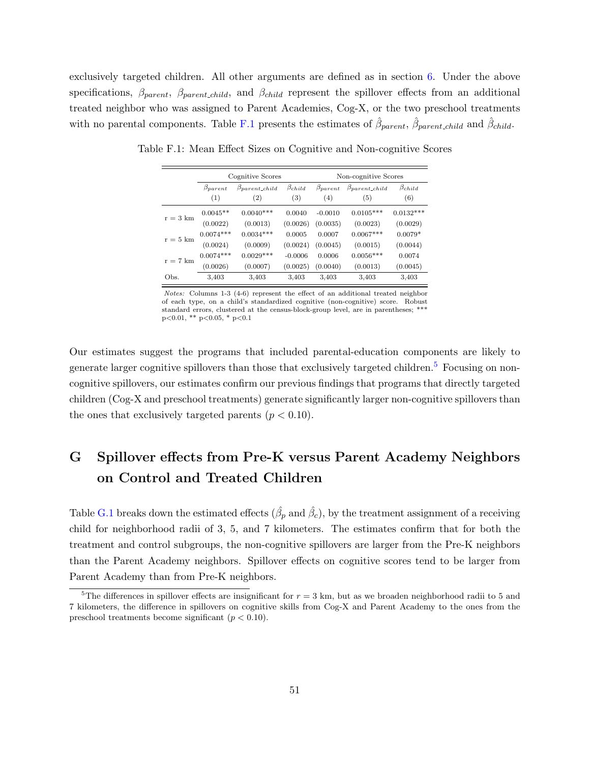exclusively targeted children. All other arguments are defined as in section 6. Under the above specifications, $\beta_{parent}$, $\beta_{parent\_child}$, and $\beta_{child}$ represent the spillover effects from an additional treated neighbor who was assigned to Parent Academies, Cog-X, or the two preschool treatments with no parental components. Table F.1 presents the estimates of $\hat{\beta}_{parent}$, $\hat{\beta}_{parent\_child}$ and $\hat{\beta}_{child}$.

Table F.1: Mean Effect Sizes on Cognitive and Non-cognitive Scores

| | Cognitive Scores | | | Non-cognitive Scores | | |
|---|---|---|---|---|---|---|
| | $\beta_{parent}$ (1) | $\beta_{parent\_child}$ (2) | $\beta_{child}$ (3) | $\beta_{parent}$ (4) | $\beta_{parent\_child}$ (5) | $\beta_{child}$ (6) |
| r = 3 km | 0.0045** | 0.0040*** | 0.0040 | -0.0010 | 0.0105*** | 0.0132*** |
| | (0.0022) | (0.0013) | (0.0026) | (0.0035) | (0.0023) | (0.0029) |
| r = 5 km | 0.0074*** | 0.0034*** | 0.0005 | 0.0007 | 0.0067*** | 0.0079* |
| | (0.0024) | (0.0009) | (0.0024) | (0.0045) | (0.0015) | (0.0044) |
| r = 7 km | 0.0074*** | 0.0029*** | -0.0006 | 0.0006 | 0.0056*** | 0.0074 |
| | (0.0026) | (0.0007) | (0.0025) | (0.0040) | (0.0013) | (0.0045) |
| Obs. | 3,403 | 3,403 | 3,403 | 3,403 | 3,403 | 3,403 |

*Notes:* Columns 1-3 (4-6) represent the effect of an additional treated neighbor of each type, on a child's standardized cognitive (non-cognitive) score. Robust standard errors, clustered at the census-block-group level, are in parentheses; *** p<0.01, ** p<0.05, * p<0.1

Our estimates suggest the programs that included parental-education components are likely to generate larger cognitive spillovers than those that exclusively targeted children.[5] Focusing on non-cognitive spillovers, our estimates confirm our previous findings that programs that directly targeted children (Cog-X and preschool treatments) generate significantly larger non-cognitive spillovers than the ones that exclusively targeted parents ($p < 0.10$).

# G Spillover effects from Pre-K versus Parent Academy Neighbors on Control and Treated Children

Table G.1 breaks down the estimated effects ($\hat{\beta}_p$ and $\hat{\beta}_c$), by the treatment assignment of a receiving child for neighborhood radii of 3, 5, and 7 kilometers. The estimates confirm that for both the treatment and control subgroups, the non-cognitive spillovers are larger from the Pre-K neighbors than the Parent Academy neighbors. Spillover effects on cognitive scores tend to be larger from Parent Academy than from Pre-K neighbors.

[5] The differences in spillover effects are insignificant for $r = 3$ km, but as we broaden neighborhood radii to 5 and 7 kilometers, the difference in spillovers on cognitive skills from Cog-X and Parent Academy to the ones from the preschool treatments become significant ($p < 0.10$).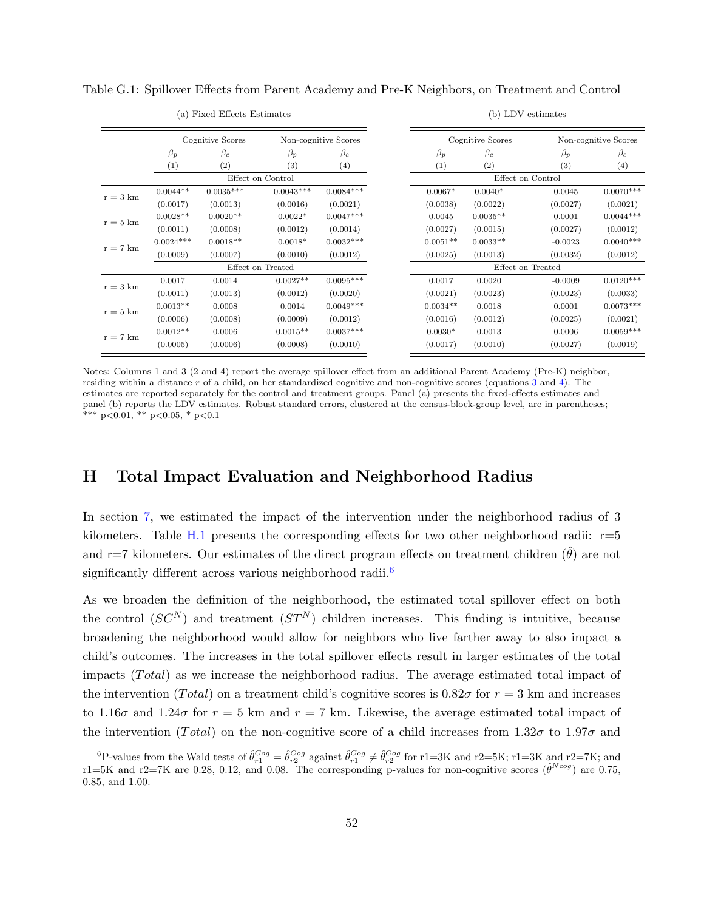Table G.1: Spillover Effects from Parent Academy and Pre-K Neighbors, on Treatment and Control

(a) Fixed Effects Estimates

| | Cognitive Scores | | Non-cognitive Scores | |
|---|---|---|---|---|
| | $\beta_p$ | $\beta_c$ | $\beta_p$ | $\beta_c$ |
| | (1) | (2) | (3) | (4) |
| | Effect on Control | | | |
| r = 3 km | 0.0044** | 0.0035*** | 0.0043*** | 0.0084*** |
| | (0.0017) | (0.0013) | (0.0016) | (0.0021) |
| r = 5 km | 0.0028** | 0.0020** | 0.0022* | 0.0047*** |
| | (0.0011) | (0.0008) | (0.0012) | (0.0014) |
| r = 7 km | 0.0024*** | 0.0018** | 0.0018* | 0.0032*** |
| | (0.0009) | (0.0007) | (0.0010) | (0.0012) |
| | Effect on Treated | | | |
| r = 3 km | 0.0017 | 0.0014 | 0.0027** | 0.0095*** |
| | (0.0011) | (0.0013) | (0.0012) | (0.0020) |
| r = 5 km | 0.0013** | 0.0008 | 0.0014 | 0.0049*** |
| | (0.0006) | (0.0008) | (0.0009) | (0.0012) |
| r = 7 km | 0.0012** | 0.0006 | 0.0015** | 0.0037*** |
| | (0.0005) | (0.0006) | (0.0008) | (0.0010) |

(b) LDV estimates

| | Cognitive Scores | | Non-cognitive Scores | |
|---|---|---|---|---|
| | $\beta_p$ | $\beta_c$ | $\beta_p$ | $\beta_c$ |
| | (1) | (2) | (3) | (4) |
| | Effect on Control | | | |
| r = 3 km | 0.0067* | 0.0040* | 0.0045 | 0.0070*** |
| | (0.0038) | (0.0022) | (0.0027) | (0.0021) |
| r = 5 km | 0.0045 | 0.0035** | 0.0001 | 0.0044*** |
| | (0.0027) | (0.0015) | (0.0027) | (0.0012) |
| r = 7 km | 0.0051** | 0.0033** | -0.0023 | 0.0040*** |
| | (0.0025) | (0.0013) | (0.0032) | (0.0012) |
| | Effect on Treated | | | |
| r = 3 km | 0.0017 | 0.0020 | -0.0009 | 0.0120*** |
| | (0.0021) | (0.0023) | (0.0023) | (0.0033) |
| r = 5 km | 0.0034** | 0.0018 | 0.0001 | 0.0073*** |
| | (0.0016) | (0.0012) | (0.0025) | (0.0021) |
| r = 7 km | 0.0030* | 0.0013 | 0.0006 | 0.0059*** |
| | (0.0017) | (0.0010) | (0.0027) | (0.0019) |

Notes: Columns 1 and 3 (2 and 4) report the average spillover effect from an additional Parent Academy (Pre-K) neighbor, residing within a distance $r$ of a child, on her standardized cognitive and non-cognitive scores (equations 3 and 4). The estimates are reported separately for the control and treatment groups. Panel (a) presents the fixed-effects estimates and panel (b) reports the LDV estimates. Robust standard errors, clustered at the census-block-group level, are in parentheses; *** p<0.01, ** p<0.05, * p<0.1

# H Total Impact Evaluation and Neighborhood Radius

In section 7, we estimated the impact of the intervention under the neighborhood radius of 3 kilometers. Table H.1 presents the corresponding effects for two other neighborhood radii: r=5 and r=7 kilometers. Our estimates of the direct program effects on treatment children ($\hat{\theta}$) are not significantly different across various neighborhood radii.[6]

As we broaden the definition of the neighborhood, the estimated total spillover effect on both the control ($SC^N$) and treatment ($ST^N$) children increases. This finding is intuitive, because broadening the neighborhood would allow for neighbors who live farther away to also impact a child's outcomes. The increases in the total spillover effects result in larger estimates of the total impacts ($Total$) as we increase the neighborhood radius. The average estimated total impact of the intervention ($Total$) on a treatment child's cognitive scores is $0.82\sigma$ for $r = 3$ km and increases to $1.16\sigma$ and $1.24\sigma$ for $r = 5$ km and $r = 7$ km. Likewise, the average estimated total impact of the intervention ($Total$) on the non-cognitive score of a child increases from $1.32\sigma$ to $1.97\sigma$ and

[6] P-values from the Wald tests of $\hat{\theta}^{Cog}_{r1} = \hat{\theta}^{Cog}_{r2}$ against $\hat{\theta}^{Cog}_{r1} \neq \hat{\theta}^{Cog}_{r2}$ for r1=3K and r2=5K; r1=3K and r2=7K; and r1=5K and r2=7K are 0.28, 0.12, and 0.08. The corresponding p-values for non-cognitive scores ($\hat{\theta}^{Ncog}$) are 0.75, 0.85, and 1.00.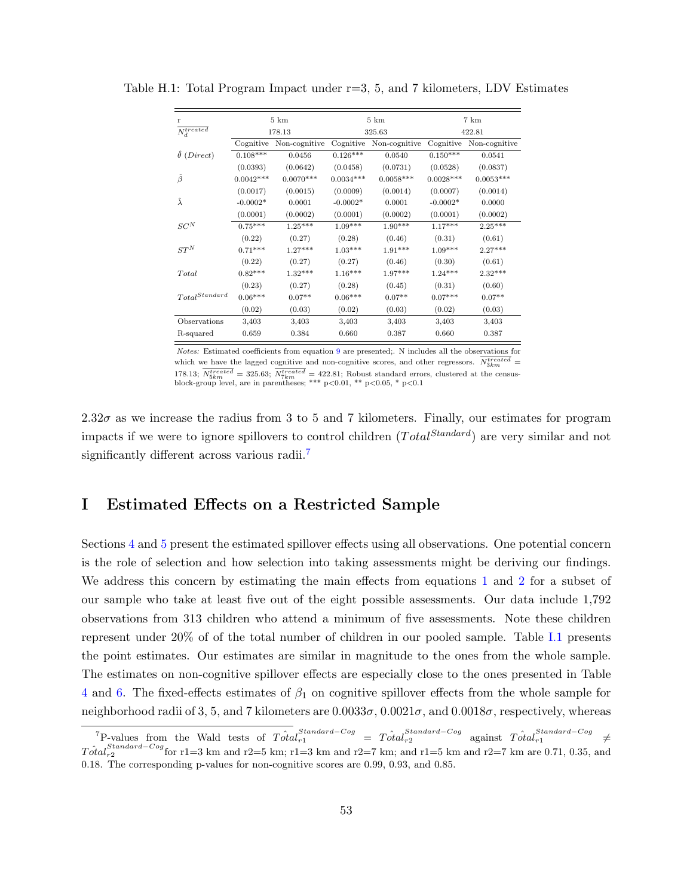Table H.1: Total Program Impact under r=3, 5, and 7 kilometers, LDV Estimates

| r | 5 km | | 5 km | | 7 km | |
|---|---|---|---|---|---|---|
| $\overline{N_d^{treated}}$ | 178.13 | | 325.63 | | 422.81 | |
| | Cognitive | Non-cognitive | Cognitive | Non-cognitive | Cognitive | Non-cognitive |
| $\hat{\theta}$ $(Direct)$ | 0.108*** | 0.0456 | 0.126*** | 0.0540 | 0.150*** | 0.0541 |
| | (0.0393) | (0.0642) | (0.0458) | (0.0731) | (0.0528) | (0.0837) |
| $\hat{\beta}$ | 0.0042*** | 0.0070*** | 0.0034*** | 0.0058*** | 0.0028*** | 0.0053*** |
| | (0.0017) | (0.0015) | (0.0009) | (0.0014) | (0.0007) | (0.0014) |
| $\hat{\lambda}$ | -0.0002* | 0.0001 | -0.0002* | 0.0001 | -0.0002* | 0.0000 |
| | (0.0001) | (0.0002) | (0.0001) | (0.0002) | (0.0001) | (0.0002) |
| $SC^N$ | 0.75*** | 1.25*** | 1.09*** | 1.90*** | 1.17*** | 2.25*** |
| | (0.22) | (0.27) | (0.28) | (0.46) | (0.31) | (0.61) |
| $ST^N$ | 0.71*** | 1.27*** | 1.03*** | 1.91*** | 1.09*** | 2.27*** |
| | (0.22) | (0.27) | (0.27) | (0.46) | (0.30) | (0.61) |
| $Total$ | 0.82*** | 1.32*** | 1.16*** | 1.97*** | 1.24*** | 2.32*** |
| | (0.23) | (0.27) | (0.28) | (0.45) | (0.31) | (0.60) |
| $Total^{Standard}$ | 0.06*** | 0.07** | 0.06*** | 0.07** | 0.07*** | 0.07** |
| | (0.02) | (0.03) | (0.02) | (0.03) | (0.02) | (0.03) |
| Observations | 3,403 | 3,403 | 3,403 | 3,403 | 3,403 | 3,403 |
| R-squared | 0.659 | 0.384 | 0.660 | 0.387 | 0.660 | 0.387 |

*Notes:* Estimated coefficients from equation 9 are presented;. N includes all the observations for which we have the lagged cognitive and non-cognitive scores, and other regressors. $\overline{N_{3km}^{treated}}$ = 178.13; $\overline{N_{5km}^{treated}}$ = 325.63; $\overline{N_{7km}^{treated}}$ = 422.81; Robust standard errors, clustered at the census-block-group level, are in parentheses; *** p<0.01, ** p<0.05, * p<0.1

$2.32\sigma$ as we increase the radius from 3 to 5 and 7 kilometers. Finally, our estimates for program impacts if we were to ignore spillovers to control children ($Total^{Standard}$) are very similar and not significantly different across various radii.[7]

# I Estimated Effects on a Restricted Sample

Sections 4 and 5 present the estimated spillover effects using all observations. One potential concern is the role of selection and how selection into taking assessments might be deriving our findings. We address this concern by estimating the main effects from equations 1 and 2 for a subset of our sample who take at least five out of the eight possible assessments. Our data include 1,792 observations from 313 children who attend a minimum of five assessments. Note these children represent under 20% of of the total number of children in our pooled sample. Table I.1 presents the point estimates. Our estimates are similar in magnitude to the ones from the whole sample. The estimates on non-cognitive spillover effects are especially close to the ones presented in Table 4 and 6. The fixed-effects estimates of $\beta_1$ on cognitive spillover effects from the whole sample for neighborhood radii of 3, 5, and 7 kilometers are $0.0033\sigma$, $0.0021\sigma$, and $0.0018\sigma$, respectively, whereas

[7] P-values from the Wald tests of $\hat{Total}_{r1}^{Standard-Cog} = \hat{Total}_{r2}^{Standard-Cog}$ against $\hat{Total}_{r1}^{Standard-Cog} \neq \hat{Total}_{r2}^{Standard-Cog}$ for r1=3 km and r2=5 km; r1=3 km and r2=7 km; and r1=5 km and r2=7 km are 0.71, 0.35, and 0.18. The corresponding p-values for non-cognitive scores are 0.99, 0.93, and 0.85.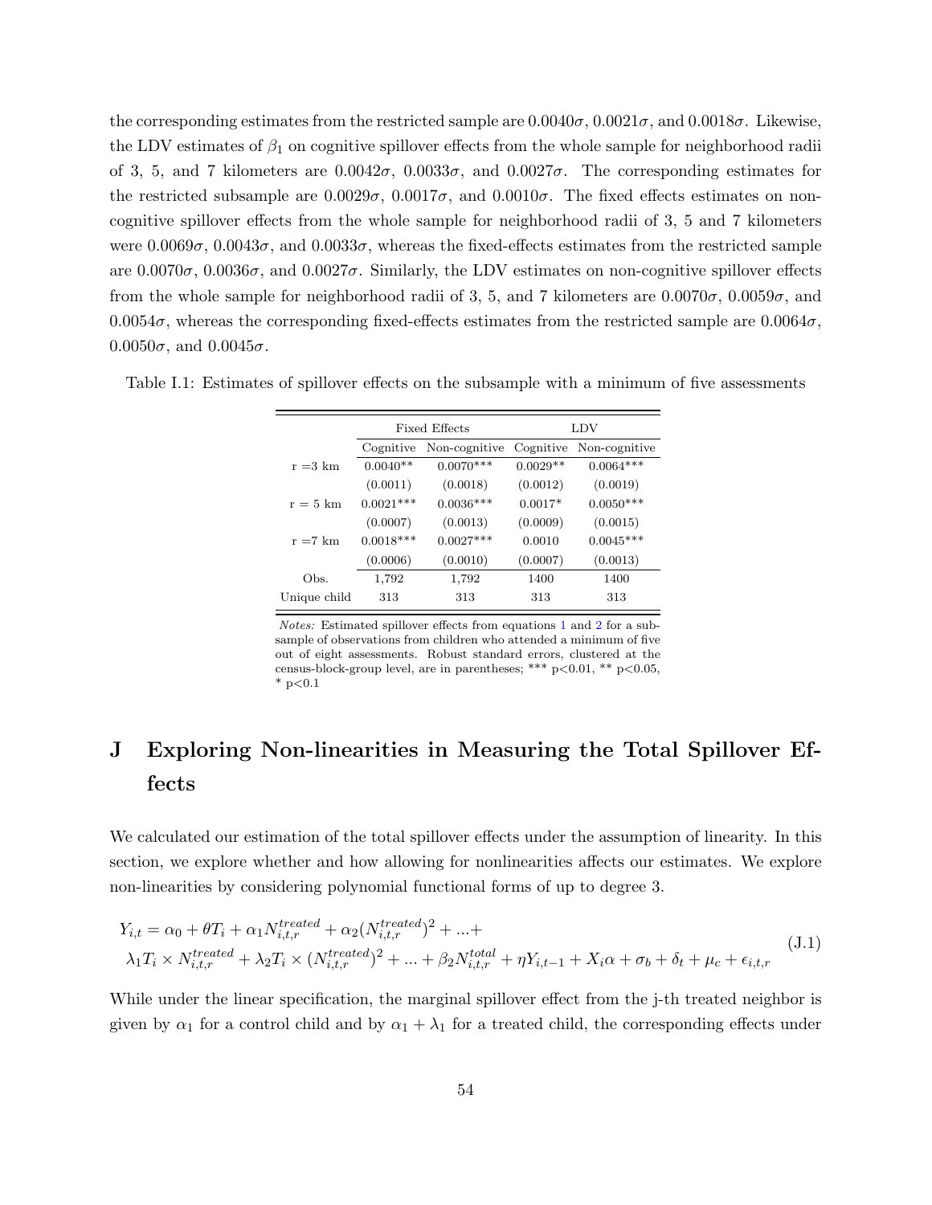the corresponding estimates from the restricted sample are $0.0040\sigma$, $0.0021\sigma$, and $0.0018\sigma$. Likewise, the LDV estimates of $\beta_1$ on cognitive spillover effects from the whole sample for neighborhood radii of 3, 5, and 7 kilometers are $0.0042\sigma$, $0.0033\sigma$, and $0.0027\sigma$. The corresponding estimates for the restricted subsample are $0.0029\sigma$, $0.0017\sigma$, and $0.0010\sigma$. The fixed effects estimates on non-cognitive spillover effects from the whole sample for neighborhood radii of 3, 5 and 7 kilometers were $0.0069\sigma$, $0.0043\sigma$, and $0.0033\sigma$, whereas the fixed-effects estimates from the restricted sample are $0.0070\sigma$, $0.0036\sigma$, and $0.0027\sigma$. Similarly, the LDV estimates on non-cognitive spillover effects from the whole sample for neighborhood radii of 3, 5, and 7 kilometers are $0.0070\sigma$, $0.0059\sigma$, and $0.0054\sigma$, whereas the corresponding fixed-effects estimates from the restricted sample are $0.0064\sigma$, $0.0050\sigma$, and $0.0045\sigma$.

Table I.1: Estimates of spillover effects on the subsample with a minimum of five assessments

| | Fixed Effects | | LDV | |
|---|---|---|---|---|
| | Cognitive | Non-cognitive | Cognitive | Non-cognitive |
| r =3 km | 0.0040** | 0.0070*** | 0.0029** | 0.0064*** |
| | (0.0011) | (0.0018) | (0.0012) | (0.0019) |
| r = 5 km | 0.0021*** | 0.0036*** | 0.0017* | 0.0050*** |
| | (0.0007) | (0.0013) | (0.0009) | (0.0015) |
| r =7 km | 0.0018*** | 0.0027*** | 0.0010 | 0.0045*** |
| | (0.0006) | (0.0010) | (0.0007) | (0.0013) |
| Obs. | 1,792 | 1,792 | 1400 | 1400 |
| Unique child | 313 | 313 | 313 | 313 |

*Notes:* Estimated spillover effects from equations 1 and 2 for a subsample of observations from children who attended a minimum of five out of eight assessments. Robust standard errors, clustered at the census-block-group level, are in parentheses; *** p<0.01, ** p<0.05, * p<0.1

# J Exploring Non-linearities in Measuring the Total Spillover Effects

We calculated our estimation of the total spillover effects under the assumption of linearity. In this section, we explore whether and how allowing for nonlinearities affects our estimates. We explore non-linearities by considering polynomial functional forms of up to degree 3.

$$
\begin{aligned}
Y_{i,t} &= \alpha_0 + \theta T_i + \alpha_1 N_{i,t,r}^{treated} + \alpha_2 (N_{i,t,r}^{treated})^2 + ... + \\
&\lambda_1 T_i \times N_{i,t,r}^{treated} + \lambda_2 T_i \times (N_{i,t,r}^{treated})^2 + ... + \beta_2 N_{i,t,r}^{total} + \eta Y_{i,t-1} + X_i \alpha + \sigma_b + \delta_t + \mu_c + \epsilon_{i,t,r}
\end{aligned}
\tag{J.1}
$$

While under the linear specification, the marginal spillover effect from the j-th treated neighbor is given by $\alpha_1$ for a control child and by $\alpha_1 + \lambda_1$ for a treated child, the corresponding effects under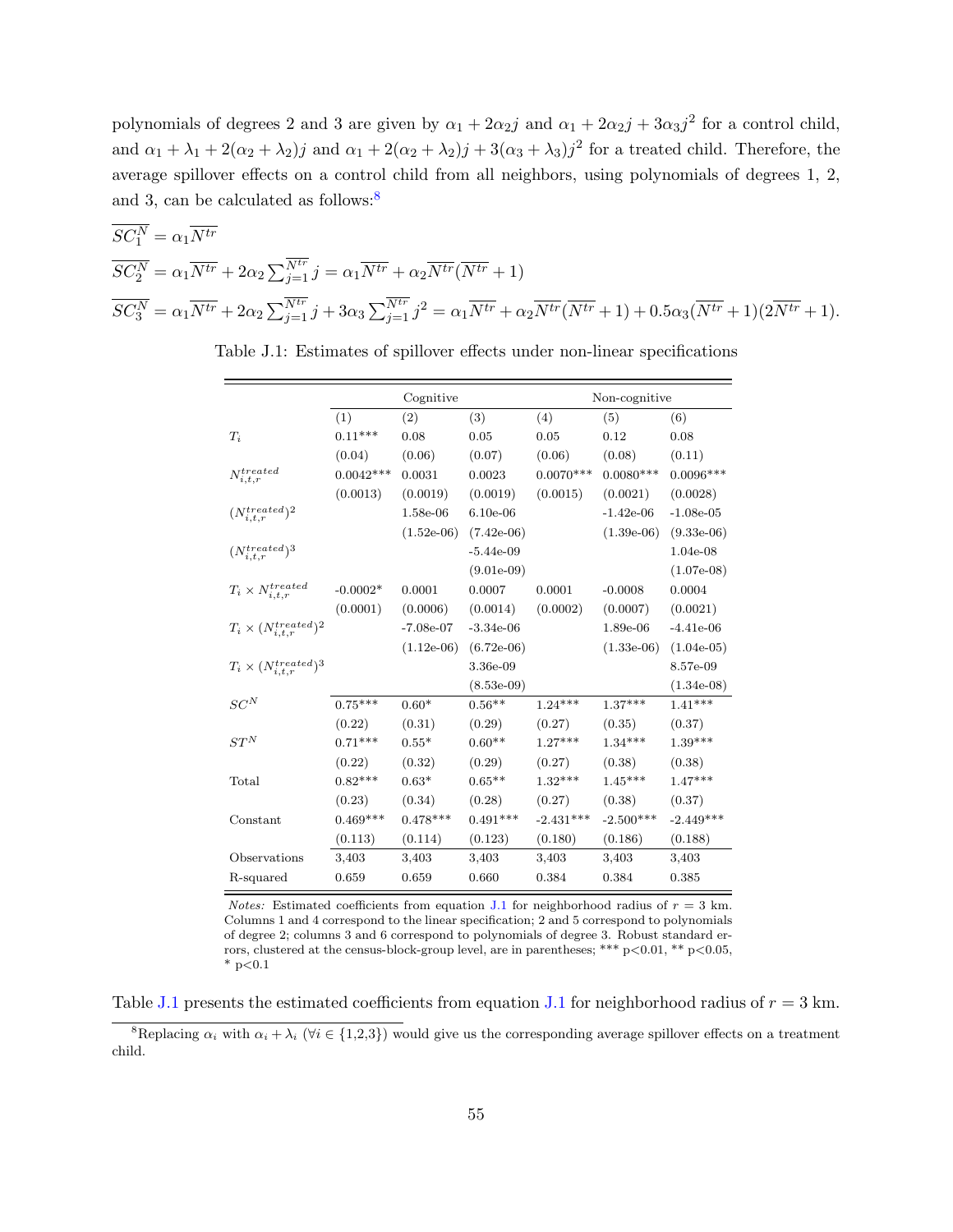polynomials of degrees 2 and 3 are given by $\alpha_1 + 2\alpha_2 j$ and $\alpha_1 + 2\alpha_2 j + 3\alpha_3 j^2$ for a control child, and $\alpha_1 + \lambda_1 + 2(\alpha_2 + \lambda_2)j$ and $\alpha_1 + 2(\alpha_2 + \lambda_2)j + 3(\alpha_3 + \lambda_3)j^2$ for a treated child. Therefore, the average spillover effects on a control child from all neighbors, using polynomials of degrees 1, 2, and 3, can be calculated as follows:[8]

$$\overline{SC_1^N} = \alpha_1 \overline{N^{tr}}$$

$$\overline{SC_2^N} = \alpha_1 \overline{N^{tr}} + 2\alpha_2 \sum_{j=1}^{\overline{N^{tr}}} j = \alpha_1 \overline{N^{tr}} + \alpha_2 \overline{N^{tr}}(\overline{N^{tr}} + 1)$$

$$\overline{SC_3^N} = \alpha_1 \overline{N^{tr}} + 2\alpha_2 \sum_{j=1}^{\overline{N^{tr}}} j + 3\alpha_3 \sum_{j=1}^{\overline{N^{tr}}} j^2 = \alpha_1 \overline{N^{tr}} + \alpha_2 \overline{N^{tr}}(\overline{N^{tr}} + 1) + 0.5\alpha_3(\overline{N^{tr}} + 1)(2\overline{N^{tr}} + 1).$$

Table J.1: Estimates of spillover effects under non-linear specifications

| | Cognitive | | | Non-cognitive | | |
|---|---|---|---|---|---|---|
| | (1) | (2) | (3) | (4) | (5) | (6) |
| $T_i$ | 0.11*** | 0.08 | 0.05 | 0.05 | 0.12 | 0.08 |
| | (0.04) | (0.06) | (0.07) | (0.06) | (0.08) | (0.11) |
| $N_{i,t,r}^{treated}$ | 0.0042*** | 0.0031 | 0.0023 | 0.0070*** | 0.0080*** | 0.0096*** |
| | (0.0013) | (0.0019) | (0.0019) | (0.0015) | (0.0021) | (0.0028) |
| $(N_{i,t,r}^{treated})^2$ | | 1.58e-06 | 6.10e-06 | | -1.42e-06 | -1.08e-05 |
| | | (1.52e-06) | (7.42e-06) | | (1.39e-06) | (9.33e-06) |
| $(N_{i,t,r}^{treated})^3$ | | | -5.44e-09 | | | 1.04e-08 |
| | | | (9.01e-09) | | | (1.07e-08) |
| $T_i \times N_{i,t,r}^{treated}$ | -0.0002* | 0.0001 | 0.0007 | 0.0001 | -0.0008 | 0.0004 |
| | (0.0001) | (0.0006) | (0.0014) | (0.0002) | (0.0007) | (0.0021) |
| $T_i \times (N_{i,t,r}^{treated})^2$ | | -7.08e-07 | -3.34e-06 | | 1.89e-06 | -4.41e-06 |
| | | (1.12e-06) | (6.72e-06) | | (1.33e-06) | (1.04e-05) |
| $T_i \times (N_{i,t,r}^{treated})^3$ | | | 3.36e-09 | | | 8.57e-09 |
| | | | (8.53e-09) | | | (1.34e-08) |
| $SC^N$ | 0.75*** | 0.60* | 0.56** | 1.24*** | 1.37*** | 1.41*** |
| | (0.22) | (0.31) | (0.29) | (0.27) | (0.35) | (0.37) |
| $ST^N$ | 0.71*** | 0.55* | 0.60** | 1.27*** | 1.34*** | 1.39*** |
| | (0.22) | (0.32) | (0.29) | (0.27) | (0.38) | (0.38) |
| Total | 0.82*** | 0.63* | 0.65** | 1.32*** | 1.45*** | 1.47*** |
| | (0.23) | (0.34) | (0.28) | (0.27) | (0.38) | (0.37) |
| Constant | 0.469*** | 0.478*** | 0.491*** | -2.431*** | -2.500*** | -2.449*** |
| | (0.113) | (0.114) | (0.123) | (0.180) | (0.186) | (0.188) |
| Observations | 3,403 | 3,403 | 3,403 | 3,403 | 3,403 | 3,403 |
| R-squared | 0.659 | 0.659 | 0.660 | 0.384 | 0.384 | 0.385 |

*Notes:* Estimated coefficients from equation J.1 for neighborhood radius of $r = 3$ km. Columns 1 and 4 correspond to the linear specification; 2 and 5 correspond to polynomials of degree 2; columns 3 and 6 correspond to polynomials of degree 3. Robust standard errors, clustered at the census-block-group level, are in parentheses; *** p<0.01, ** p<0.05, * p<0.1

Table J.1 presents the estimated coefficients from equation J.1 for neighborhood radius of $r = 3$ km.

[8] Replacing $\alpha_i$ with $\alpha_i + \lambda_i$ ($\forall i \in$ {1,2,3}) would give us the corresponding average spillover effects on a treatment child.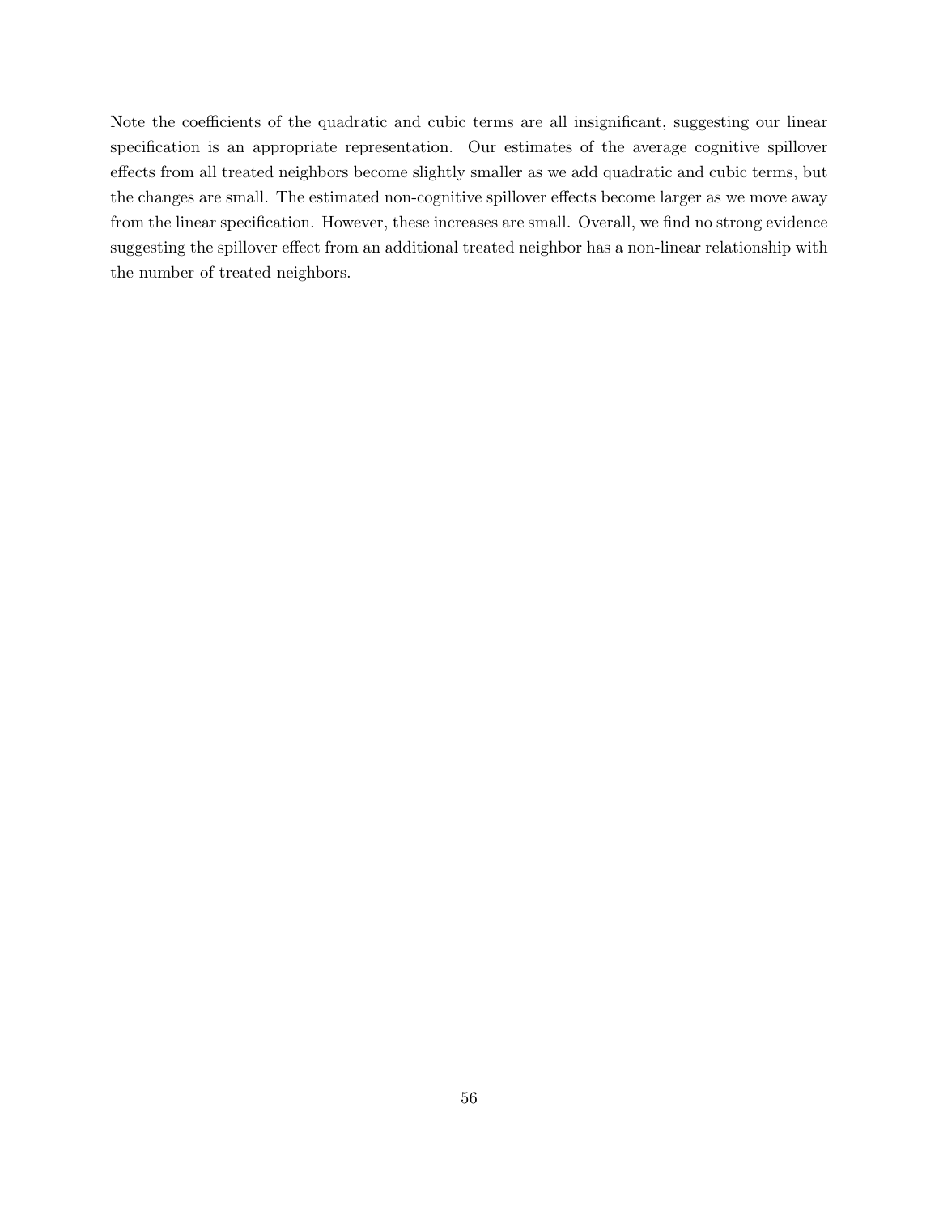Note the coefficients of the quadratic and cubic terms are all insignificant, suggesting our linear specification is an appropriate representation. Our estimates of the average cognitive spillover effects from all treated neighbors become slightly smaller as we add quadratic and cubic terms, but the changes are small. The estimated non-cognitive spillover effects become larger as we move away from the linear specification. However, these increases are small. Overall, we find no strong evidence suggesting the spillover effect from an additional treated neighbor has a non-linear relationship with the number of treated neighbors.